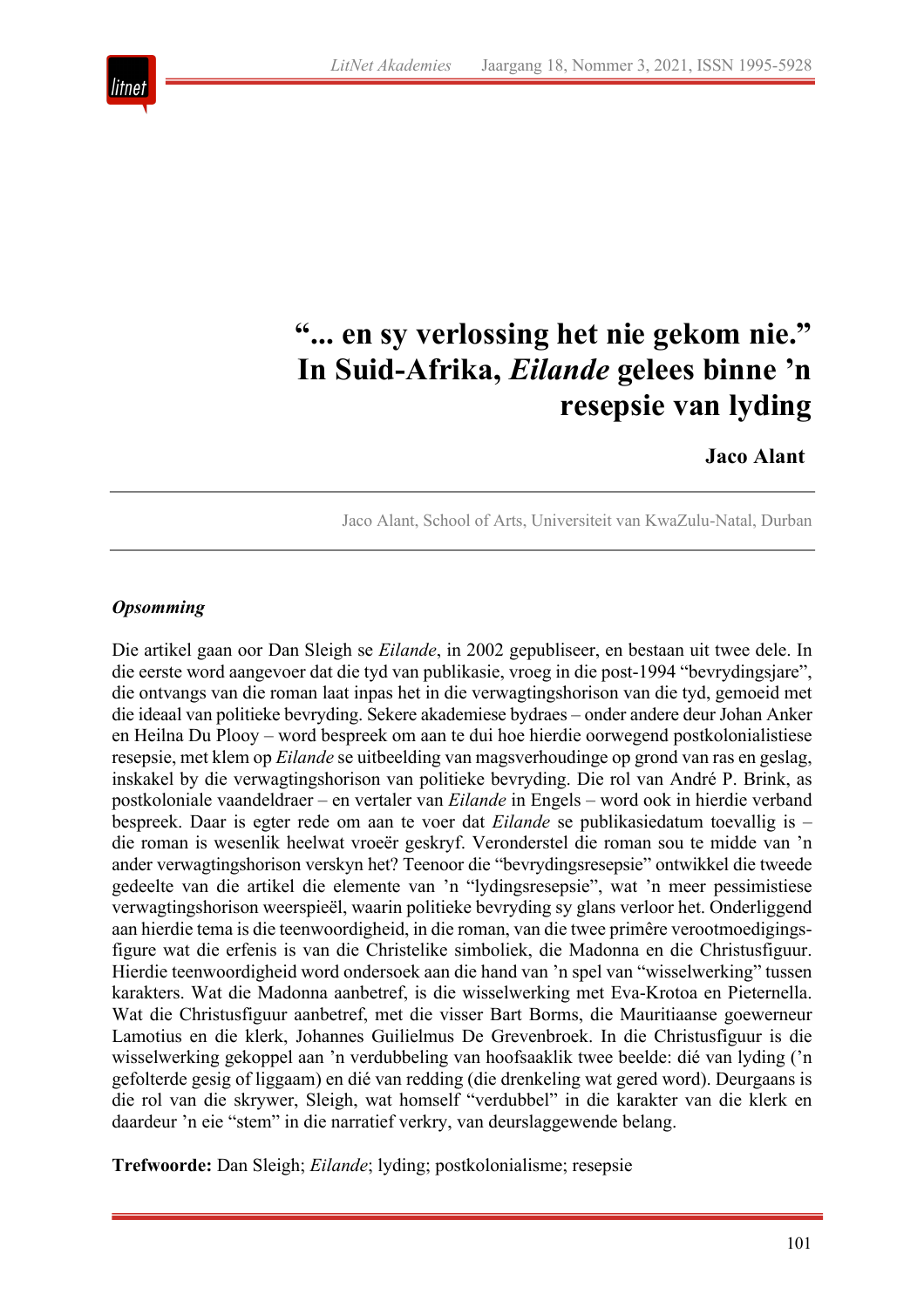# "... en sy verlossing het nie gekom nie." In Suid-Afrika, *Eilande* gelees binne 'n resepsie van lyding

**Jaco Alant**

Jaco Alant, School of Arts, Universiteit van KwaZulu-Natal, Durban

***Opsomming***

Die artikel gaan oor Dan Sleigh se *Eilande*, in 2002 gepubliseer, en bestaan uit twee dele. In die eerste word aangevoer dat die tyd van publikasie, vroeg in die post-1994 "bevrydingsjare", die ontvangs van die roman laat inpas het in die verwagtingshorison van die tyd, gemoeid met die ideaal van politieke bevryding. Sekere akademiese bydraes – onder andere deur Johan Anker en Heilna Du Plooy – word bespreek om aan te dui hoe hierdie oorwegend postkolonialistiese resepsie, met klem op *Eilande* se uitbeelding van magsverhoudinge op grond van ras en geslag, inskakel by die verwagtingshorison van politieke bevryding. Die rol van André P. Brink, as postkoloniale vaandeldraer – en vertaler van *Eilande* in Engels – word ook in hierdie verband bespreek. Daar is egter rede om aan te voer dat *Eilande* se publikasiedatum toevallig is – die roman is wesenlik heelwat vroeër geskryf. Veronderstel die roman sou te midde van 'n ander verwagtingshorison verskyn het? Teenoor die "bevrydingsresepsie" ontwikkel die tweede gedeelte van die artikel die elemente van 'n "lydingsresepsie", wat 'n meer pessimistiese verwagtingshorison weerspieël, waarin politieke bevryding sy glans verloor het. Onderliggend aan hierdie tema is die teenwoordigheid, in die roman, van die twee primêre verootmoedigingsfigure wat die erfenis is van die Christelike simboliek, die Madonna en die Christusfiguur. Hierdie teenwoordigheid word ondersoek aan die hand van 'n spel van "wisselwerking" tussen karakters. Wat die Madonna aanbetref, is die wisselwerking met Eva-Krotoa en Pieternella. Wat die Christusfiguur aanbetref, met die visser Bart Borms, die Mauritiaanse goewerneur Lamotius en die klerk, Johannes Guilielmus De Grevenbroek. In die Christusfiguur is die wisselwerking gekoppel aan 'n verdubbeling van hoofsaaklik twee beelde: dié van lyding ('n gefolterde gesig of liggaam) en dié van redding (die drenkeling wat gered word). Deurgaans is die rol van die skrywer, Sleigh, wat homself "verdubbel" in die karakter van die klerk en daardeur 'n eie "stem" in die narratief verkry, van deurslaggewende belang.

**Trefwoorde:** Dan Sleigh; *Eilande*; lyding; postkolonialisme; resepsie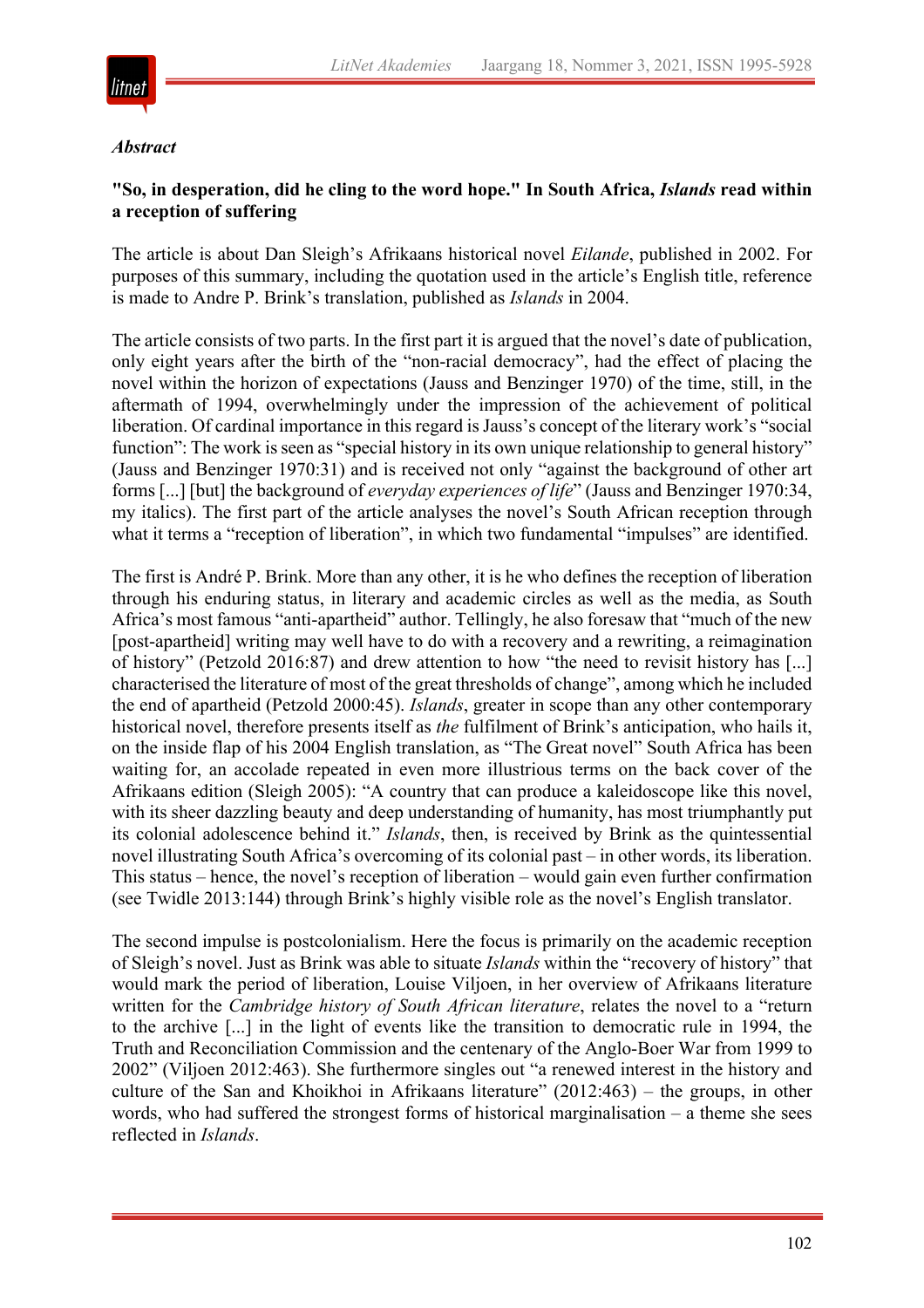***Abstract***

**"So, in desperation, did he cling to the word hope." In South Africa, *Islands* read within a reception of suffering**

The article is about Dan Sleigh's Afrikaans historical novel *Eilande*, published in 2002. For purposes of this summary, including the quotation used in the article's English title, reference is made to Andre P. Brink's translation, published as *Islands* in 2004.

The article consists of two parts. In the first part it is argued that the novel's date of publication, only eight years after the birth of the "non-racial democracy", had the effect of placing the novel within the horizon of expectations (Jauss and Benzinger 1970) of the time, still, in the aftermath of 1994, overwhelmingly under the impression of the achievement of political liberation. Of cardinal importance in this regard is Jauss's concept of the literary work's "social function": The work is seen as "special history in its own unique relationship to general history" (Jauss and Benzinger 1970:31) and is received not only "against the background of other art forms [...] [but] the background of *everyday experiences of life*" (Jauss and Benzinger 1970:34, my italics). The first part of the article analyses the novel's South African reception through what it terms a "reception of liberation", in which two fundamental "impulses" are identified.

The first is André P. Brink. More than any other, it is he who defines the reception of liberation through his enduring status, in literary and academic circles as well as the media, as South Africa's most famous "anti-apartheid" author. Tellingly, he also foresaw that "much of the new [post-apartheid] writing may well have to do with a recovery and a rewriting, a reimagination of history" (Petzold 2016:87) and drew attention to how "the need to revisit history has [...] characterised the literature of most of the great thresholds of change", among which he included the end of apartheid (Petzold 2000:45). *Islands*, greater in scope than any other contemporary historical novel, therefore presents itself as *the* fulfilment of Brink's anticipation, who hails it, on the inside flap of his 2004 English translation, as "The Great novel" South Africa has been waiting for, an accolade repeated in even more illustrious terms on the back cover of the Afrikaans edition (Sleigh 2005): "A country that can produce a kaleidoscope like this novel, with its sheer dazzling beauty and deep understanding of humanity, has most triumphantly put its colonial adolescence behind it." *Islands*, then, is received by Brink as the quintessential novel illustrating South Africa's overcoming of its colonial past – in other words, its liberation. This status – hence, the novel's reception of liberation – would gain even further confirmation (see Twidle 2013:144) through Brink's highly visible role as the novel's English translator.

The second impulse is postcolonialism. Here the focus is primarily on the academic reception of Sleigh's novel. Just as Brink was able to situate *Islands* within the "recovery of history" that would mark the period of liberation, Louise Viljoen, in her overview of Afrikaans literature written for the *Cambridge history of South African literature*, relates the novel to a "return to the archive [...] in the light of events like the transition to democratic rule in 1994, the Truth and Reconciliation Commission and the centenary of the Anglo-Boer War from 1999 to 2002" (Viljoen 2012:463). She furthermore singles out "a renewed interest in the history and culture of the San and Khoikhoi in Afrikaans literature" (2012:463) – the groups, in other words, who had suffered the strongest forms of historical marginalisation – a theme she sees reflected in *Islands*.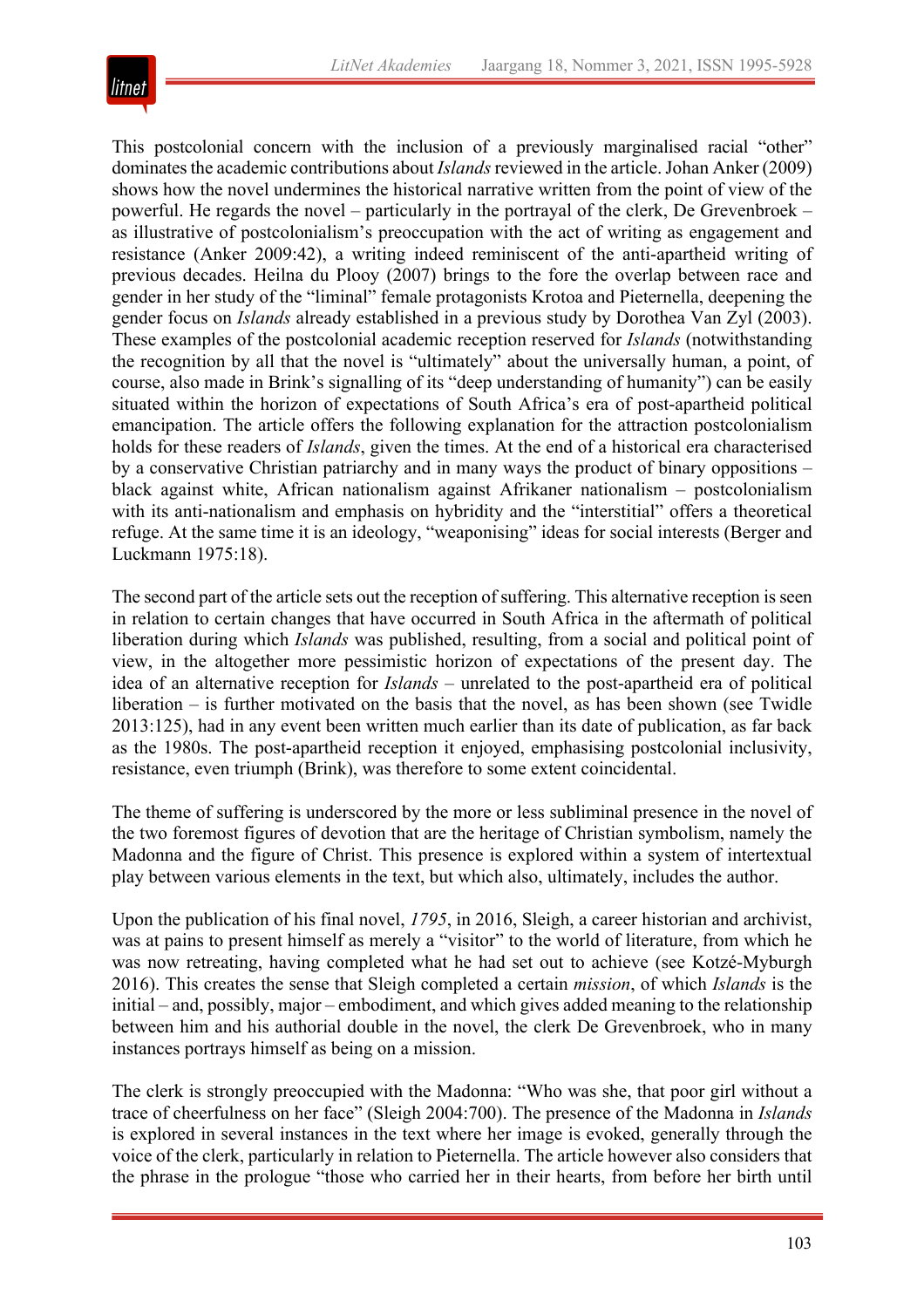This postcolonial concern with the inclusion of a previously marginalised racial "other" dominates the academic contributions about *Islands* reviewed in the article. Johan Anker (2009) shows how the novel undermines the historical narrative written from the point of view of the powerful. He regards the novel – particularly in the portrayal of the clerk, De Grevenbroek – as illustrative of postcolonialism's preoccupation with the act of writing as engagement and resistance (Anker 2009:42), a writing indeed reminiscent of the anti-apartheid writing of previous decades. Heilna du Plooy (2007) brings to the fore the overlap between race and gender in her study of the "liminal" female protagonists Krotoa and Pieternella, deepening the gender focus on *Islands* already established in a previous study by Dorothea Van Zyl (2003). These examples of the postcolonial academic reception reserved for *Islands* (notwithstanding the recognition by all that the novel is "ultimately" about the universally human, a point, of course, also made in Brink's signalling of its "deep understanding of humanity") can be easily situated within the horizon of expectations of South Africa's era of post-apartheid political emancipation. The article offers the following explanation for the attraction postcolonialism holds for these readers of *Islands*, given the times. At the end of a historical era characterised by a conservative Christian patriarchy and in many ways the product of binary oppositions – black against white, African nationalism against Afrikaner nationalism – postcolonialism with its anti-nationalism and emphasis on hybridity and the "interstitial" offers a theoretical refuge. At the same time it is an ideology, "weaponising" ideas for social interests (Berger and Luckmann 1975:18).

The second part of the article sets out the reception of suffering. This alternative reception is seen in relation to certain changes that have occurred in South Africa in the aftermath of political liberation during which *Islands* was published, resulting, from a social and political point of view, in the altogether more pessimistic horizon of expectations of the present day. The idea of an alternative reception for *Islands* – unrelated to the post-apartheid era of political liberation – is further motivated on the basis that the novel, as has been shown (see Twidle 2013:125), had in any event been written much earlier than its date of publication, as far back as the 1980s. The post-apartheid reception it enjoyed, emphasising postcolonial inclusivity, resistance, even triumph (Brink), was therefore to some extent coincidental.

The theme of suffering is underscored by the more or less subliminal presence in the novel of the two foremost figures of devotion that are the heritage of Christian symbolism, namely the Madonna and the figure of Christ. This presence is explored within a system of intertextual play between various elements in the text, but which also, ultimately, includes the author.

Upon the publication of his final novel, *1795*, in 2016, Sleigh, a career historian and archivist, was at pains to present himself as merely a "visitor" to the world of literature, from which he was now retreating, having completed what he had set out to achieve (see Kotzé-Myburgh 2016). This creates the sense that Sleigh completed a certain *mission*, of which *Islands* is the initial – and, possibly, major – embodiment, and which gives added meaning to the relationship between him and his authorial double in the novel, the clerk De Grevenbroek, who in many instances portrays himself as being on a mission.

The clerk is strongly preoccupied with the Madonna: "Who was she, that poor girl without a trace of cheerfulness on her face" (Sleigh 2004:700). The presence of the Madonna in *Islands* is explored in several instances in the text where her image is evoked, generally through the voice of the clerk, particularly in relation to Pieternella. The article however also considers that the phrase in the prologue "those who carried her in their hearts, from before her birth until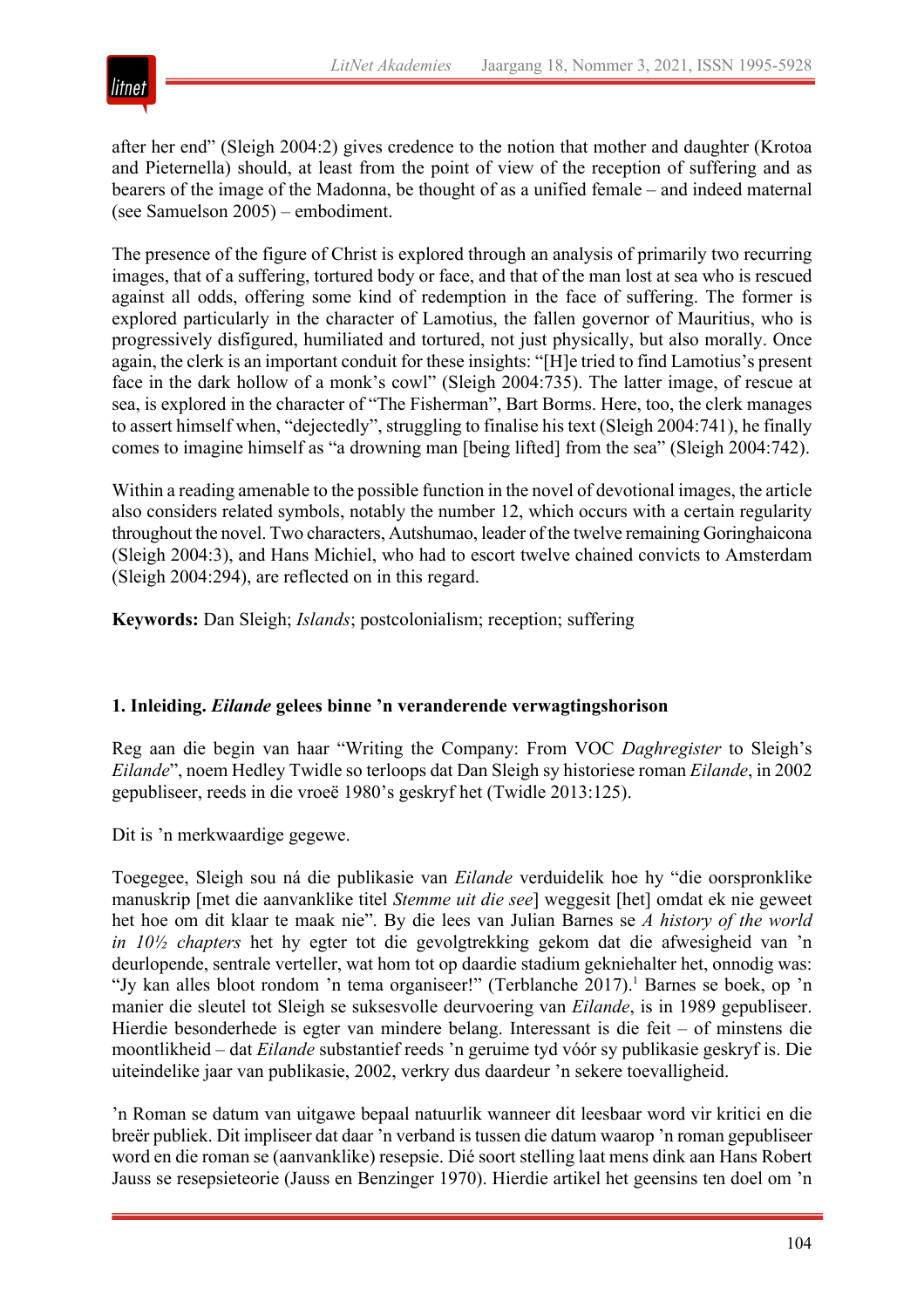after her end" (Sleigh 2004:2) gives credence to the notion that mother and daughter (Krotoa and Pieternella) should, at least from the point of view of the reception of suffering and as bearers of the image of the Madonna, be thought of as a unified female – and indeed maternal (see Samuelson 2005) – embodiment.

The presence of the figure of Christ is explored through an analysis of primarily two recurring images, that of a suffering, tortured body or face, and that of the man lost at sea who is rescued against all odds, offering some kind of redemption in the face of suffering. The former is explored particularly in the character of Lamotius, the fallen governor of Mauritius, who is progressively disfigured, humiliated and tortured, not just physically, but also morally. Once again, the clerk is an important conduit for these insights: "[H]e tried to find Lamotius's present face in the dark hollow of a monk's cowl" (Sleigh 2004:735). The latter image, of rescue at sea, is explored in the character of "The Fisherman", Bart Borms. Here, too, the clerk manages to assert himself when, "dejectedly", struggling to finalise his text (Sleigh 2004:741), he finally comes to imagine himself as "a drowning man [being lifted] from the sea" (Sleigh 2004:742).

Within a reading amenable to the possible function in the novel of devotional images, the article also considers related symbols, notably the number 12, which occurs with a certain regularity throughout the novel. Two characters, Autshumao, leader of the twelve remaining Goringhaicona (Sleigh 2004:3), and Hans Michiel, who had to escort twelve chained convicts to Amsterdam (Sleigh 2004:294), are reflected on in this regard.

**Keywords:** Dan Sleigh; *Islands*; postcolonialism; reception; suffering

## 1. Inleiding. *Eilande* gelees binne 'n veranderende verwagtingshorison

Reg aan die begin van haar "Writing the Company: From VOC *Daghregister* to Sleigh's *Eilande*", noem Hedley Twidle so terloops dat Dan Sleigh sy historiese roman *Eilande*, in 2002 gepubliseer, reeds in die vroeë 1980's geskryf het (Twidle 2013:125).

Dit is 'n merkwaardige gegewe.

Toegegee, Sleigh sou ná die publikasie van *Eilande* verduidelik hoe hy "die oorspronklike manuskrip [met die aanvanklike titel *Stemme uit die see*] weggesit [het] omdat ek nie geweet het hoe om dit klaar te maak nie". By die lees van Julian Barnes se *A history of the world in 10½ chapters* het hy egter tot die gevolgtrekking gekom dat die afwesigheid van 'n deurlopende, sentrale verteller, wat hom tot op daardie stadium gekniehalter het, onnodig was: "Jy kan alles bloot rondom 'n tema organiseer!" (Terblanche 2017).[1] Barnes se boek, op 'n manier die sleutel tot Sleigh se suksesvolle deurvoering van *Eilande*, is in 1989 gepubliseer. Hierdie besonderhede is egter van mindere belang. Interessant is die feit – of minstens die moontlikheid – dat *Eilande* substantief reeds 'n geruime tyd vóór sy publikasie geskryf is. Die uiteindelike jaar van publikasie, 2002, verkry dus daardeur 'n sekere toevalligheid.

'n Roman se datum van uitgawe bepaal natuurlik wanneer dit leesbaar word vir kritici en die breër publiek. Dit impliseer dat daar 'n verband is tussen die datum waarop 'n roman gepubliseer word en die roman se (aanvanklike) resepsie. Dié soort stelling laat mens dink aan Hans Robert Jauss se resepsieteorie (Jauss en Benzinger 1970). Hierdie artikel het geensins ten doel om 'n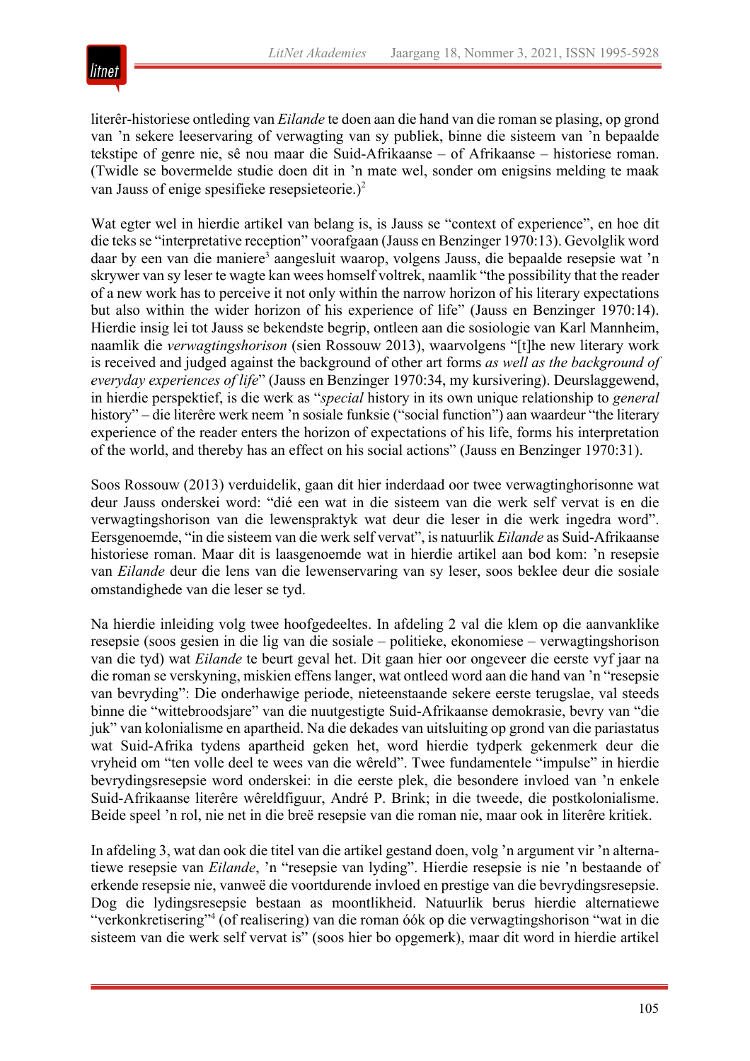literêr-historiese ontleding van *Eilande* te doen aan die hand van die roman se plasing, op grond van 'n sekere leeservaring of verwagting van sy publiek, binne die sisteem van 'n bepaalde tekstipe of genre nie, sê nou maar die Suid-Afrikaanse – of Afrikaanse – historiese roman. (Twidle se bovermelde studie doen dit in 'n mate wel, sonder om enigsins melding te maak van Jauss of enige spesifieke resepsieteorie.)[2]

Wat egter wel in hierdie artikel van belang is, is Jauss se "context of experience", en hoe dit die teks se "interpretative reception" voorafgaan (Jauss en Benzinger 1970:13). Gevolglik word daar by een van die maniere[3] aangesluit waarop, volgens Jauss, die bepaalde resepsie wat 'n skrywer van sy leser te wagte kan wees homself voltrek, naamlik "the possibility that the reader of a new work has to perceive it not only within the narrow horizon of his literary expectations but also within the wider horizon of his experience of life" (Jauss en Benzinger 1970:14). Hierdie insig lei tot Jauss se bekendste begrip, ontleen aan die sosiologie van Karl Mannheim, naamlik die *verwagtingshorison* (sien Rossouw 2013), waarvolgens "[t]he new literary work is received and judged against the background of other art forms *as well as the background of everyday experiences of life*" (Jauss en Benzinger 1970:34, my kursivering). Deurslaggewend, in hierdie perspektief, is die werk as "*special* history in its own unique relationship to *general* history" – die literêre werk neem 'n sosiale funksie ("social function") aan waardeur "the literary experience of the reader enters the horizon of expectations of his life, forms his interpretation of the world, and thereby has an effect on his social actions" (Jauss en Benzinger 1970:31).

Soos Rossouw (2013) verduidelik, gaan dit hier inderdaad oor twee verwagtinghorisonne wat deur Jauss onderskei word: "dié een wat in die sisteem van die werk self vervat is en die verwagtingshorison van die lewenspraktyk wat deur die leser in die werk ingedra word". Eersgenoemde, "in die sisteem van die werk self vervat", is natuurlik *Eilande* as Suid-Afrikaanse historiese roman. Maar dit is laasgenoemde wat in hierdie artikel aan bod kom: 'n resepsie van *Eilande* deur die lens van die lewenservaring van sy leser, soos beklee deur die sosiale omstandighede van die leser se tyd.

Na hierdie inleiding volg twee hoofgedeeltes. In afdeling 2 val die klem op die aanvanklike resepsie (soos gesien in die lig van die sosiale – politieke, ekonomiese – verwagtingshorison van die tyd) wat *Eilande* te beurt geval het. Dit gaan hier oor ongeveer die eerste vyf jaar na die roman se verskyning, miskien effens langer, wat ontleed word aan die hand van 'n "resepsie van bevryding": Die onderhawige periode, nieteenstaande sekere eerste terugslae, val steeds binne die "wittebroodsjare" van die nuutgestigte Suid-Afrikaanse demokrasie, bevry van "die juk" van kolonialisme en apartheid. Na die dekades van uitsluiting op grond van die pariastatus wat Suid-Afrika tydens apartheid geken het, word hierdie tydperk gekenmerk deur die vryheid om "ten volle deel te wees van die wêreld". Twee fundamentele "impulse" in hierdie bevrydingsresepsie word onderskei: in die eerste plek, die besondere invloed van 'n enkele Suid-Afrikaanse literêre wêreldfiguur, André P. Brink; in die tweede, die postkolonialisme. Beide speel 'n rol, nie net in die breë resepsie van die roman nie, maar ook in literêre kritiek.

In afdeling 3, wat dan ook die titel van die artikel gestand doen, volg 'n argument vir 'n alternatiewe resepsie van *Eilande*, 'n "resepsie van lyding". Hierdie resepsie is nie 'n bestaande of erkende resepsie nie, vanweë die voortdurende invloed en prestige van die bevrydingsresepsie. Dog die lydingsresepsie bestaan as moontlikheid. Natuurlik berus hierdie alternatiewe "verkonkretisering"[4] (of realisering) van die roman óók op die verwagtingshorison "wat in die sisteem van die werk self vervat is" (soos hier bo opgemerk), maar dit word in hierdie artikel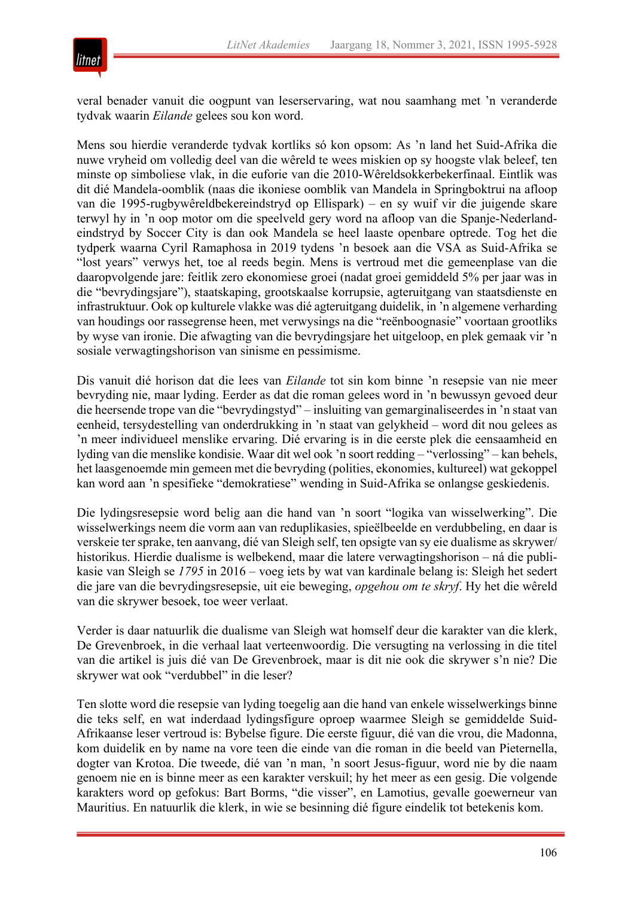veral benader vanuit die oogpunt van leserservaring, wat nou saamhang met ’n veranderde tydvak waarin *Eilande* gelees sou kon word.

Mens sou hierdie veranderde tydvak kortliks só kon opsom: As ’n land het Suid-Afrika die nuwe vryheid om volledig deel van die wêreld te wees miskien op sy hoogste vlak beleef, ten minste op simboliese vlak, in die euforie van die 2010-Wêreldsokkerbekerfinaal. Eintlik was dit dié Mandela-oomblik (naas die ikoniese oomblik van Mandela in Springboktrui na afloop van die 1995-rugbywêreldbekereindstryd op Ellispark) – en sy wuif vir die juigende skare terwyl hy in ’n oop motor om die speelveld gery word na afloop van die Spanje-Nederland-eindstryd by Soccer City is dan ook Mandela se heel laaste openbare optrede. Tog het die tydperk waarna Cyril Ramaphosa in 2019 tydens ’n besoek aan die VSA as Suid-Afrika se “lost years” verwys het, toe al reeds begin. Mens is vertroud met die gemeenplase van die daaropvolgende jare: feitlik zero ekonomiese groei (nadat groei gemiddeld 5% per jaar was in die “bevrydingsjare”), staatskaping, grootskaalse korrupsie, agteruitgang van staatsdienste en infrastruktuur. Ook op kulturele vlakke was dié agteruitgang duidelik, in ’n algemene verharding van houdings oor rassegrense heen, met verwysings na die “reënboognasie” voortaan grootliks by wyse van ironie. Die afwagting van die bevrydingsjare het uitgeloop, en plek gemaak vir ’n sosiale verwagtingshorison van sinisme en pessimisme.

Dis vanuit dié horison dat die lees van *Eilande* tot sin kom binne ’n resepsie van nie meer bevryding nie, maar lyding. Eerder as dat die roman gelees word in ’n bewussyn gevoed deur die heersende trope van die “bevrydingstyd” – insluiting van gemarginaliseerdes in ’n staat van eenheid, tersydestelling van onderdrukking in ’n staat van gelykheid – word dit nou gelees as ’n meer individueel menslike ervaring. Dié ervaring is in die eerste plek die eensaamheid en lyding van die menslike kondisie. Waar dit wel ook ’n soort redding – “verlossing” – kan behels, het laasgenoemde min gemeen met die bevryding (polities, ekonomies, kultureel) wat gekoppel kan word aan ’n spesifieke “demokratiese” wending in Suid-Afrika se onlangse geskiedenis.

Die lydingsresepsie word belig aan die hand van ’n soort “logika van wisselwerking”. Die wisselwerkings neem die vorm aan van reduplikasies, spieëlbeelde en verdubbeling, en daar is verskeie ter sprake, ten aanvang, dié van Sleigh self, ten opsigte van sy eie dualisme as skrywer/historikus. Hierdie dualisme is welbekend, maar die latere verwagtingshorison – ná die publikasie van Sleigh se *1795* in 2016 – voeg iets by wat van kardinale belang is: Sleigh het sedert die jare van die bevrydingsresepsie, uit eie beweging, *opgehou om te skryf*. Hy het die wêreld van die skrywer besoek, toe weer verlaat.

Verder is daar natuurlik die dualisme van Sleigh wat homself deur die karakter van die klerk, De Grevenbroek, in die verhaal laat verteenwoordig. Die versugting na verlossing in die titel van die artikel is juis dié van De Grevenbroek, maar is dit nie ook die skrywer s’n nie? Die skrywer wat ook “verdubbel” in die leser?

Ten slotte word die resepsie van lyding toegelig aan die hand van enkele wisselwerkings binne die teks self, en wat inderdaad lydingsfigure oproep waarmee Sleigh se gemiddelde Suid-Afrikaanse leser vertroud is: Bybelse figure. Die eerste figuur, dié van die vrou, die Madonna, kom duidelik en by name na vore teen die einde van die roman in die beeld van Pieternella, dogter van Krotoa. Die tweede, dié van ’n man, ’n soort Jesus-figuur, word nie by die naam genoem nie en is binne meer as een karakter verskuil; hy het meer as een gesig. Die volgende karakters word op gefokus: Bart Borms, “die visser”, en Lamotius, gevalle goewerneur van Mauritius. En natuurlik die klerk, in wie se besinning dié figure eindelik tot betekenis kom.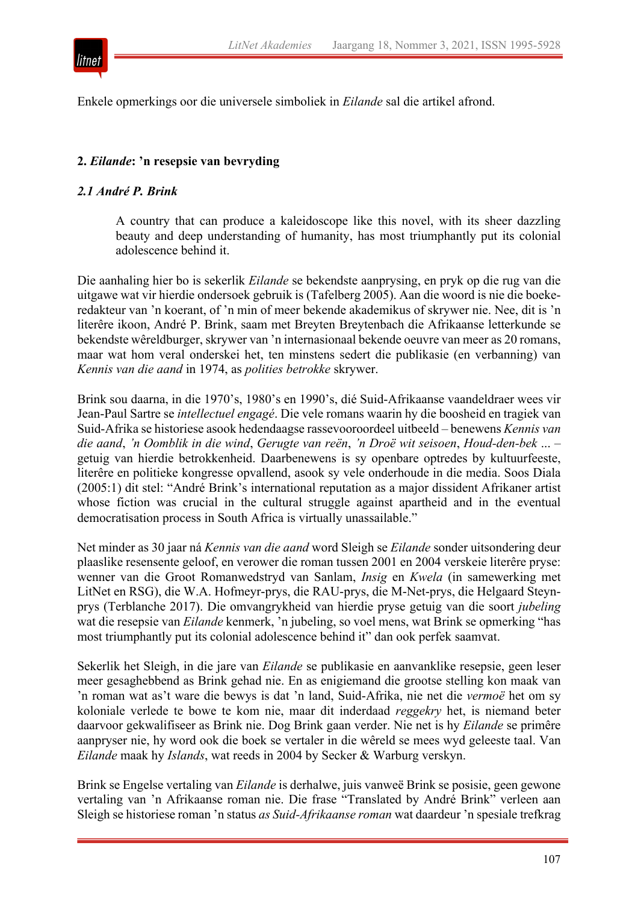Enkele opmerkings oor die universele simboliek in *Eilande* sal die artikel afrond.

## 2. *Eilande*: ’n resepsie van bevryding

### *2.1 André P. Brink*

> A country that can produce a kaleidoscope like this novel, with its sheer dazzling beauty and deep understanding of humanity, has most triumphantly put its colonial adolescence behind it.

Die aanhaling hier bo is sekerlik *Eilande* se bekendste aanprysing, en pryk op die rug van die uitgawe wat vir hierdie ondersoek gebruik is (Tafelberg 2005). Aan die woord is nie die boeke-redakteur van ’n koerant, of ’n min of meer bekende akademikus of skrywer nie. Nee, dit is ’n literêre ikoon, André P. Brink, saam met Breyten Breytenbach die Afrikaanse letterkunde se bekendste wêreldburger, skrywer van ’n internasionaal bekende oeuvre van meer as 20 romans, maar wat hom veral onderskei het, ten minstens sedert die publikasie (en verbanning) van *Kennis van die aand* in 1974, as *polities betrokke* skrywer.

Brink sou daarna, in die 1970’s, 1980’s en 1990’s, dié Suid-Afrikaanse vaandeldraer wees vir Jean-Paul Sartre se *intellectuel engagé*. Die vele romans waarin hy die boosheid en tragiek van Suid-Afrika se historiese asook hedendaagse rassevooroordeel uitbeeld – benewens *Kennis van die aand*, *’n Oomblik in die wind*, *Gerugte van reën*, *’n Droë wit seisoen*, *Houd-den-bek* ... – getuig van hierdie betrokkenheid. Daarbenewens is sy openbare optredes by kultuurfeeste, literêre en politieke kongresse opvallend, asook sy vele onderhoude in die media. Soos Diala (2005:1) dit stel: “André Brink’s international reputation as a major dissident Afrikaner artist whose fiction was crucial in the cultural struggle against apartheid and in the eventual democratisation process in South Africa is virtually unassailable.”

Net minder as 30 jaar ná *Kennis van die aand* word Sleigh se *Eilande* sonder uitsondering deur plaaslike resensente geloof, en verower die roman tussen 2001 en 2004 verskeie literêre pryse: wenner van die Groot Romanwedstryd van Sanlam, *Insig* en *Kwela* (in samewerking met LitNet en RSG), die W.A. Hofmeyr-prys, die RAU-prys, die M-Net-prys, die Helgaard Steyn-prys (Terblanche 2017). Die omvangrykheid van hierdie pryse getuig van die soort *jubeling* wat die resepsie van *Eilande* kenmerk, ’n jubeling, so voel mens, wat Brink se opmerking “has most triumphantly put its colonial adolescence behind it” dan ook perfek saamvat.

Sekerlik het Sleigh, in die jare van *Eilande* se publikasie en aanvanklike resepsie, geen leser meer gesaghebbend as Brink gehad nie. En as enigiemand die grootse stelling kon maak van ’n roman wat as’t ware die bewys is dat ’n land, Suid-Afrika, nie net die *vermoë* het om sy koloniale verlede te bowe te kom nie, maar dit inderdaad *reggekry* het, is niemand beter daarvoor gekwalifiseer as Brink nie. Dog Brink gaan verder. Nie net is hy *Eilande* se primêre aanpryser nie, hy word ook die boek se vertaler in die wêreld se mees wyd geleeste taal. Van *Eilande* maak hy *Islands*, wat reeds in 2004 by Secker & Warburg verskyn.

Brink se Engelse vertaling van *Eilande* is derhalwe, juis vanweë Brink se posisie, geen gewone vertaling van ’n Afrikaanse roman nie. Die frase “Translated by André Brink” verleen aan Sleigh se historiese roman ’n status *as Suid-Afrikaanse roman* wat daardeur ’n spesiale trefkrag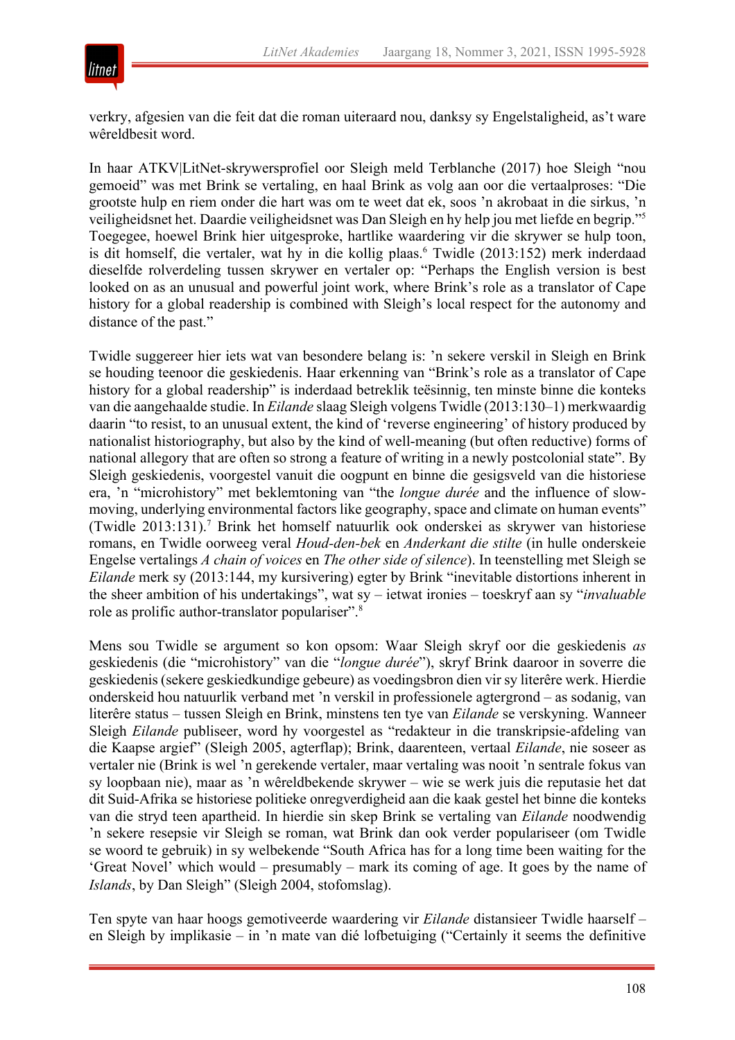verkry, afgesien van die feit dat die roman uiteraard nou, danksy sy Engelstaligheid, as't ware wêreldbesit word.

In haar ATKV|LitNet-skrywersprofiel oor Sleigh meld Terblanche (2017) hoe Sleigh "nou gemoeid" was met Brink se vertaling, en haal Brink as volg aan oor die vertaalproses: "Die grootste hulp en riem onder die hart was om te weet dat ek, soos 'n akrobaat in die sirkus, 'n veiligheidsnet het. Daardie veiligheidsnet was Dan Sleigh en hy help jou met liefde en begrip."[5] Toegegee, hoewel Brink hier uitgesproke, hartlike waardering vir die skrywer se hulp toon, is dit homself, die vertaler, wat hy in die kollig plaas.[6] Twidle (2013:152) merk inderdaad dieselfde rolverdeling tussen skrywer en vertaler op: "Perhaps the English version is best looked on as an unusual and powerful joint work, where Brink's role as a translator of Cape history for a global readership is combined with Sleigh's local respect for the autonomy and distance of the past."

Twidle suggereer hier iets wat van besondere belang is: 'n sekere verskil in Sleigh en Brink se houding teenoor die geskiedenis. Haar erkenning van "Brink's role as a translator of Cape history for a global readership" is inderdaad betreklik teësinnig, ten minste binne die konteks van die aangehaalde studie. In *Eilande* slaag Sleigh volgens Twidle (2013:130–1) merkwaardig daarin "to resist, to an unusual extent, the kind of 'reverse engineering' of history produced by nationalist historiography, but also by the kind of well-meaning (but often reductive) forms of national allegory that are often so strong a feature of writing in a newly postcolonial state". By Sleigh geskiedenis, voorgestel vanuit die oogpunt en binne die gesigsveld van die historiese era, 'n "microhistory" met beklemtoning van "the *longue durée* and the influence of slow-moving, underlying environmental factors like geography, space and climate on human events" (Twidle 2013:131).[7] Brink het homself natuurlik ook onderskei as skrywer van historiese romans, en Twidle oorweeg veral *Houd-den-bek* en *Anderkant die stilte* (in hulle onderskeie Engelse vertalings *A chain of voices* en *The other side of silence*). In teenstelling met Sleigh se *Eilande* merk sy (2013:144, my kursivering) egter by Brink "inevitable distortions inherent in the sheer ambition of his undertakings", wat sy – ietwat ironies – toeskryf aan sy "*invaluable* role as prolific author-translator populariser".[8]

Mens sou Twidle se argument so kon opsom: Waar Sleigh skryf oor die geskiedenis *as* geskiedenis (die "microhistory" van die "*longue durée*"), skryf Brink daaroor in soverre die geskiedenis (sekere geskiedkundige gebeure) as voedingsbron dien vir sy literêre werk. Hierdie onderskeid hou natuurlik verband met 'n verskil in professionele agtergrond – as sodanig, van literêre status – tussen Sleigh en Brink, minstens ten tye van *Eilande* se verskyning. Wanneer Sleigh *Eilande* publiseer, word hy voorgestel as "redakteur in die transkripsie-afdeling van die Kaapse argief" (Sleigh 2005, agterflap); Brink, daarenteen, vertaal *Eilande*, nie soseer as vertaler nie (Brink is wel 'n gerekende vertaler, maar vertaling was nooit 'n sentrale fokus van sy loopbaan nie), maar as 'n wêreldbekende skrywer – wie se werk juis die reputasie het dat dit Suid-Afrika se historiese politieke onregverdigheid aan die kaak gestel het binne die konteks van die stryd teen apartheid. In hierdie sin skep Brink se vertaling van *Eilande* noodwendig 'n sekere resepsie vir Sleigh se roman, wat Brink dan ook verder populariseer (om Twidle se woord te gebruik) in sy welbekende "South Africa has for a long time been waiting for the 'Great Novel' which would – presumably – mark its coming of age. It goes by the name of *Islands*, by Dan Sleigh" (Sleigh 2004, stofomslag).

Ten spyte van haar hoogs gemotiveerde waardering vir *Eilande* distansieer Twidle haarself – en Sleigh by implikasie – in 'n mate van dié lofbetuiging ("Certainly it seems the definitive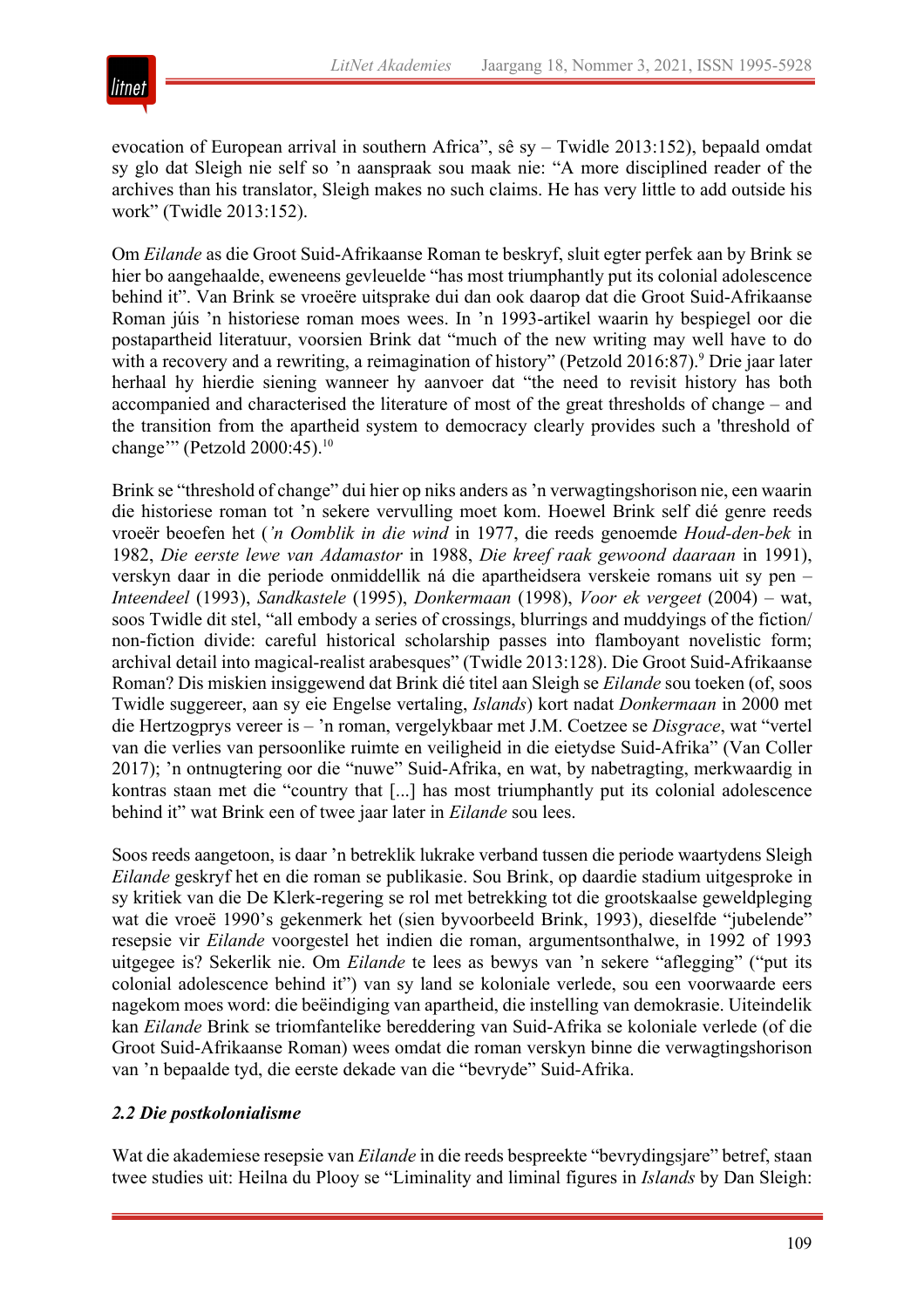evocation of European arrival in southern Africa", sê sy – Twidle 2013:152), bepaald omdat sy glo dat Sleigh nie self so 'n aanspraak sou maak nie: "A more disciplined reader of the archives than his translator, Sleigh makes no such claims. He has very little to add outside his work" (Twidle 2013:152).

Om *Eilande* as die Groot Suid-Afrikaanse Roman te beskryf, sluit egter perfek aan by Brink se hier bo aangehaalde, eweneens gevleuelde "has most triumphantly put its colonial adolescence behind it". Van Brink se vroeëre uitsprake dui dan ook daarop dat die Groot Suid-Afrikaanse Roman júis 'n historiese roman moes wees. In 'n 1993-artikel waarin hy bespiegel oor die postapartheid literatuur, voorsien Brink dat "much of the new writing may well have to do with a recovery and a rewriting, a reimagination of history" (Petzold 2016:87).[9] Drie jaar later herhaal hy hierdie siening wanneer hy aanvoer dat "the need to revisit history has both accompanied and characterised the literature of most of the great thresholds of change – and the transition from the apartheid system to democracy clearly provides such a 'threshold of change'" (Petzold 2000:45).[10]

Brink se "threshold of change" dui hier op niks anders as 'n verwagtingshorison nie, een waarin die historiese roman tot 'n sekere vervulling moet kom. Hoewel Brink self dié genre reeds vroeër beoefen het (*'n Oomblik in die wind* in 1977, die reeds genoemde *Houd-den-bek* in 1982, *Die eerste lewe van Adamastor* in 1988, *Die kreef raak gewoond daaraan* in 1991), verskyn daar in die periode onmiddellik ná die apartheidsera verskeie romans uit sy pen – *Inteendeel* (1993), *Sandkastele* (1995), *Donkermaan* (1998), *Voor ek vergeet* (2004) – wat, soos Twidle dit stel, "all embody a series of crossings, blurrings and muddyings of the fiction/non-fiction divide: careful historical scholarship passes into flamboyant novelistic form; archival detail into magical-realist arabesques" (Twidle 2013:128). Die Groot Suid-Afrikaanse Roman? Dis miskien insiggewend dat Brink dié titel aan Sleigh se *Eilande* sou toeken (of, soos Twidle suggereer, aan sy eie Engelse vertaling, *Islands*) kort nadat *Donkermaan* in 2000 met die Hertzogprys vereer is – 'n roman, vergelykbaar met J.M. Coetzee se *Disgrace*, wat "vertel van die verlies van persoonlike ruimte en veiligheid in die eietydse Suid-Afrika" (Van Coller 2017); 'n ontnugtering oor die "nuwe" Suid-Afrika, en wat, by nabetragting, merkwaardig in kontras staan met die "country that [...] has most triumphantly put its colonial adolescence behind it" wat Brink een of twee jaar later in *Eilande* sou lees.

Soos reeds aangetoon, is daar 'n betreklik lukrake verband tussen die periode waartydens Sleigh *Eilande* geskryf het en die roman se publikasie. Sou Brink, op daardie stadium uitgesproke in sy kritiek van die De Klerk-regering se rol met betrekking tot die grootskaalse geweldpleging wat die vroeë 1990's gekenmerk het (sien byvoorbeeld Brink, 1993), dieselfde "jubelende" resepsie vir *Eilande* voorgestel het indien die roman, argumentsonthalwe, in 1992 of 1993 uitgegee is? Sekerlik nie. Om *Eilande* te lees as bewys van 'n sekere "aflegging" ("put its colonial adolescence behind it") van sy land se koloniale verlede, sou een voorwaarde eers nagekom moes word: die beëindiging van apartheid, die instelling van demokrasie. Uiteindelik kan *Eilande* Brink se triomfantelike bereddering van Suid-Afrika se koloniale verlede (of die Groot Suid-Afrikaanse Roman) wees omdat die roman verskyn binne die verwagtingshorison van 'n bepaalde tyd, die eerste dekade van die "bevryde" Suid-Afrika.

### *2.2 Die postkolonialisme*

Wat die akademiese resepsie van *Eilande* in die reeds bespreekte "bevrydingsjare" betref, staan twee studies uit: Heilna du Plooy se "Liminality and liminal figures in *Islands* by Dan Sleigh: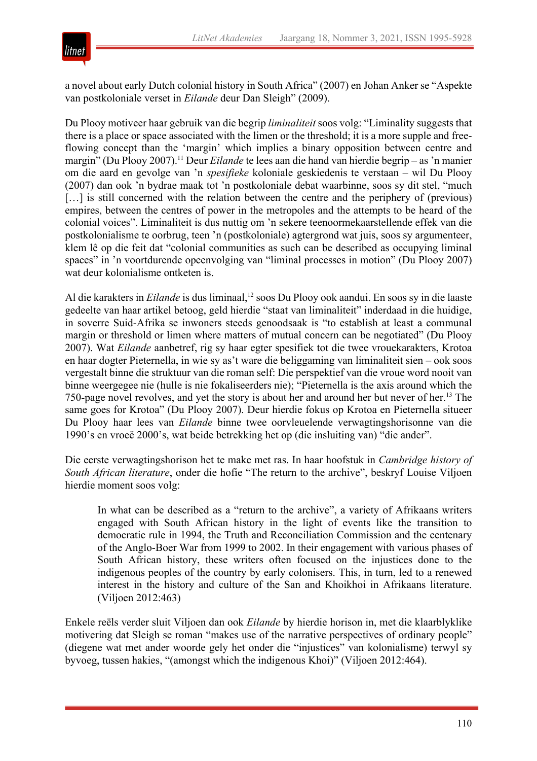a novel about early Dutch colonial history in South Africa" (2007) en Johan Anker se "Aspekte van postkoloniale verset in *Eilande* deur Dan Sleigh" (2009).

Du Plooy motiveer haar gebruik van die begrip *liminaliteit* soos volg: "Liminality suggests that there is a place or space associated with the limen or the threshold; it is a more supple and free-flowing concept than the 'margin' which implies a binary opposition between centre and margin" (Du Plooy 2007).[11] Deur *Eilande* te lees aan die hand van hierdie begrip – as 'n manier om die aard en gevolge van 'n *spesifieke* koloniale geskiedenis te verstaan – wil Du Plooy (2007) dan ook 'n bydrae maak tot 'n postkoloniale debat waarbinne, soos sy dit stel, "much […] is still concerned with the relation between the centre and the periphery of (previous) empires, between the centres of power in the metropoles and the attempts to be heard of the colonial voices". Liminaliteit is dus nuttig om 'n sekere teenoormekaarstellende effek van die postkolonialisme te oorbrug, teen 'n (postkoloniale) agtergrond wat juis, soos sy argumenteer, klem lê op die feit dat "colonial communities as such can be described as occupying liminal spaces" in 'n voortdurende opeenvolging van "liminal processes in motion" (Du Plooy 2007) wat deur kolonialisme ontketen is.

Al die karakters in *Eilande* is dus liminaal,[12] soos Du Plooy ook aandui. En soos sy in die laaste gedeelte van haar artikel betoog, geld hierdie "staat van liminaliteit" inderdaad in die huidige, in soverre Suid-Afrika se inwoners steeds genoodsaak is "to establish at least a communal margin or threshold or limen where matters of mutual concern can be negotiated" (Du Plooy 2007). Wat *Eilande* aanbetref, rig sy haar egter spesifiek tot die twee vrouekarakters, Krotoa en haar dogter Pieternella, in wie sy as't ware die beliggaming van liminaliteit sien – ook soos vergestalt binne die struktuur van die roman self: Die perspektief van die vroue word nooit van binne weergegee nie (hulle is nie fokaliseerders nie); "Pieternella is the axis around which the 750-page novel revolves, and yet the story is about her and around her but never of her.[13] The same goes for Krotoa" (Du Plooy 2007). Deur hierdie fokus op Krotoa en Pieternella situeer Du Plooy haar lees van *Eilande* binne twee oorvleuelende verwagtingshorisonne van die 1990's en vroeë 2000's, wat beide betrekking het op (die insluiting van) "die ander".

Die eerste verwagtingshorison het te make met ras. In haar hoofstuk in *Cambridge history of South African literature*, onder die hofie "The return to the archive", beskryf Louise Viljoen hierdie moment soos volg:

> In what can be described as a "return to the archive", a variety of Afrikaans writers engaged with South African history in the light of events like the transition to democratic rule in 1994, the Truth and Reconciliation Commission and the centenary of the Anglo-Boer War from 1999 to 2002. In their engagement with various phases of South African history, these writers often focused on the injustices done to the indigenous peoples of the country by early colonisers. This, in turn, led to a renewed interest in the history and culture of the San and Khoikhoi in Afrikaans literature. (Viljoen 2012:463)

Enkele reëls verder sluit Viljoen dan ook *Eilande* by hierdie horison in, met die klaarblyklike motivering dat Sleigh se roman "makes use of the narrative perspectives of ordinary people" (diegene wat met ander woorde gely het onder die "injustices" van kolonialisme) terwyl sy byvoeg, tussen hakies, "(amongst which the indigenous Khoi)" (Viljoen 2012:464).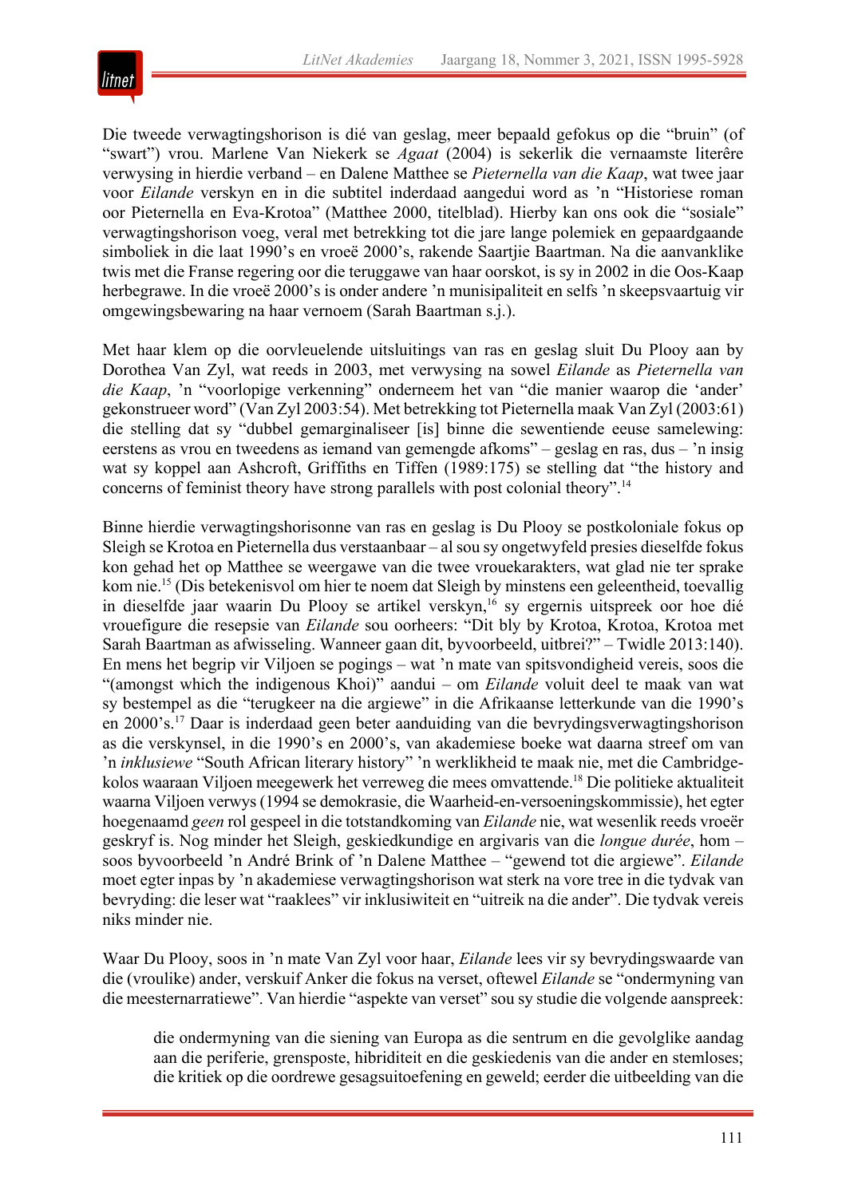Die tweede verwagtingshorison is dié van geslag, meer bepaald gefokus op die "bruin" (of "swart") vrou. Marlene Van Niekerk se *Agaat* (2004) is sekerlik die vernaamste literêre verwysing in hierdie verband – en Dalene Matthee se *Pieternella van die Kaap*, wat twee jaar voor *Eilande* verskyn en in die subtitel inderdaad aangedui word as 'n "Historiese roman oor Pieternella en Eva-Krotoa" (Matthee 2000, titelblad). Hierby kan ons ook die "sosiale" verwagtingshorison voeg, veral met betrekking tot die jare lange polemiek en gepaardgaande simboliek in die laat 1990's en vroeë 2000's, rakende Saartjie Baartman. Na die aanvanklike twis met die Franse regering oor die teruggawe van haar oorskot, is sy in 2002 in die Oos-Kaap herbegrawe. In die vroeë 2000's is onder andere 'n munisipaliteit en selfs 'n skeepsvaartuig vir omgewingsbewaring na haar vernoem (Sarah Baartman s.j.).

Met haar klem op die oorvleuelende uitsluitings van ras en geslag sluit Du Plooy aan by Dorothea Van Zyl, wat reeds in 2003, met verwysing na sowel *Eilande* as *Pieternella van die Kaap*, 'n "voorlopige verkenning" onderneem het van "die manier waarop die 'ander' gekonstrueer word" (Van Zyl 2003:54). Met betrekking tot Pieternella maak Van Zyl (2003:61) die stelling dat sy "dubbel gemarginaliseer [is] binne die sewentiende eeuse samelewing: eerstens as vrou en tweedens as iemand van gemengde afkoms" – geslag en ras, dus – 'n insig wat sy koppel aan Ashcroft, Griffiths en Tiffen (1989:175) se stelling dat "the history and concerns of feminist theory have strong parallels with post colonial theory".[14]

Binne hierdie verwagtingshorisonne van ras en geslag is Du Plooy se postkoloniale fokus op Sleigh se Krotoa en Pieternella dus verstaanbaar – al sou sy ongetwyfeld presies dieselfde fokus kon gehad het op Matthee se weergawe van die twee vrouekarakters, wat glad nie ter sprake kom nie.[15] (Dis betekenisvol om hier te noem dat Sleigh by minstens een geleentheid, toevallig in dieselfde jaar waarin Du Plooy se artikel verskyn,[16] sy ergernis uitspreek oor hoe dié vrouefigure die resepsie van *Eilande* sou oorheers: "Dit bly by Krotoa, Krotoa, Krotoa met Sarah Baartman as afwisseling. Wanneer gaan dit, byvoorbeeld, uitbrei?" – Twidle 2013:140). En mens het begrip vir Viljoen se pogings – wat 'n mate van spitsvondigheid vereis, soos die "(amongst which the indigenous Khoi)" aandui – om *Eilande* voluit deel te maak van wat sy bestempel as die "terugkeer na die argiewe" in die Afrikaanse letterkunde van die 1990's en 2000's.[17] Daar is inderdaad geen beter aanduiding van die bevrydingsverwagtingshorison as die verskynsel, in die 1990's en 2000's, van akademiese boeke wat daarna streef om van 'n *inklusiewe* "South African literary history" 'n werklikheid te maak nie, met die Cambridge-kolos waaraan Viljoen meegewerk het verreweg die mees omvattende.[18] Die politieke aktualiteit waarna Viljoen verwys (1994 se demokrasie, die Waarheid-en-versoeningskommissie), het egter hoegenaamd *geen* rol gespeel in die totstandkoming van *Eilande* nie, wat wesenlik reeds vroeër geskryf is. Nog minder het Sleigh, geskiedkundige en argivaris van die *longue durée*, hom – soos byvoorbeeld 'n André Brink of 'n Dalene Matthee – "gewend tot die argiewe". *Eilande* moet egter inpas by 'n akademiese verwagtingshorison wat sterk na vore tree in die tydvak van bevryding: die leser wat "raaklees" vir inklusiwiteit en "uitreik na die ander". Die tydvak vereis niks minder nie.

Waar Du Plooy, soos in 'n mate Van Zyl voor haar, *Eilande* lees vir sy bevrydingswaarde van die (vroulike) ander, verskuif Anker die fokus na verset, oftewel *Eilande* se "ondermyning van die meesternarratiewe". Van hierdie "aspekte van verset" sou sy studie die volgende aanspreek:

> die ondermyning van die siening van Europa as die sentrum en die gevolglike aandag aan die periferie, grensposte, hibriditeit en die geskiedenis van die ander en stemloses; die kritiek op die oordrewe gesagsuitoefening en geweld; eerder die uitbeelding van die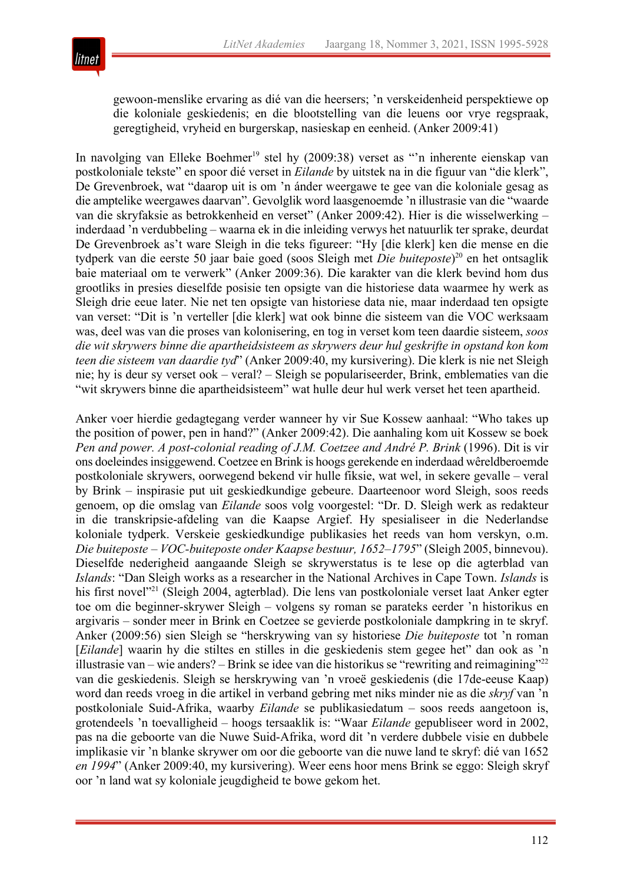> gewoon-menslike ervaring as dié van die heersers; 'n verskeidenheid perspektiewe op die koloniale geskiedenis; en die blootstelling van die leuens oor vrye regspraak, geregtigheid, vryheid en burgerskap, nasieskap en eenheid. (Anker 2009:41)

In navolging van Elleke Boehmer[19] stel hy (2009:38) verset as "'n inherente eienskap van postkoloniale tekste" en spoor dié verset in *Eilande* by uitstek na in die figuur van "die klerk", De Grevenbroek, wat "daarop uit is om 'n ánder weergawe te gee van die koloniale gesag as die amptelike weergawes daarvan". Gevolglik word laasgenoemde 'n illustrasie van die "waarde van die skryfaksie as betrokkenheid en verset" (Anker 2009:42). Hier is die wisselwerking – inderdaad 'n verdubbeling – waarna ek in die inleiding verwys het natuurlik ter sprake, deurdat De Grevenbroek as't ware Sleigh in die teks figureer: "Hy [die klerk] ken die mense en die tydperk van die eerste 50 jaar baie goed (soos Sleigh met *Die buiteposte*)[20] en het ontsaglik baie materiaal om te verwerk" (Anker 2009:36). Die karakter van die klerk bevind hom dus grootliks in presies dieselfde posisie ten opsigte van die historiese data waarmee hy werk as Sleigh drie eeue later. Nie net ten opsigte van historiese data nie, maar inderdaad ten opsigte van verset: "Dit is 'n verteller [die klerk] wat ook binne die sisteem van die VOC werksaam was, deel was van die proses van kolonisering, en tog in verset kom teen daardie sisteem, *soos die wit skrywers binne die apartheidsisteem as skrywers deur hul geskrifte in opstand kon kom teen die sisteem van daardie tyd*" (Anker 2009:40, my kursivering). Die klerk is nie net Sleigh nie; hy is deur sy verset ook – veral? – Sleigh se populariseerder, Brink, emblematies van die "wit skrywers binne die apartheidsisteem" wat hulle deur hul werk verset het teen apartheid.

Anker voer hierdie gedagtegang verder wanneer hy vir Sue Kossew aanhaal: "Who takes up the position of power, pen in hand?" (Anker 2009:42). Die aanhaling kom uit Kossew se boek *Pen and power. A post-colonial reading of J.M. Coetzee and André P. Brink* (1996). Dit is vir ons doeleindes insiggewend. Coetzee en Brink is hoogs gerekende en inderdaad wêreldberoemde postkoloniale skrywers, oorwegend bekend vir hulle fiksie, wat wel, in sekere gevalle – veral by Brink – inspirasie put uit geskiedkundige gebeure. Daarteenoor word Sleigh, soos reeds genoem, op die omslag van *Eilande* soos volg voorgestel: "Dr. D. Sleigh werk as redakteur in die transkripsie-afdeling van die Kaapse Argief. Hy spesialiseer in die Nederlandse koloniale tydperk. Verskeie geskiedkundige publikasies het reeds van hom verskyn, o.m. *Die buiteposte – VOC-buiteposte onder Kaapse bestuur, 1652–1795*" (Sleigh 2005, binnevou). Dieselfde nederigheid aangaande Sleigh se skrywerstatus is te lese op die agterblad van *Islands*: "Dan Sleigh works as a researcher in the National Archives in Cape Town. *Islands* is his first novel"[21] (Sleigh 2004, agterblad). Die lens van postkoloniale verset laat Anker egter toe om die beginner-skrywer Sleigh – volgens sy roman se parateks eerder 'n historikus en argivaris – sonder meer in Brink en Coetzee se gevierde postkoloniale dampkring in te skryf. Anker (2009:56) sien Sleigh se "herskrywing van sy historiese *Die buiteposte* tot 'n roman [*Eilande*] waarin hy die stiltes en stilles in die geskiedenis stem gegee het" dan ook as 'n illustrasie van – wie anders? – Brink se idee van die historikus se "rewriting and reimagining"[22] van die geskiedenis. Sleigh se herskrywing van 'n vroeë geskiedenis (die 17de-eeuse Kaap) word dan reeds vroeg in die artikel in verband gebring met niks minder nie as die *skryf* van 'n postkoloniale Suid-Afrika, waarby *Eilande* se publikasiedatum – soos reeds aangetoon is, grotendeels 'n toevalligheid – hoogs tersaaklik is: "Waar *Eilande* gepubliseer word in 2002, pas na die geboorte van die Nuwe Suid-Afrika, word dit 'n verdere dubbele visie en dubbele implikasie vir 'n blanke skrywer om oor die geboorte van die nuwe land te skryf: dié van 1652 *en 1994*" (Anker 2009:40, my kursivering). Weer eens hoor mens Brink se eggo: Sleigh skryf oor 'n land wat sy koloniale jeugdigheid te bowe gekom het.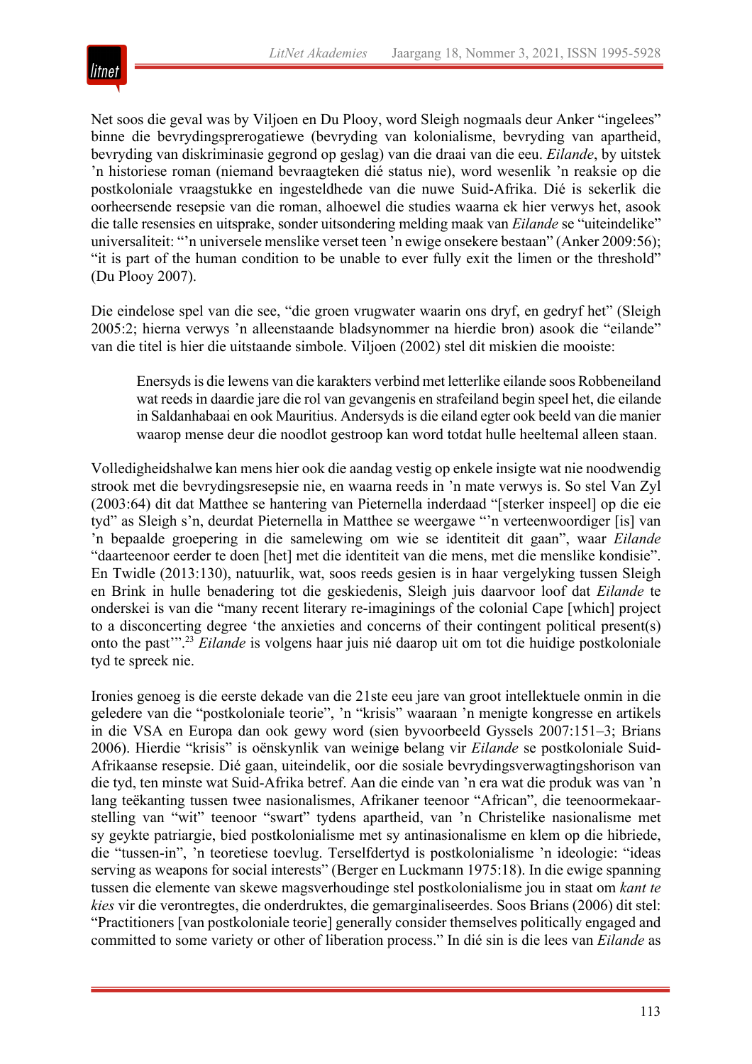Net soos die geval was by Viljoen en Du Plooy, word Sleigh nogmaals deur Anker "ingelees" binne die bevrydingsprerogatiewe (bevryding van kolonialisme, bevryding van apartheid, bevryding van diskriminasie gegrond op geslag) van die draai van die eeu. *Eilande*, by uitstek 'n historiese roman (niemand bevraagteken dié status nie), word wesenlik 'n reaksie op die postkoloniale vraagstukke en ingesteldhede van die nuwe Suid-Afrika. Dié is sekerlik die oorheersende resepsie van die roman, alhoewel die studies waarna ek hier verwys het, asook die talle resensies en uitsprake, sonder uitsondering melding maak van *Eilande* se "uiteindelike" universaliteit: "'n universele menslike verset teen 'n ewige onsekere bestaan" (Anker 2009:56); "it is part of the human condition to be unable to ever fully exit the limen or the threshold" (Du Plooy 2007).

Die eindelose spel van die see, "die groen vrugwater waarin ons dryf, en gedryf het" (Sleigh 2005:2; hierna verwys 'n alleenstaande bladsynommer na hierdie bron) asook die "eilande" van die titel is hier die uitstaande simbole. Viljoen (2002) stel dit miskien die mooiste:

> Enersyds is die lewens van die karakters verbind met letterlike eilande soos Robbeneiland wat reeds in daardie jare die rol van gevangenis en strafeiland begin speel het, die eilande in Saldanhabaai en ook Mauritius. Andersyds is die eiland egter ook beeld van die manier waarop mense deur die noodlot gestroop kan word totdat hulle heeltemal alleen staan.

Volledigheidshalwe kan mens hier ook die aandag vestig op enkele insigte wat nie noodwendig strook met die bevrydingsresepsie nie, en waarna reeds in 'n mate verwys is. So stel Van Zyl (2003:64) dit dat Matthee se hantering van Pieternella inderdaad "[sterker inspeel] op die eie tyd" as Sleigh s'n, deurdat Pieternella in Matthee se weergawe "'n verteenwoordiger [is] van 'n bepaalde groepering in die samelewing om wie se identiteit dit gaan", waar *Eilande* "daarteenoor eerder te doen [het] met die identiteit van die mens, met die menslike kondisie". En Twidle (2013:130), natuurlik, wat, soos reeds gesien is in haar vergelyking tussen Sleigh en Brink in hulle benadering tot die geskiedenis, Sleigh juis daarvoor loof dat *Eilande* te onderskei is van die "many recent literary re-imaginings of the colonial Cape [which] project to a disconcerting degree 'the anxieties and concerns of their contingent political present(s) onto the past'".[23] *Eilande* is volgens haar juis nié daarop uit om tot die huidige postkoloniale tyd te spreek nie.

Ironies genoeg is die eerste dekade van die 21ste eeu jare van groot intellektuele onmin in die geledere van die "postkoloniale teorie", 'n "krisis" waaraan 'n menigte kongresse en artikels in die VSA en Europa dan ook gewy word (sien byvoorbeeld Gyssels 2007:151–3; Brians 2006). Hierdie "krisis" is oënskynlik van weinige belang vir *Eilande* se postkoloniale Suid-Afrikaanse resepsie. Dié gaan, uiteindelik, oor die sosiale bevrydingsverwagtingshorison van die tyd, ten minste wat Suid-Afrika betref. Aan die einde van 'n era wat die produk was van 'n lang teëkanting tussen twee nasionalismes, Afrikaner teenoor "African", die teenoormekaarstelling van "wit" teenoor "swart" tydens apartheid, van 'n Christelike nasionalisme met sy gekykte patriargie, bied postkolonialisme met sy antinasionalisme en klem op die hibriede, die "tussen-in", 'n teoretiese toevlug. Terselfdertyd is postkolonialisme 'n ideologie: "ideas serving as weapons for social interests" (Berger en Luckmann 1975:18). In die ewige spanning tussen die elemente van skewe magsverhoudinge stel postkolonialisme jou in staat om *kant te kies* vir die verontregtes, die onderdruktes, die gemarginaliseerdes. Soos Brians (2006) dit stel: "Practitioners [van postkoloniale teorie] generally consider themselves politically engaged and committed to some variety or other of liberation process." In dié sin is die lees van *Eilande* as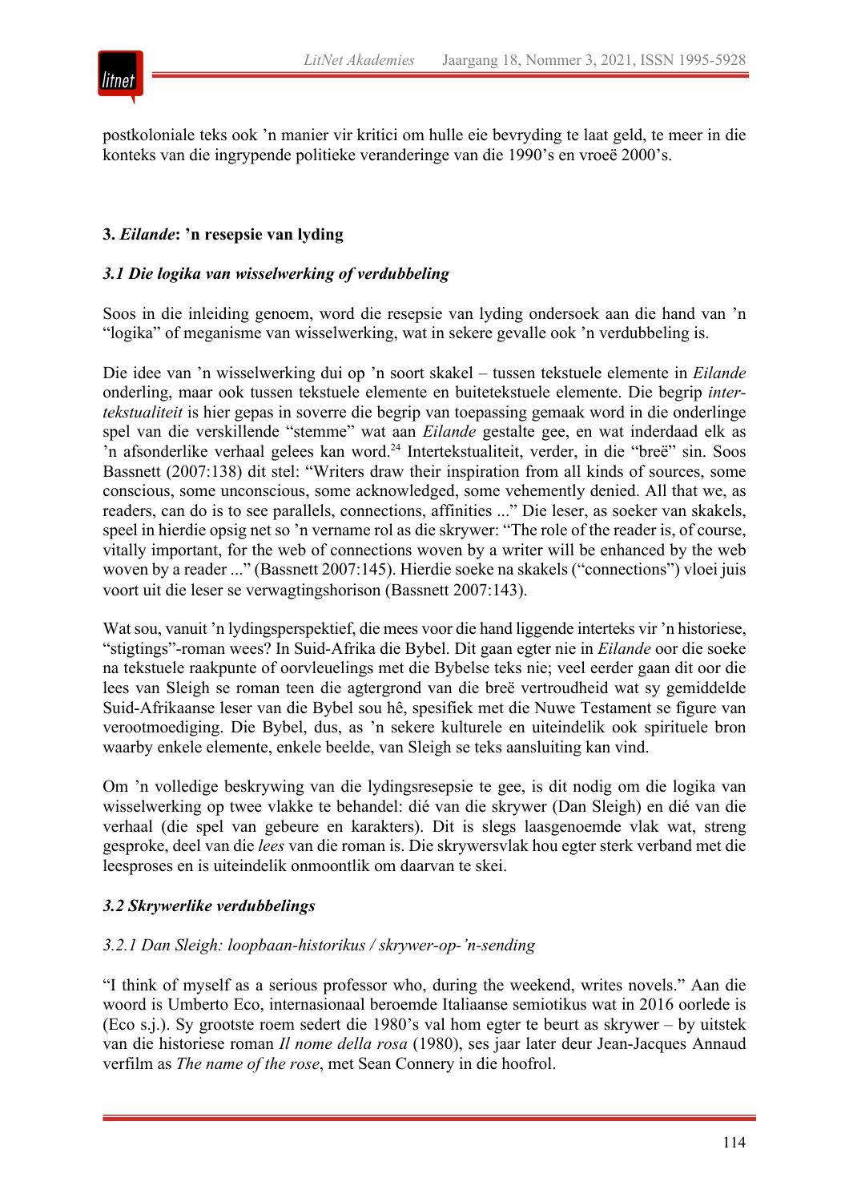postkoloniale teks ook ’n manier vir kritici om hulle eie bevryding te laat geld, te meer in die konteks van die ingrypende politieke veranderinge van die 1990’s en vroeë 2000’s.

## 3. *Eilande*: ’n resepsie van lyding

### *3.1 Die logika van wisselwerking of verdubbeling*

Soos in die inleiding genoem, word die resepsie van lyding ondersoek aan die hand van ’n “logika” of meganisme van wisselwerking, wat in sekere gevalle ook ’n verdubbeling is.

Die idee van ’n wisselwerking dui op ’n soort skakel – tussen tekstuele elemente in *Eilande* onderling, maar ook tussen tekstuele elemente en buitetekstuele elemente. Die begrip *intertekstualiteit* is hier gepas in soverre die begrip van toepassing gemaak word in die onderlinge spel van die verskillende “stemme” wat aan *Eilande* gestalte gee, en wat inderdaad elk as ’n afsonderlike verhaal gelees kan word.[24] Intertekstualiteit, verder, in die “breë” sin. Soos Bassnett (2007:138) dit stel: “Writers draw their inspiration from all kinds of sources, some conscious, some unconscious, some acknowledged, some vehemently denied. All that we, as readers, can do is to see parallels, connections, affinities ...” Die leser, as soeker van skakels, speel in hierdie opsig net so ’n vername rol as die skrywer: “The role of the reader is, of course, vitally important, for the web of connections woven by a writer will be enhanced by the web woven by a reader ...” (Bassnett 2007:145). Hierdie soeke na skakels (“connections”) vloei juis voort uit die leser se verwagtingshorison (Bassnett 2007:143).

Wat sou, vanuit ’n lydingsperspektief, die mees voor die hand liggende interteks vir ’n historiese, “stigtings”-roman wees? In Suid-Afrika die Bybel. Dit gaan egter nie in *Eilande* oor die soeke na tekstuele raakpunte of oorvleuelings met die Bybelse teks nie; veel eerder gaan dit oor die lees van Sleigh se roman teen die agtergrond van die breë vertroudheid wat sy gemiddelde Suid-Afrikaanse leser van die Bybel sou hê, spesifiek met die Nuwe Testament se figure van verootmoediging. Die Bybel, dus, as ’n sekere kulturele en uiteindelik ook spirituele bron waarby enkele elemente, enkele beelde, van Sleigh se teks aansluiting kan vind.

Om ’n volledige beskrywing van die lydingsresepsie te gee, is dit nodig om die logika van wisselwerking op twee vlakke te behandel: dié van die skrywer (Dan Sleigh) en dié van die verhaal (die spel van gebeure en karakters). Dit is slegs laasgenoemde vlak wat, streng gesproke, deel van die *lees* van die roman is. Die skrywersvlak hou egter sterk verband met die leesproses en is uiteindelik onmoontlik om daarvan te skei.

### *3.2 Skrywerlike verdubbelings*

#### *3.2.1 Dan Sleigh: loopbaan-historikus / skrywer-op-’n-sending*

“I think of myself as a serious professor who, during the weekend, writes novels.” Aan die woord is Umberto Eco, internasionaal beroemde Italiaanse semiotikus wat in 2016 oorlede is (Eco s.j.). Sy grootste roem sedert die 1980’s val hom egter te beurt as skrywer – by uitstek van die historiese roman *Il nome della rosa* (1980), ses jaar later deur Jean-Jacques Annaud verfilm as *The name of the rose*, met Sean Connery in die hoofrol.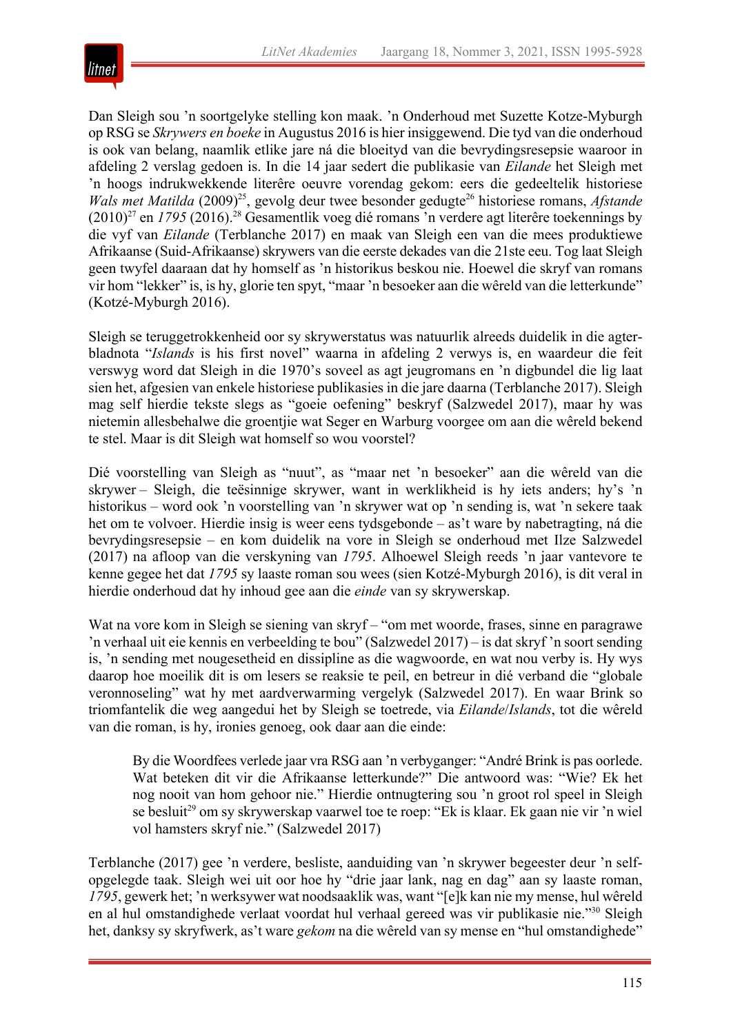Dan Sleigh sou 'n soortgelyke stelling kon maak. 'n Onderhoud met Suzette Kotze-Myburgh op RSG se *Skrywers en boeke* in Augustus 2016 is hier insiggewend. Die tyd van die onderhoud is ook van belang, naamlik etlike jare ná die bloeityd van die bevrydingsresepsie waaroor in afdeling 2 verslag gedoen is. In die 14 jaar sedert die publikasie van *Eilande* het Sleigh met 'n hoogs indrukwekkende literêre oeuvre vorendag gekom: eers die gedeeltelik historiese *Wals met Matilda* (2009)[25], gevolg deur twee besonder gedugte[26] historiese romans, *Afstande* (2010)[27] en *1795* (2016).[28] Gesamentlik voeg dié romans 'n verdere agt literêre toekennings by die vyf van *Eilande* (Terblanche 2017) en maak van Sleigh een van die mees produktiewe Afrikaanse (Suid-Afrikaanse) skrywers van die eerste dekades van die 21ste eeu. Tog laat Sleigh geen twyfel daaraan dat hy homself as 'n historikus beskou nie. Hoewel die skryf van romans vir hom "lekker" is, is hy, glorie ten spyt, "maar 'n besoeker aan die wêreld van die letterkunde" (Kotzé-Myburgh 2016).

Sleigh se teruggetrokkenheid oor sy skrywerstatus was natuurlik alreeds duidelik in die agter-bladnota "*Islands* is his first novel" waarna in afdeling 2 verwys is, en waardeur die feit verswyg word dat Sleigh in die 1970's soveel as agt jeugromans en 'n digbundel die lig laat sien het, afgesien van enkele historiese publikasies in die jare daarna (Terblanche 2017). Sleigh mag self hierdie tekste slegs as "goeie oefening" beskryf (Salzwedel 2017), maar hy was nietemin allesbehalwe die groentjie wat Seger en Warburg voorgee om aan die wêreld bekend te stel. Maar is dit Sleigh wat homself so wou voorstel?

Dié voorstelling van Sleigh as "nuut", as "maar net 'n besoeker" aan die wêreld van die skrywer – Sleigh, die teësinnige skrywer, want in werklikheid is hy iets anders; hy's 'n historikus – word ook 'n voorstelling van 'n skrywer wat op 'n sending is, wat 'n sekere taak het om te volvoer. Hierdie insig is weer eens tydsgebonde – as't ware by nabetragting, ná die bevrydingsresepsie – en kom duidelik na vore in Sleigh se onderhoud met Ilze Salzwedel (2017) na afloop van die verskyning van *1795*. Alhoewel Sleigh reeds 'n jaar vantevore te kenne gegee het dat *1795* sy laaste roman sou wees (sien Kotzé-Myburgh 2016), is dit veral in hierdie onderhoud dat hy inhoud gee aan die *einde* van sy skrywerskap.

Wat na vore kom in Sleigh se siening van skryf – "om met woorde, frases, sinne en paragrawe 'n verhaal uit eie kennis en verbeelding te bou" (Salzwedel 2017) – is dat skryf 'n soort sending is, 'n sending met nougesetheid en dissipline as die wagwoorde, en wat nou verby is. Hy wys daarop hoe moeilik dit is om lesers se reaksie te peil, en betreur in dié verband die "globale veronnoseling" wat hy met aardverwarming vergelyk (Salzwedel 2017). En waar Brink so triomfantelik die weg aangedui het by Sleigh se toetrede, via *Eilande*/*Islands*, tot die wêreld van die roman, is hy, ironies genoeg, ook daar aan die einde:

> By die Woordfees verlede jaar vra RSG aan 'n verbyganger: "André Brink is pas oorlede. Wat beteken dit vir die Afrikaanse letterkunde?" Die antwoord was: "Wie? Ek het nog nooit van hom gehoor nie." Hierdie ontnugtering sou 'n groot rol speel in Sleigh se besluit[29] om sy skrywerskap vaarwel toe te roep: "Ek is klaar. Ek gaan nie vir 'n wiel vol hamsters skryf nie." (Salzwedel 2017)

Terblanche (2017) gee 'n verdere, besliste, aanduiding van 'n skrywer begeester deur 'n self-opgelegde taak. Sleigh wei uit oor hoe hy "drie jaar lank, nag en dag" aan sy laaste roman, *1795*, gewerk het; 'n werksywer wat noodsaaklik was, want "[e]k kan nie my mense, hul wêreld en al hul omstandighede verlaat voordat hul verhaal gereed was vir publikasie nie."[30] Sleigh het, danksy sy skryfwerk, as't ware *gekom* na die wêreld van sy mense en "hul omstandighede"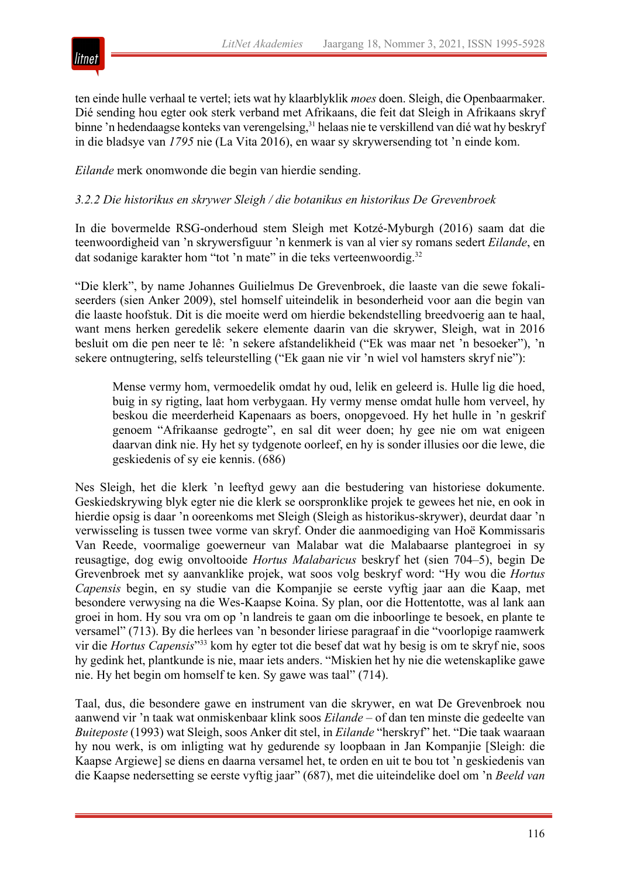ten einde hulle verhaal te vertel; iets wat hy klaarblyklik *moes* doen. Sleigh, die Openbaarmaker. Dié sending hou egter ook sterk verband met Afrikaans, die feit dat Sleigh in Afrikaans skryf binne 'n hedendaagse konteks van verengelsing,[31] helaas nie te verskillend van dié wat hy beskryf in die bladsye van *1795* nie (La Vita 2016), en waar sy skrywersending tot 'n einde kom.

*Eilande* merk onomwonde die begin van hierdie sending.

### *3.2.2 Die historikus en skrywer Sleigh / die botanikus en historikus De Grevenbroek*

In die bovermelde RSG-onderhoud stem Sleigh met Kotzé-Myburgh (2016) saam dat die teenwoordigheid van 'n skrywersfiguur 'n kenmerk is van al vier sy romans sedert *Eilande*, en dat sodanige karakter hom "tot 'n mate" in die teks verteenwoordig.[32]

"Die klerk", by name Johannes Guilielmus De Grevenbroek, die laaste van die sewe fokaliseerders (sien Anker 2009), stel homself uiteindelik in besonderheid voor aan die begin van die laaste hoofstuk. Dit is die moeite werd om hierdie bekendstelling breedvoerig aan te haal, want mens herken geredelik sekere elemente daarin van die skrywer, Sleigh, wat in 2016 besluit om die pen neer te lê: 'n sekere afstandelikheid ("Ek was maar net 'n besoeker"), 'n sekere ontnugtering, selfs teleurstelling ("Ek gaan nie vir 'n wiel vol hamsters skryf nie"):

> Mense vermy hom, vermoedelik omdat hy oud, lelik en geleerd is. Hulle lig die hoed, buig in sy rigting, laat hom verbygaan. Hy vermy mense omdat hulle hom verveel, hy beskou die meerderheid Kapenaars as boers, onopgevoed. Hy het hulle in 'n geskrif genoem "Afrikaanse gedrogte", en sal dit weer doen; hy gee nie om wat enigeen daarvan dink nie. Hy het sy tydgenote oorleef, en hy is sonder illusies oor die lewe, die geskiedenis of sy eie kennis. (686)

Nes Sleigh, het die klerk 'n leeftyd gewy aan die bestudering van historiese dokumente. Geskiedskrywing blyk egter nie die klerk se oorspronklike projek te gewees het nie, en ook in hierdie opsig is daar 'n ooreenkoms met Sleigh (Sleigh as historikus-skrywer), deurdat daar 'n verwisseling is tussen twee vorme van skryf. Onder die aanmoediging van Hoë Kommissaris Van Reede, voormalige goewerneur van Malabar wat die Malabaarse plantegroei in sy reusagtige, dog ewig onvoltooide *Hortus Malabaricus* beskryf het (sien 704–5), begin De Grevenbroek met sy aanvanklike projek, wat soos volg beskryf word: "Hy wou die *Hortus Capensis* begin, en sy studie van die Kompanjie se eerste vyftig jaar aan die Kaap, met besondere verwysing na die Wes-Kaapse Koina. Sy plan, oor die Hottentotte, was al lank aan groei in hom. Hy sou vra om op 'n landreis te gaan om die inboorlinge te besoek, en plante te versamel" (713). By die herlees van 'n besonder liriese paragraaf in die "voorlopige raamwerk vir die *Hortus Capensis*"[33] kom hy egter tot die besef dat wat hy besig is om te skryf nie, soos hy gedink het, plantkunde is nie, maar iets anders. "Miskien het hy nie die wetenskaplike gawe nie. Hy het begin om homself te ken. Sy gawe was taal" (714).

Taal, dus, die besondere gawe en instrument van die skrywer, en wat De Grevenbroek nou aanwend vir 'n taak wat onmiskenbaar klink soos *Eilande* – of dan ten minste die gedeelte van *Buiteposte* (1993) wat Sleigh, soos Anker dit stel, in *Eilande* "herskryf" het. "Die taak waaraan hy nou werk, is om inligting wat hy gedurende sy loopbaan in Jan Kompanjie [Sleigh: die Kaapse Argiewe] se diens en daarna versamel het, te orden en uit te bou tot 'n geskiedenis van die Kaapse nedersetting se eerste vyftig jaar" (687), met die uiteindelike doel om 'n *Beeld van*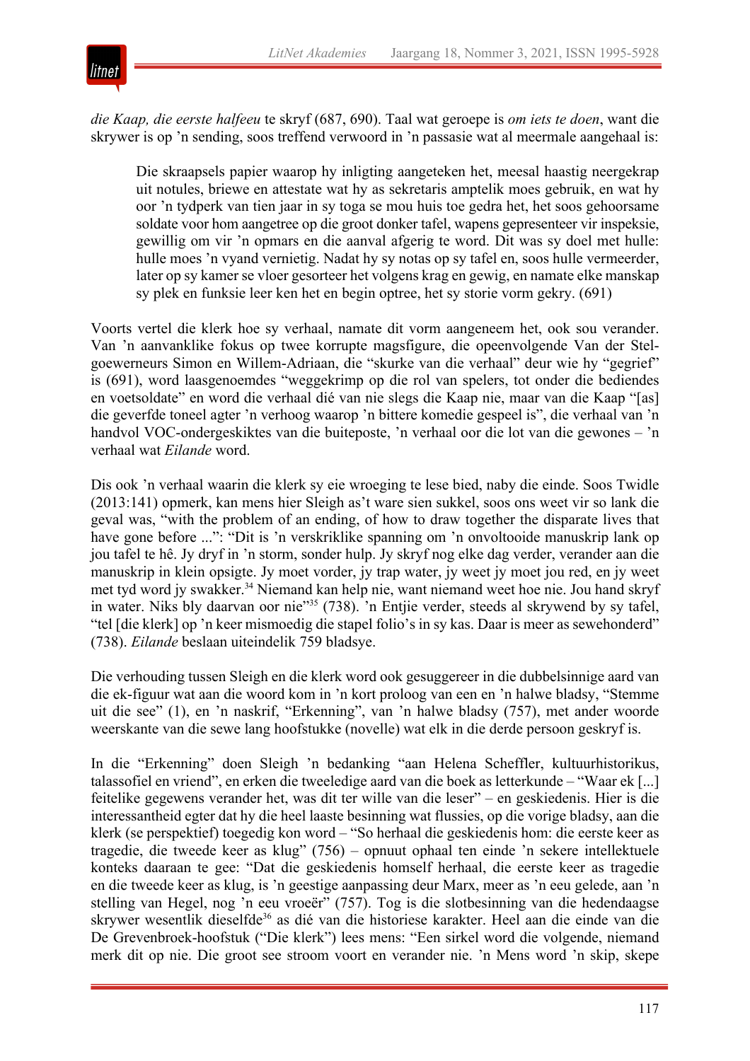*die Kaap, die eerste halfeeu* te skryf (687, 690). Taal wat geroepe is *om iets te doen*, want die skrywer is op 'n sending, soos treffend verwoord in 'n passasie wat al meermale aangehaal is:

> Die skraapsels papier waarop hy inligting aangeteken het, meesal haastig neergekrap uit notules, briewe en attestate wat hy as sekretaris amptelik moes gebruik, en wat hy oor 'n tydperk van tien jaar in sy toga se mou huis toe gedra het, het soos gehoorsame soldate voor hom aangetree op die groot donker tafel, wapens gepresenteer vir inspeksie, gewillig om vir 'n opmars en die aanval afgerig te word. Dit was sy doel met hulle: hulle moes 'n vyand vernietig. Nadat hy sy notas op sy tafel en, soos hulle vermeerder, later op sy kamer se vloer gesorteer het volgens krag en gewig, en namate elke manskap sy plek en funksie leer ken het en begin optree, het sy storie vorm gekry. (691)

Voorts vertel die klerk hoe sy verhaal, namate dit vorm aangeneem het, ook sou verander. Van 'n aanvanklike fokus op twee korrupte magsfigure, die opeenvolgende Van der Stel-goewerneurs Simon en Willem-Adriaan, die "skurke van die verhaal" deur wie hy "gegrief" is (691), word laasgenoemdes "weggekrimp op die rol van spelers, tot onder die bediendes en voetsoldate" en word die verhaal dié van nie slegs die Kaap nie, maar van die Kaap "[as] die geverfde toneel agter 'n verhoog waarop 'n bittere komedie gespeel is", die verhaal van 'n handvol VOC-ondergeskiktes van die buiteposte, 'n verhaal oor die lot van die gewones – 'n verhaal wat *Eilande* word.

Dis ook 'n verhaal waarin die klerk sy eie wroeging te lese bied, naby die einde. Soos Twidle (2013:141) opmerk, kan mens hier Sleigh as't ware sien sukkel, soos ons weet vir so lank die geval was, "with the problem of an ending, of how to draw together the disparate lives that have gone before ...": "Dit is 'n verskriklike spanning om 'n onvoltooide manuskrip lank op jou tafel te hê. Jy dryf in 'n storm, sonder hulp. Jy skryf nog elke dag verder, verander aan die manuskrip in klein opsigte. Jy moet vorder, jy trap water, jy weet jy moet jou red, en jy weet met tyd word jy swakker.[34] Niemand kan help nie, want niemand weet hoe nie. Jou hand skryf in water. Niks bly daarvan oor nie"[35] (738). 'n Entjie verder, steeds al skrywend by sy tafel, "tel [die klerk] op 'n keer mismoedig die stapel folio's in sy kas. Daar is meer as sewehonderd" (738). *Eilande* beslaan uiteindelik 759 bladsye.

Die verhouding tussen Sleigh en die klerk word ook gesuggereer in die dubbelsinnige aard van die ek-figuur wat aan die woord kom in 'n kort proloog van een en 'n halwe bladsy, "Stemme uit die see" (1), en 'n naskrif, "Erkenning", van 'n halwe bladsy (757), met ander woorde weerskante van die sewe lang hoofstukke (novelle) wat elk in die derde persoon geskryf is.

In die "Erkenning" doen Sleigh 'n bedanking "aan Helena Scheffler, kultuurhistorikus, talassofiel en vriend", en erken die tweeledige aard van die boek as letterkunde – "Waar ek [...] feitelike gegewens verander het, was dit ter wille van die leser" – en geskiedenis. Hier is die interessantheid egter dat hy die heel laaste besinning wat flussies, op die vorige bladsy, aan die klerk (se perspektief) toegedig kon word – "So herhaal die geskiedenis hom: die eerste keer as tragedie, die tweede keer as klug" (756) – opnuut ophaal ten einde 'n sekere intellektuele konteks daaraan te gee: "Dat die geskiedenis homself herhaal, die eerste keer as tragedie en die tweede keer as klug, is 'n geestige aanpassing deur Marx, meer as 'n eeu gelede, aan 'n stelling van Hegel, nog 'n eeu vroeër" (757). Tog is die slotbesinning van die hedendaagse skrywer wesentlik dieselfde[36] as dié van die historiese karakter. Heel aan die einde van die De Grevenbroek-hoofstuk ("Die klerk") lees mens: "Een sirkel word die volgende, niemand merk dit op nie. Die groot see stroom voort en verander nie. 'n Mens word 'n skip, skepe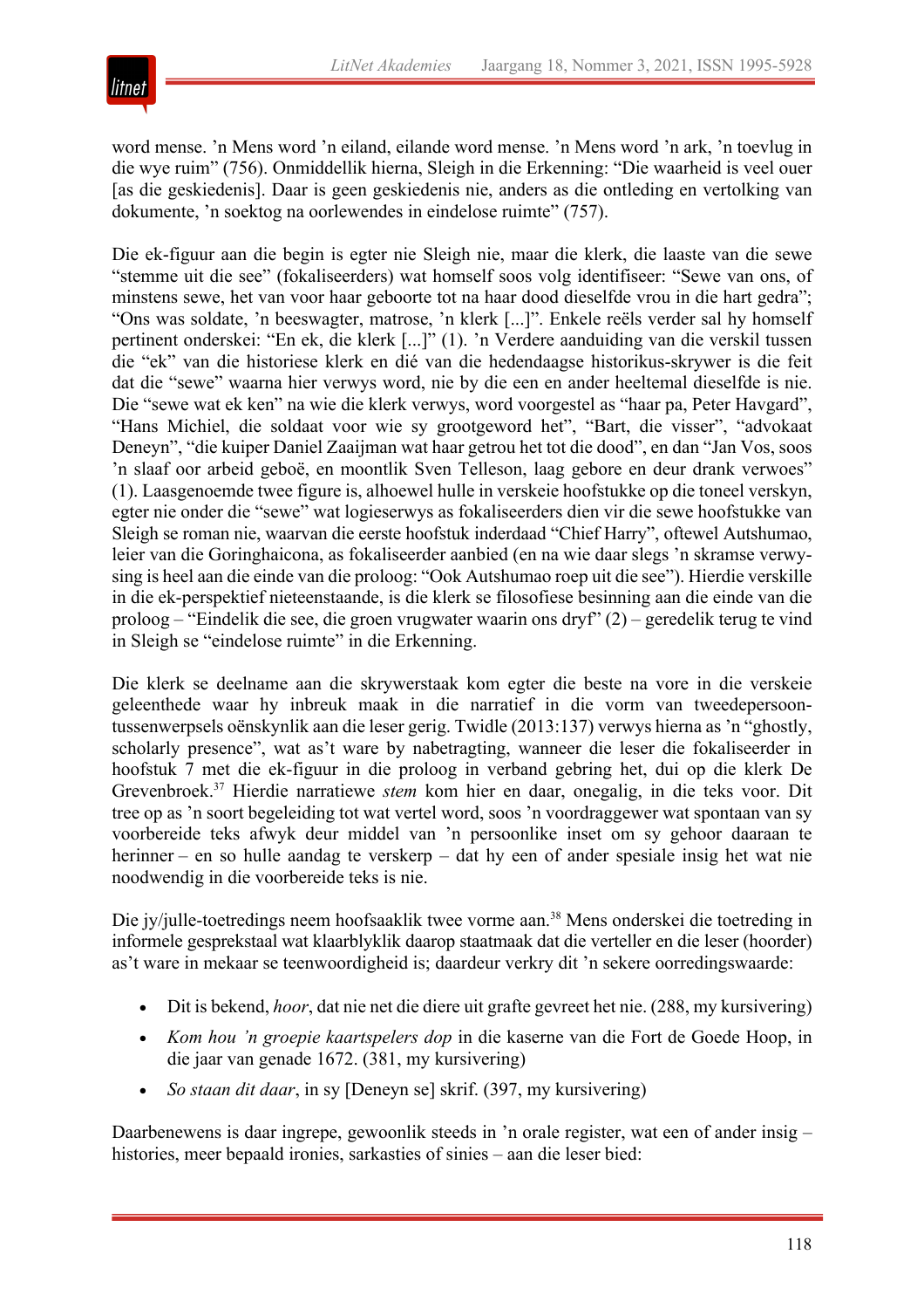word mense. ’n Mens word ’n eiland, eilande word mense. ’n Mens word ’n ark, ’n toevlug in die wye ruim” (756). Onmiddellik hierna, Sleigh in die Erkenning: “Die waarheid is veel ouer [as die geskiedenis]. Daar is geen geskiedenis nie, anders as die ontleding en vertolking van dokumente, ’n soektog na oorlewendes in eindelose ruimte” (757).

Die ek-figuur aan die begin is egter nie Sleigh nie, maar die klerk, die laaste van die sewe “stemme uit die see” (fokaliseerders) wat homself soos volg identifiseer: “Sewe van ons, of minstens sewe, het van voor haar geboorte tot na haar dood dieselfde vrou in die hart gedra”; “Ons was soldate, ’n beeswagter, matrose, ’n klerk [...]”. Enkele reëls verder sal hy homself pertinent onderskei: “En ek, die klerk [...]” (1). ’n Verdere aanduiding van die verskil tussen die “ek” van die historiese klerk en dié van die hedendaagse historikus-skrywer is die feit dat die “sewe” waarna hier verwys word, nie by die een en ander heeltemal dieselfde is nie. Die “sewe wat ek ken” na wie die klerk verwys, word voorgestel as “haar pa, Peter Havgard”, “Hans Michiel, die soldaat voor wie sy grootgeword het”, “Bart, die visser”, “advokaat Deneyn”, “die kuiper Daniel Zaaijman wat haar getrou het tot die dood”, en dan “Jan Vos, soos ’n slaaf oor arbeid geboë, en moontlik Sven Telleson, laag gebore en deur drank verwoes” (1). Laasgenoemde twee figure is, alhoewel hulle in verskeie hoofstukke op die toneel verskyn, egter nie onder die “sewe” wat logieserwys as fokaliseerders dien vir die sewe hoofstukke van Sleigh se roman nie, waarvan die eerste hoofstuk inderdaad “Chief Harry”, oftewel Autshumao, leier van die Goringhaicona, as fokaliseerder aanbied (en na wie daar slegs ’n skramse verwysing is heel aan die einde van die proloog: “Ook Autshumao roep uit die see”). Hierdie verskille in die ek-perspektief nieteenstaande, is die klerk se filosofiese besinning aan die einde van die proloog – “Eindelik die see, die groen vrugwater waarin ons dryf” (2) – geredelik terug te vind in Sleigh se “eindelose ruimte” in die Erkenning.

Die klerk se deelname aan die skrywerstaak kom egter die beste na vore in die verskeie geleenthede waar hy inbreuk maak in die narratief in die vorm van tweedepersoon-tussenwerpsels oënskynlik aan die leser gerig. Twidle (2013:137) verwys hierna as ’n “ghostly, scholarly presence”, wat as’t ware by nabetragting, wanneer die leser die fokaliseerder in hoofstuk 7 met die ek-figuur in die proloog in verband gebring het, dui op die klerk De Grevenbroek.[37] Hierdie narratiewe *stem* kom hier en daar, onegalig, in die teks voor. Dit tree op as ’n soort begeleiding tot wat vertel word, soos ’n voordraggewer wat spontaan van sy voorbereide teks afwyk deur middel van ’n persoonlike inset om sy gehoor daaraan te herinner – en so hulle aandag te verskerp – dat hy een of ander spesiale insig het wat nie noodwendig in die voorbereide teks is nie.

Die jy/julle-toetredings neem hoofsaaklik twee vorme aan.[38] Mens onderskei die toetreding in informele gesprekstaal wat klaarblyklik daarop staatmaak dat die verteller en die leser (hoorder) as’t ware in mekaar se teenwoordigheid is; daardeur verkry dit ’n sekere oorredingswaarde:

- Dit is bekend, *hoor*, dat nie net die diere uit grafte gevreet het nie. (288, my kursivering)
- *Kom hou ’n groepie kaartspelers dop* in die kaserne van die Fort de Goede Hoop, in die jaar van genade 1672. (381, my kursivering)
- *So staan dit daar*, in sy [Deneyn se] skrif. (397, my kursivering)

Daarbenewens is daar ingrepe, gewoonlik steeds in ’n orale register, wat een of ander insig – histories, meer bepaald ironies, sarkasties of sinies – aan die leser bied: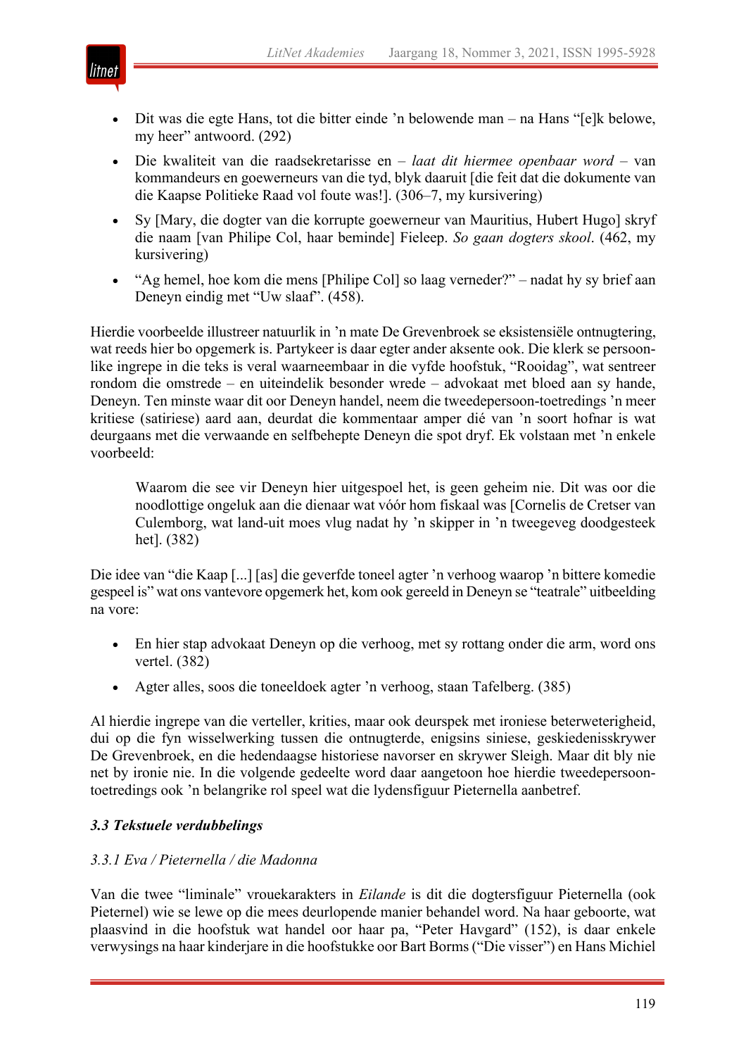- Dit was die egte Hans, tot die bitter einde ’n belowende man – na Hans “[e]k belowe, my heer” antwoord. (292)
- Die kwaliteit van die raadsekretarisse en – *laat dit hiermee openbaar word* – van kommandeurs en goewerneurs van die tyd, blyk daaruit [die feit dat die dokumente van die Kaapse Politieke Raad vol foute was!]. (306–7, my kursivering)
- Sy [Mary, die dogter van die korrupte goewerneur van Mauritius, Hubert Hugo] skryf die naam [van Philipe Col, haar beminde] Fieleep. *So gaan dogters skool*. (462, my kursivering)
- “Ag hemel, hoe kom die mens [Philipe Col] so laag verneder?” – nadat hy sy brief aan Deneyn eindig met “Uw slaaf”. (458).

Hierdie voorbeelde illustreer natuurlik in ’n mate De Grevenbroek se eksistensiële ontnugtering, wat reeds hier bo opgemerk is. Partykeer is daar egter ander aksente ook. Die klerk se persoonlike ingrepe in die teks is veral waarneembaar in die vyfde hoofstuk, “Rooidag”, wat sentreer rondom die omstrede – en uiteindelik besonder wrede – advokaat met bloed aan sy hande, Deneyn. Ten minste waar dit oor Deneyn handel, neem die tweedepersoon-toetredings ’n meer kritiese (satiriese) aard aan, deurdat die kommentaar amper dié van ’n soort hofnar is wat deurgaans met die verwaande en selfbehepte Deneyn die spot dryf. Ek volstaan met ’n enkele voorbeeld:

> Waarom die see vir Deneyn hier uitgespoel het, is geen geheim nie. Dit was oor die noodlottige ongeluk aan die dienaar wat vóór hom fiskaal was [Cornelis de Cretser van Culemborg, wat land-uit moes vlug nadat hy ’n skipper in ’n tweegeveg doodgesteek het]. (382)

Die idee van “die Kaap [...] [as] die geverfde toneel agter ’n verhoog waarop ’n bittere komedie gespeel is” wat ons vantevore opgemerk het, kom ook gereeld in Deneyn se “teatrale” uitbeelding na vore:

- En hier stap advokaat Deneyn op die verhoog, met sy rottang onder die arm, word ons vertel. (382)
- Agter alles, soos die toneeldoek agter ’n verhoog, staan Tafelberg. (385)

Al hierdie ingrepe van die verteller, krities, maar ook deurspek met ironiese beterweterigheid, dui op die fyn wisselwerking tussen die ontnugterde, enigsins siniese, geskiedenisskrywer De Grevenbroek, en die hedendaagse historiese navorser en skrywer Sleigh. Maar dit bly nie net by ironie nie. In die volgende gedeelte word daar aangetoon hoe hierdie tweedepersoon-toetredings ook ’n belangrike rol speel wat die lydensfiguur Pieternella aanbetref.

### *3.3 Tekstuele verdubbelings*

#### *3.3.1 Eva / Pieternella / die Madonna*

Van die twee “liminale” vrouekarakters in *Eilande* is dit die dogtersfiguur Pieternella (ook Pieternel) wie se lewe op die mees deurlopende manier behandel word. Na haar geboorte, wat plaasvind in die hoofstuk wat handel oor haar pa, “Peter Havgard” (152), is daar enkele verwysings na haar kinderjare in die hoofstukke oor Bart Borms (“Die visser”) en Hans Michiel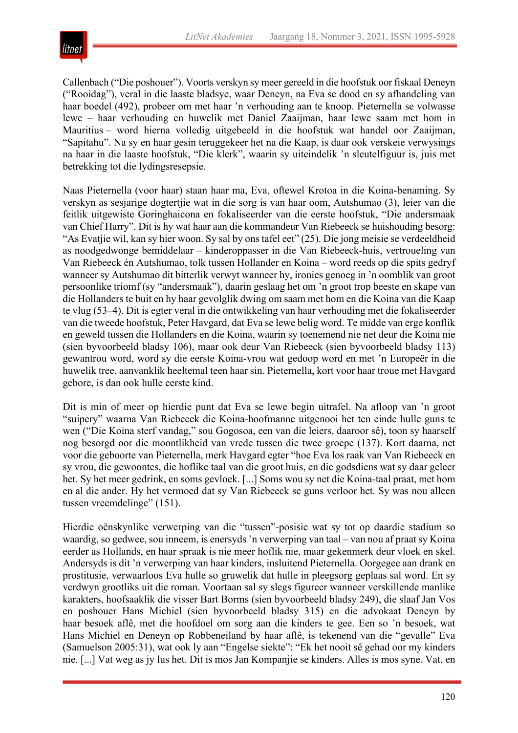Callenbach ("Die poshouer"). Voorts verskyn sy meer gereeld in die hoofstuk oor fiskaal Deneyn ("Rooidag"), veral in die laaste bladsye, waar Deneyn, na Eva se dood en sy afhandeling van haar boedel (492), probeer om met haar ’n verhouding aan te knoop. Pieternella se volwasse lewe – haar verhouding en huwelik met Daniel Zaaijman, haar lewe saam met hom in Mauritius – word hierna volledig uitgebeeld in die hoofstuk wat handel oor Zaaijman, "Sapitahu". Na sy en haar gesin teruggekeer het na die Kaap, is daar ook verskeie verwysings na haar in die laaste hoofstuk, "Die klerk", waarin sy uiteindelik ’n sleutelfiguur is, juis met betrekking tot die lydingsresepsie.

Naas Pieternella (voor haar) staan haar ma, Eva, oftewel Krotoa in die Koina-benaming. Sy verskyn as sesjarige dogtertjie wat in die sorg is van haar oom, Autshumao (3), leier van die feitlik uitgewiste Goringhaicona en fokaliseerder van die eerste hoofstuk, "Die andersmaak van Chief Harry". Dit is hy wat haar aan die kommandeur Van Riebeeck se huishouding besorg: "As Evatjie wil, kan sy hier woon. Sy sal by ons tafel eet" (25). Die jong meisie se verdeeldheid as noodgedwonge bemiddelaar – kinderoppasser in die Van Riebeeck-huis, vertroueling van Van Riebeeck én Autshumao, tolk tussen Hollander en Koina – word reeds op die spits gedryf wanneer sy Autshumao dit bitterlik verwyt wanneer hy, ironies genoeg in ’n oomblik van groot persoonlike triomf (sy "andersmaak"), daarin geslaag het om ’n groot trop beeste en skape van die Hollanders te buit en hy haar gevolglik dwing om saam met hom en die Koina van die Kaap te vlug (53–4). Dit is egter veral in die ontwikkeling van haar verhouding met die fokaliseerder van die tweede hoofstuk, Peter Havgard, dat Eva se lewe belig word. Te midde van erge konflik en geweld tussen die Hollanders en die Koina, waarin sy toenemend nie net deur die Koina nie (sien byvoorbeeld bladsy 106), maar ook deur Van Riebeeck (sien byvoorbeeld bladsy 113) gewantrou word, word sy die eerste Koina-vrou wat gedoop word en met ’n Europeër in die huwelik tree, aanvanklik heeltemal teen haar sin. Pieternella, kort voor haar troue met Havgard gebore, is dan ook hulle eerste kind.

Dit is min of meer op hierdie punt dat Eva se lewe begin uitrafel. Na afloop van ’n groot "suipery" waarna Van Riebeeck die Koina-hoofmanne uitgenooi het ten einde hulle guns te wen ("Die Koina sterf vandag," sou Gogosoa, een van die leiers, daaroor sê), toon sy haarself nog besorgd oor die moontlikheid van vrede tussen die twee groepe (137). Kort daarna, net voor die geboorte van Pieternella, merk Havgard egter "hoe Eva los raak van Van Riebeeck en sy vrou, die gewoontes, die hoflike taal van die groot huis, en die godsdiens wat sy daar geleer het. Sy het meer gedrink, en soms gevloek. [...] Soms wou sy net die Koina-taal praat, met hom en al die ander. Hy het vermoed dat sy Van Riebeeck se guns verloor het. Sy was nou alleen tussen vreemdelinge" (151).

Hierdie oënskynlike verwerping van die "tussen"-posisie wat sy tot op daardie stadium so waardig, so gedwee, sou inneem, is enersyds ’n verwerping van taal – van nou af praat sy Koina eerder as Hollands, en haar spraak is nie meer hoflik nie, maar gekenmerk deur vloek en skel. Andersyds is dit ’n verwerping van haar kinders, insluitend Pieternella. Oorgegee aan drank en prostitusie, verwaarloos Eva hulle so gruwelik dat hulle in pleegsorg geplaas sal word. En sy verdwyn grootliks uit die roman. Voortaan sal sy slegs figureer wanneer verskillende manlike karakters, hoofsaaklik die visser Bart Borms (sien byvoorbeeld bladsy 249), die slaaf Jan Vos en poshouer Hans Michiel (sien byvoorbeeld bladsy 315) en die advokaat Deneyn by haar besoek aflê, met die hoofdoel om sorg aan die kinders te gee. Een so ’n besoek, wat Hans Michiel en Deneyn op Robbeneiland by haar aflê, is tekenend van die "gevalle" Eva (Samuelson 2005:31), wat ook ly aan "Engelse siekte": "Ek het nooit sê gehad oor my kinders nie. [...] Vat weg as jy lus het. Dit is mos Jan Kompanjie se kinders. Alles is mos syne. Vat, en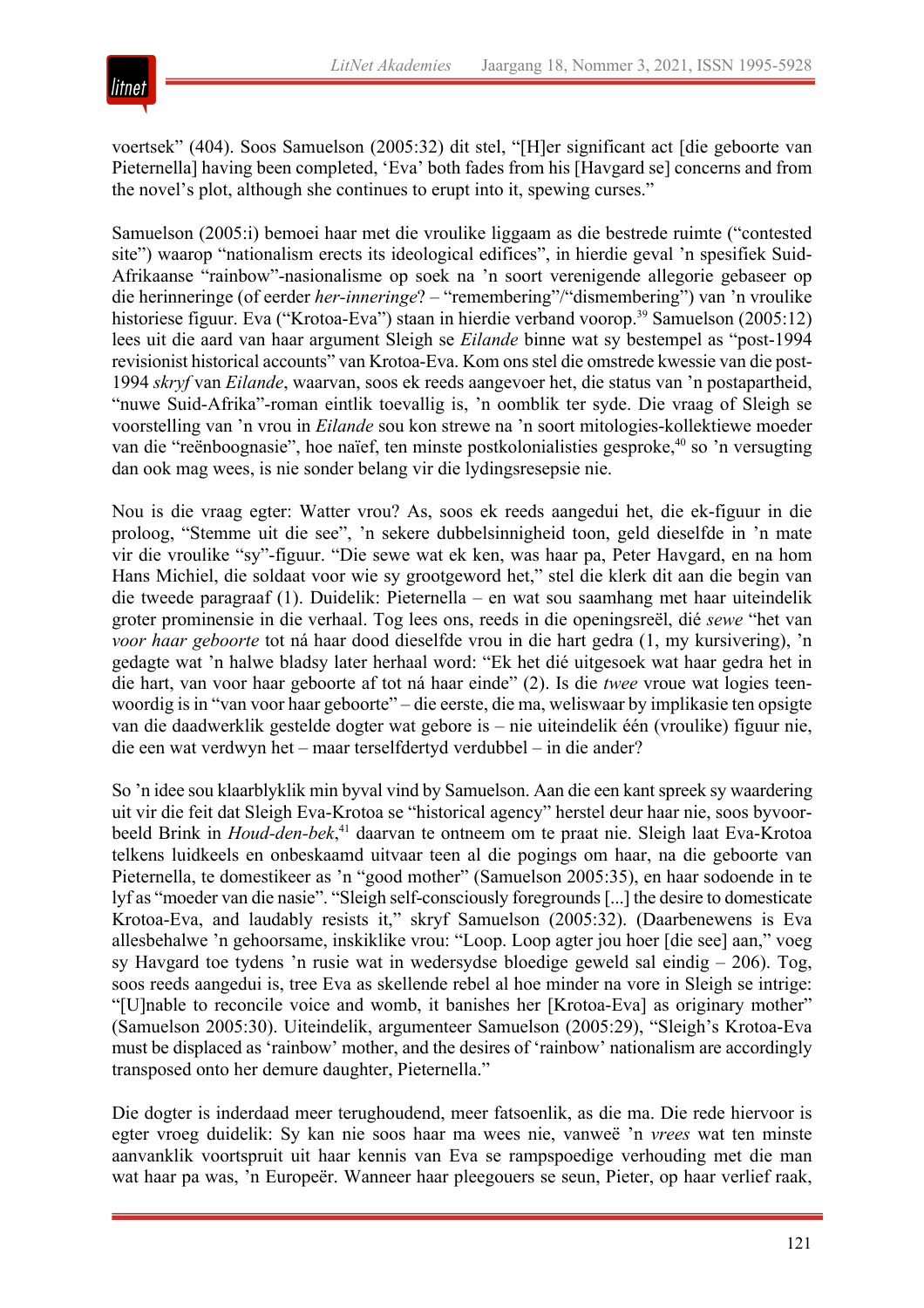voertsek" (404). Soos Samuelson (2005:32) dit stel, "[H]er significant act [die geboorte van Pieternella] having been completed, 'Eva' both fades from his [Havgard se] concerns and from the novel's plot, although she continues to erupt into it, spewing curses."

Samuelson (2005:i) bemoei haar met die vroulike liggaam as die bestrede ruimte ("contested site") waarop "nationalism erects its ideological edifices", in hierdie geval 'n spesifiek Suid-Afrikaanse "rainbow"-nasionalisme op soek na 'n soort verenigende allegorie gebaseer op die herinneringe (of eerder *her-inneringe*? – "remembering"/"dismembering") van 'n vroulike historiese figuur. Eva ("Krotoa-Eva") staan in hierdie verband voorop.[39] Samuelson (2005:12) lees uit die aard van haar argument Sleigh se *Eilande* binne wat sy bestempel as "post-1994 revisionist historical accounts" van Krotoa-Eva. Kom ons stel die omstrede kwessie van die post-1994 *skryf* van *Eilande*, waarvan, soos ek reeds aangevoer het, die status van 'n postapartheid, "nuwe Suid-Afrika"-roman eintlik toevallig is, 'n oomblik ter syde. Die vraag of Sleigh se voorstelling van 'n vrou in *Eilande* sou kon strewe na 'n soort mitologies-kollektiewe moeder van die "reënboognasie", hoe naïef, ten minste postkolonialisties gesproke,[40] so 'n versugting dan ook mag wees, is nie sonder belang vir die lydingsresepsie nie.

Nou is die vraag egter: Watter vrou? As, soos ek reeds aangedui het, die ek-figuur in die proloog, "Stemme uit die see", 'n sekere dubbelsinnigheid toon, geld dieselfde in 'n mate vir die vroulike "sy"-figuur. "Die sewe wat ek ken, was haar pa, Peter Havgard, en na hom Hans Michiel, die soldaat voor wie sy grootgeword het," stel die klerk dit aan die begin van die tweede paragraaf (1). Duidelik: Pieternella – en wat sou saamhang met haar uiteindelik groter prominensie in die verhaal. Tog lees ons, reeds in die openingsreël, dié *sewe* "het van *voor haar geboorte* tot ná haar dood dieselfde vrou in die hart gedra (1, my kursivering), 'n gedagte wat 'n halwe bladsy later herhaal word: "Ek het dié uitgesoek wat haar gedra het in die hart, van voor haar geboorte af tot ná haar einde" (2). Is die *twee* vroue wat logies teenwoordig is in "van voor haar geboorte" – die eerste, die ma, weliswaar by implikasie ten opsigte van die daadwerklik gestelde dogter wat gebore is – nie uiteindelik één (vroulike) figuur nie, die een wat verdwyn het – maar terselfdertyd verdubbel – in die ander?

So 'n idee sou klaarblyklik min byval vind by Samuelson. Aan die een kant spreek sy waardering uit vir die feit dat Sleigh Eva-Krotoa se "historical agency" herstel deur haar nie, soos byvoorbeeld Brink in *Houd-den-bek*,[41] daarvan te ontneem om te praat nie. Sleigh laat Eva-Krotoa telkens luidkeels en onbeskaamd uitvaar teen al die pogings om haar, na die geboorte van Pieternella, te domestikeer as 'n "good mother" (Samuelson 2005:35), en haar sodoende in te lyf as "moeder van die nasie". "Sleigh self-consciously foregrounds [...] the desire to domesticate Krotoa-Eva, and laudably resists it," skryf Samuelson (2005:32). (Daarbenewens is Eva allesbehalwe 'n gehoorsame, inskiklike vrou: "Loop. Loop agter jou hoer [die see] aan," voeg sy Havgard toe tydens 'n rusie wat in wedersydse bloedige geweld sal eindig – 206). Tog, soos reeds aangedui is, tree Eva as skellende rebel al hoe minder na vore in Sleigh se intrige: "[U]nable to reconcile voice and womb, it banishes her [Krotoa-Eva] as originary mother" (Samuelson 2005:30). Uiteindelik, argumenteer Samuelson (2005:29), "Sleigh's Krotoa-Eva must be displaced as 'rainbow' mother, and the desires of 'rainbow' nationalism are accordingly transposed onto her demure daughter, Pieternella."

Die dogter is inderdaad meer terughoudend, meer fatsoenlik, as die ma. Die rede hiervoor is egter vroeg duidelik: Sy kan nie soos haar ma wees nie, vanweë 'n *vrees* wat ten minste aanvanklik voortspruit uit haar kennis van Eva se rampspoedige verhouding met die man wat haar pa was, 'n Europeër. Wanneer haar pleegouers se seun, Pieter, op haar verlief raak,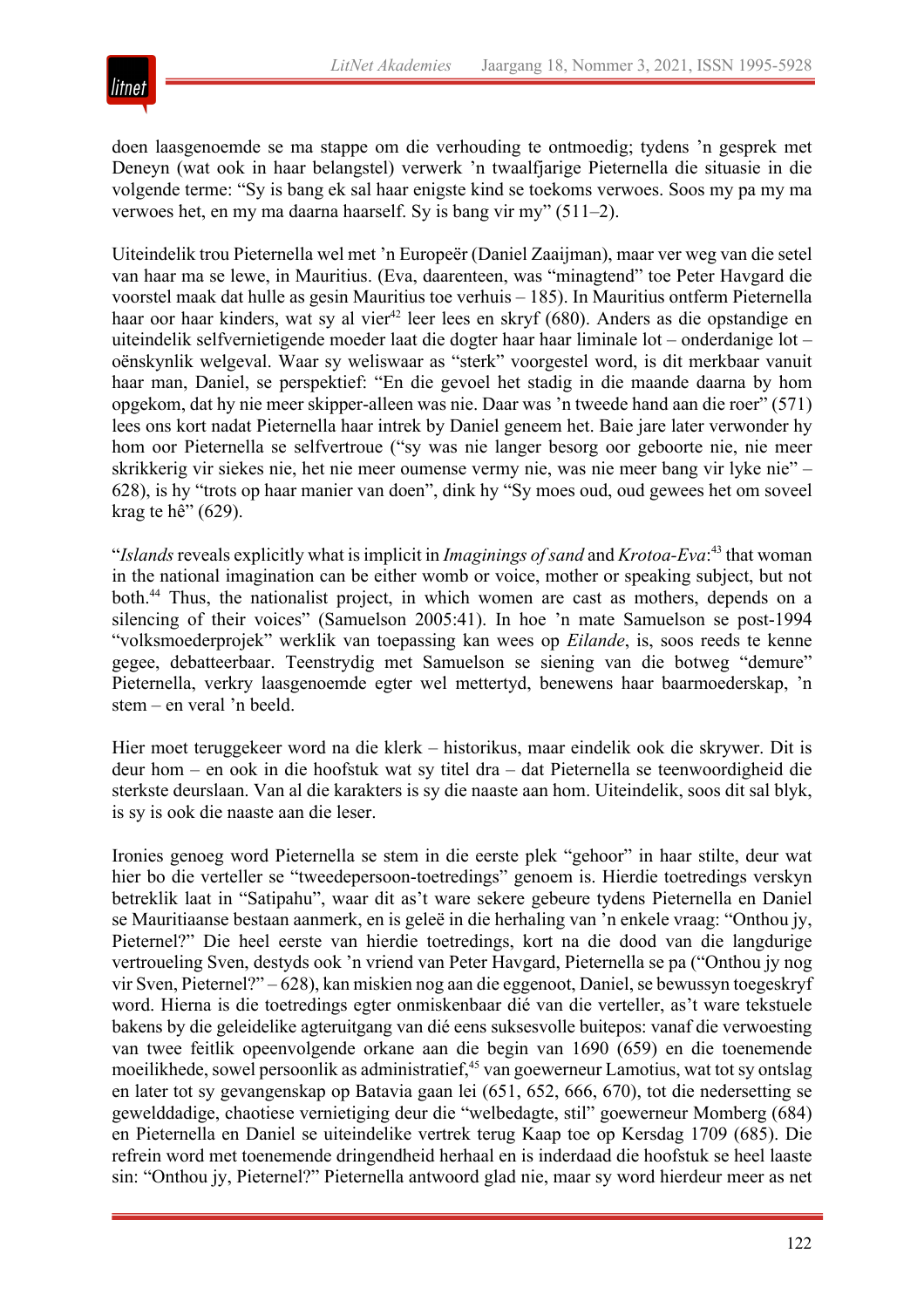doen laasgenoemde se ma stappe om die verhouding te ontmoedig; tydens ’n gesprek met Deneyn (wat ook in haar belangstel) verwerk ’n twaalfjarige Pieternella die situasie in die volgende terme: “Sy is bang ek sal haar enigste kind se toekoms verwoes. Soos my pa my ma verwoes het, en my ma daarna haarself. Sy is bang vir my” (511–2).

Uiteindelik trou Pieternella wel met ’n Europeër (Daniel Zaaijman), maar ver weg van die setel van haar ma se lewe, in Mauritius. (Eva, daarenteen, was “minagtend” toe Peter Havgard die voorstel maak dat hulle as gesin Mauritius toe verhuis – 185). In Mauritius ontferm Pieternella haar oor haar kinders, wat sy al vier[42] leer lees en skryf (680). Anders as die opstandige en uiteindelik selfvernietigende moeder laat die dogter haar haar liminale lot – onderdanige lot – oënskynlik welgeval. Waar sy weliswaar as “sterk” voorgestel word, is dit merkbaar vanuit haar man, Daniel, se perspektief: “En die gevoel het stadig in die maande daarna by hom opgekom, dat hy nie meer skipper-alleen was nie. Daar was ’n tweede hand aan die roer” (571) lees ons kort nadat Pieternella haar intrek by Daniel geneem het. Baie jare later verwonder hy hom oor Pieternella se selfvertroue (“sy was nie langer besorg oor geboorte nie, nie meer skrikkerig vir siekes nie, het nie meer oumense vermy nie, was nie meer bang vir lyke nie” – 628), is hy “trots op haar manier van doen”, dink hy “Sy moes oud, oud gewees het om soveel krag te hê” (629).

“*Islands* reveals explicitly what is implicit in *Imaginings of sand* and *Krotoa-Eva*:[43] that woman in the national imagination can be either womb or voice, mother or speaking subject, but not both.[44] Thus, the nationalist project, in which women are cast as mothers, depends on a silencing of their voices” (Samuelson 2005:41). In hoe ’n mate Samuelson se post-1994 “volksmoederprojek” werklik van toepassing kan wees op *Eilande*, is, soos reeds te kenne gegee, debatteerbaar. Teenstrydig met Samuelson se siening van die botweg “demure” Pieternella, verkry laasgenoemde egter wel mettertyd, benewens haar baarmoederskap, ’n stem – en veral ’n beeld.

Hier moet teruggekeer word na die klerk – historikus, maar eindelik ook die skrywer. Dit is deur hom – en ook in die hoofstuk wat sy titel dra – dat Pieternella se teenwoordigheid die sterkste deurslaan. Van al die karakters is sy die naaste aan hom. Uiteindelik, soos dit sal blyk, is sy is ook die naaste aan die leser.

Ironies genoeg word Pieternella se stem in die eerste plek “gehoor” in haar stilte, deur wat hier bo die verteller se “tweedepersoon-toetredings” genoem is. Hierdie toetredings verskyn betreklik laat in “Satipahu”, waar dit as’t ware sekere gebeure tydens Pieternella en Daniel se Mauritiaanse bestaan aanmerk, en is geleë in die herhaling van ’n enkele vraag: “Onthou jy, Pieternel?” Die heel eerste van hierdie toetredings, kort na die dood van die langdurige vertroueling Sven, destyds ook ’n vriend van Peter Havgard, Pieternella se pa (“Onthou jy nog vir Sven, Pieternel?” – 628), kan miskien nog aan die eggenoot, Daniel, se bewussyn toegeskryf word. Hierna is die toetredings egter onmiskenbaar dié van die verteller, as’t ware tekstuele bakens by die geleidelike agteruitgang van dié eens suksesvolle buitepos: vanaf die verwoesting van twee feitlik opeenvolgende orkane aan die begin van 1690 (659) en die toenemende moeilikhede, sowel persoonlik as administratief,[45] van goewerneur Lamotius, wat tot sy ontslag en later tot sy gevangenskap op Batavia gaan lei (651, 652, 666, 670), tot die nedersetting se gewelddadige, chaotiese vernietiging deur die “welbedagte, stil” goewerneur Momberg (684) en Pieternella en Daniel se uiteindelike vertrek terug Kaap toe op Kersdag 1709 (685). Die refrein word met toenemende dringendheid herhaal en is inderdaad die hoofstuk se heel laaste sin: “Onthou jy, Pieternel?” Pieternella antwoord glad nie, maar sy word hierdeur meer as net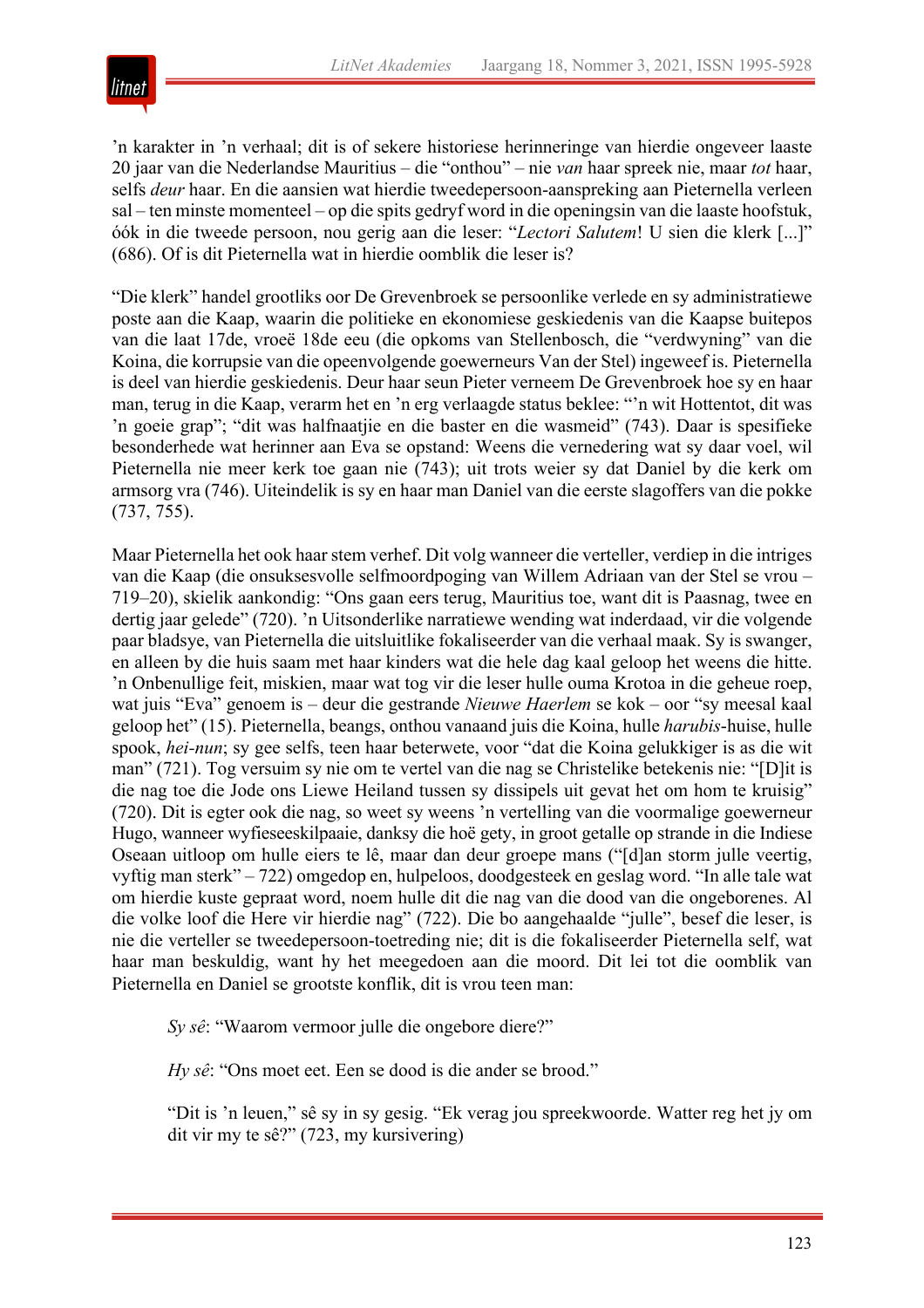’n karakter in ’n verhaal; dit is of sekere historiese herinneringe van hierdie ongeveer laaste 20 jaar van die Nederlandse Mauritius – die “onthou” – nie *van* haar spreek nie, maar *tot* haar, selfs *deur* haar. En die aansien wat hierdie tweedepersoon-aanspreking aan Pieternella verleen sal – ten minste momenteel – op die spits gedryf word in die openingsin van die laaste hoofstuk, óók in die tweede persoon, nou gerig aan die leser: “*Lectori Salutem*! U sien die klerk [...]” (686). Of is dit Pieternella wat in hierdie oomblik die leser is?

“Die klerk” handel grootliks oor De Grevenbroek se persoonlike verlede en sy administratiewe poste aan die Kaap, waarin die politieke en ekonomiese geskiedenis van die Kaapse buitepos van die laat 17de, vroeë 18de eeu (die opkoms van Stellenbosch, die “verdwyning” van die Koina, die korrupsie van die opeenvolgende goewerneurs Van der Stel) ingeweef is. Pieternella is deel van hierdie geskiedenis. Deur haar seun Pieter verneem De Grevenbroek hoe sy en haar man, terug in die Kaap, verarm het en ’n erg verlaagde status beklee: “’n wit Hottentot, dit was ’n goeie grap”; “dit was halfnaatjie en die baster en die wasmeid” (743). Daar is spesifieke besonderhede wat herinner aan Eva se opstand: Weens die vernedering wat sy daar voel, wil Pieternella nie meer kerk toe gaan nie (743); uit trots weier sy dat Daniel by die kerk om armsorg vra (746). Uiteindelik is sy en haar man Daniel van die eerste slagoffers van die pokke (737, 755).

Maar Pieternella het ook haar stem verhef. Dit volg wanneer die verteller, verdiep in die intriges van die Kaap (die onsuksesvolle selfmoordpoging van Willem Adriaan van der Stel se vrou – 719–20), skielik aankondig: “Ons gaan eers terug, Mauritius toe, want dit is Paasnag, twee en dertig jaar gelede” (720). ’n Uitsonderlike narratiewe wending wat inderdaad, vir die volgende paar bladsye, van Pieternella die uitsluitlike fokaliseerder van die verhaal maak. Sy is swanger, en alleen by die huis saam met haar kinders wat die hele dag kaal geloop het weens die hitte. ’n Onbenullige feit, miskien, maar wat tog vir die leser hulle ouma Krotoa in die geheue roep, wat juis “Eva” genoem is – deur die gestrande *Nieuwe Haerlem* se kok – oor “sy meesal kaal geloop het” (15). Pieternella, beangs, onthou vanaand juis die Koina, hulle *harubis*-huise, hulle spook, *hei-nun*; sy gee selfs, teen haar beterwete, voor “dat die Koina gelukkiger is as die wit man” (721). Tog versuim sy nie om te vertel van die nag se Christelike betekenis nie: “[D]it is die nag toe die Jode ons Liewe Heiland tussen sy dissipels uit gevat het om hom te kruisig” (720). Dit is egter ook die nag, so weet sy weens ’n vertelling van die voormalige goewerneur Hugo, wanneer wyfieseeskilpaaie, danksy die hoë gety, in groot getalle op strande in die Indiese Oseaan uitloop om hulle eiers te lê, maar dan deur groepe mans (“[d]an storm julle veertig, vyftig man sterk” – 722) omgedop en, hulpeloos, doodgesteek en geslag word. “In alle tale wat om hierdie kuste gepraat word, noem hulle dit die nag van die dood van die ongeborenes. Al die volke loof die Here vir hierdie nag” (722). Die bo aangehaalde “julle”, besef die leser, is nie die verteller se tweedepersoon-toetreding nie; dit is die fokaliseerder Pieternella self, wat haar man beskuldig, want hy het meegedoen aan die moord. Dit lei tot die oomblik van Pieternella en Daniel se grootste konflik, dit is vrou teen man:

> *Sy sê*: “Waarom vermoor julle die ongebore diere?”
>
> *Hy sê*: “Ons moet eet. Een se dood is die ander se brood.”
>
> “Dit is ’n leuen,” sê sy in sy gesig. “Ek verag jou spreekwoorde. Watter reg het jy om dit vir my te sê?” (723, my kursivering)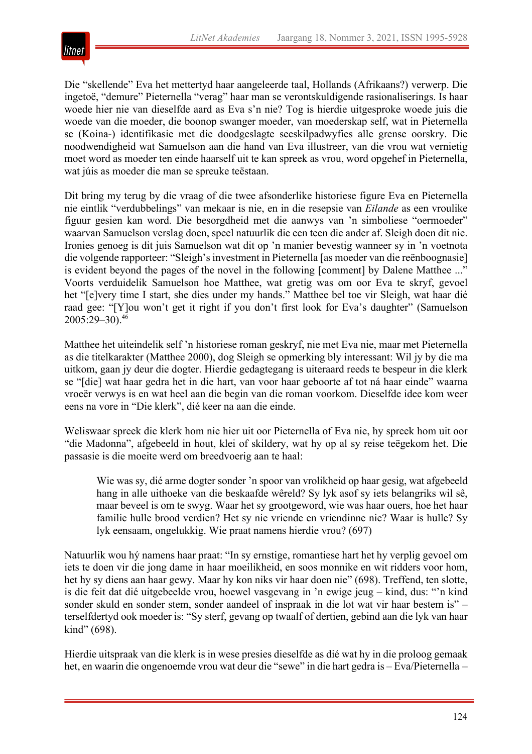Die "skellende" Eva het mettertyd haar aangeleerde taal, Hollands (Afrikaans?) verwerp. Die ingetoë, "demure" Pieternella "verag" haar man se verontskuldigende rasionaliserings. Is haar woede hier nie van dieselfde aard as Eva s'n nie? Tog is hierdie uitgesproke woede juis die woede van die moeder, die boonop swanger moeder, van moederskap self, wat in Pieternella se (Koina-) identifikasie met die doodgeslagte seeskilpadwyfies alle grense oorskry. Die noodwendigheid wat Samuelson aan die hand van Eva illustreer, van die vrou wat vernietig moet word as moeder ten einde haarself uit te kan spreek as vrou, word opgehef in Pieternella, wat júis as moeder die man se spreuke teëstaan.

Dit bring my terug by die vraag of die twee afsonderlike historiese figure Eva en Pieternella nie eintlik "verdubbelings" van mekaar is nie, en in die resepsie van *Eilande* as een vroulike figuur gesien kan word. Die besorgdheid met die aanwys van 'n simboliese "oermoeder" waarvan Samuelson verslag doen, speel natuurlik die een teen die ander af. Sleigh doen dit nie. Ironies genoeg is dit juis Samuelson wat dit op 'n manier bevestig wanneer sy in 'n voetnota die volgende rapporteer: "Sleigh's investment in Pieternella [as moeder van die reënboognasie] is evident beyond the pages of the novel in the following [comment] by Dalene Matthee ..." Voorts verduidelik Samuelson hoe Matthee, wat gretig was om oor Eva te skryf, gevoel het "[e]very time I start, she dies under my hands." Matthee bel toe vir Sleigh, wat haar dié raad gee: "[Y]ou won't get it right if you don't first look for Eva's daughter" (Samuelson 2005:29–30).[46]

Matthee het uiteindelik self 'n historiese roman geskryf, nie met Eva nie, maar met Pieternella as die titelkarakter (Matthee 2000), dog Sleigh se opmerking bly interessant: Wil jy by die ma uitkom, gaan jy deur die dogter. Hierdie gedagtegang is uiteraard reeds te bespeur in die klerk se "[die] wat haar gedra het in die hart, van voor haar geboorte af tot ná haar einde" waarna vroeër verwys is en wat heel aan die begin van die roman voorkom. Dieselfde idee kom weer eens na vore in "Die klerk", dié keer na aan die einde.

Weliswaar spreek die klerk hom nie hier uit oor Pieternella of Eva nie, hy spreek hom uit oor "die Madonna", afgebeeld in hout, klei of skildery, wat hy op al sy reise teëgekom het. Die passasie is die moeite werd om breedvoerig aan te haal:

> Wie was sy, dié arme dogter sonder 'n spoor van vrolikheid op haar gesig, wat afgebeeld hang in alle uithoeke van die beskaafde wêreld? Sy lyk asof sy iets belangriks wil sê, maar beveel is om te swyg. Waar het sy grootgeword, wie was haar ouers, hoe het haar familie hulle brood verdien? Het sy nie vriende en vriendinne nie? Waar is hulle? Sy lyk eensaam, ongelukkig. Wie praat namens hierdie vrou? (697)

Natuurlik wou hý namens haar praat: "In sy ernstige, romantiese hart het hy verplig gevoel om iets te doen vir die jong dame in haar moeilikheid, en soos monnike en wit ridders voor hom, het hy sy diens aan haar gewy. Maar hy kon niks vir haar doen nie" (698). Treffend, ten slotte, is die feit dat dié uitgebeelde vrou, hoewel vasgevang in 'n ewige jeug – kind, dus: "'n kind sonder skuld en sonder stem, sonder aandeel of inspraak in die lot wat vir haar bestem is" – terselfdertyd ook moeder is: "Sy sterf, gevang op twaalf of dertien, gebind aan die lyk van haar kind" (698).

Hierdie uitspraak van die klerk is in wese presies dieselfde as dié wat hy in die proloog gemaak het, en waarin die ongenoemde vrou wat deur die "sewe" in die hart gedra is – Eva/Pieternella –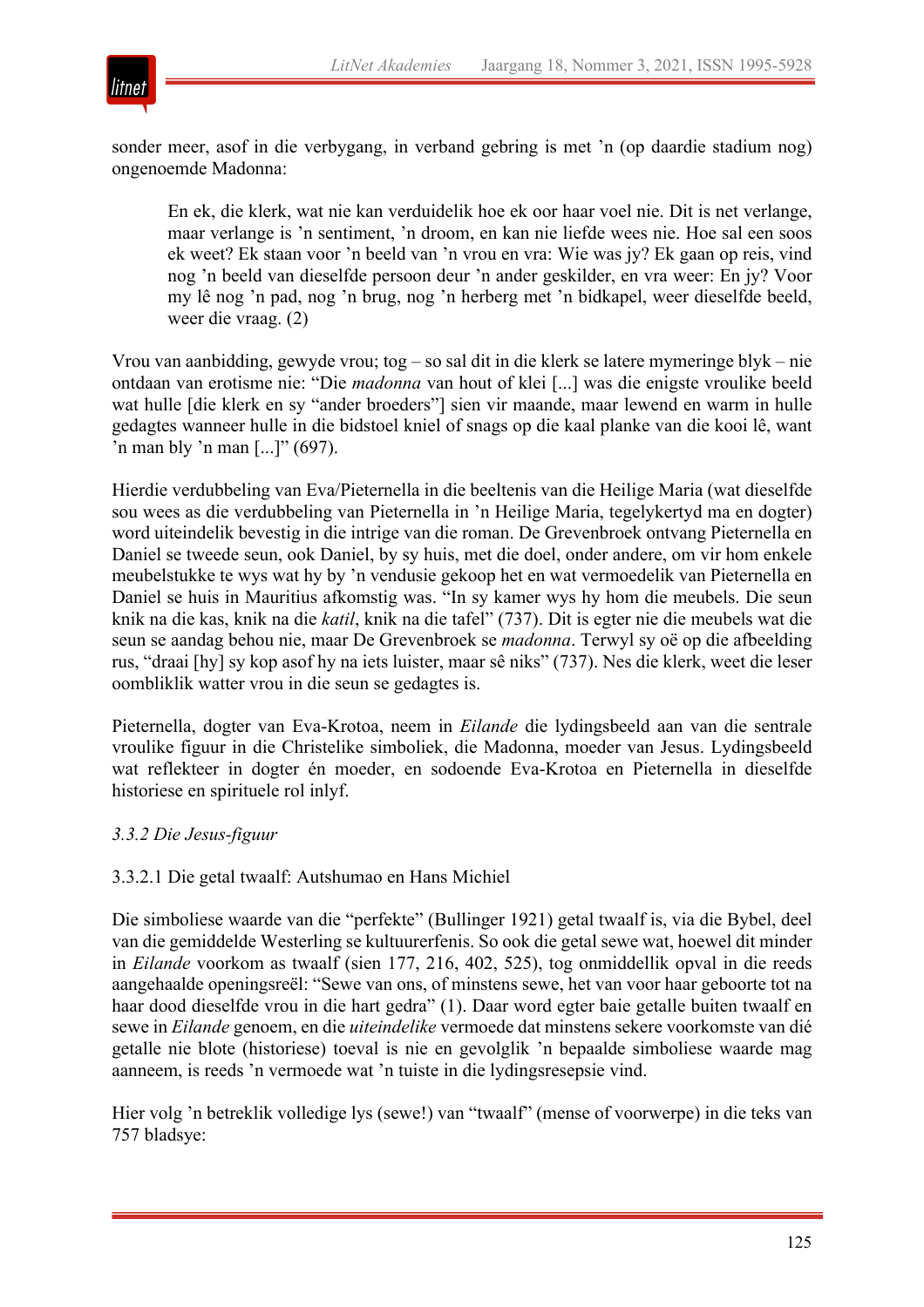sonder meer, asof in die verbygang, in verband gebring is met ’n (op daardie stadium nog) ongenoemde Madonna:

> En ek, die klerk, wat nie kan verduidelik hoe ek oor haar voel nie. Dit is net verlange, maar verlange is ’n sentiment, ’n droom, en kan nie liefde wees nie. Hoe sal een soos ek weet? Ek staan voor ’n beeld van ’n vrou en vra: Wie was jy? Ek gaan op reis, vind nog ’n beeld van dieselfde persoon deur ’n ander geskilder, en vra weer: En jy? Voor my lê nog ’n pad, nog ’n brug, nog ’n herberg met ’n bidkapel, weer dieselfde beeld, weer die vraag. (2)

Vrou van aanbidding, gewyde vrou; tog – so sal dit in die klerk se latere mymeringe blyk – nie ontdaan van erotisme nie: “Die *madonna* van hout of klei [...] was die enigste vroulike beeld wat hulle [die klerk en sy “ander broeders”] sien vir maande, maar lewend en warm in hulle gedagtes wanneer hulle in die bidstoel kniel of snags op die kaal planke van die kooi lê, want ’n man bly ’n man [...]” (697).

Hierdie verdubbeling van Eva/Pieternella in die beeltenis van die Heilige Maria (wat dieselfde sou wees as die verdubbeling van Pieternella in ’n Heilige Maria, tegelykertyd ma en dogter) word uiteindelik bevestig in die intrige van die roman. De Grevenbroek ontvang Pieternella en Daniel se tweede seun, ook Daniel, by sy huis, met die doel, onder andere, om vir hom enkele meubelstukke te wys wat hy by ’n vendusie gekoop het en wat vermoedelik van Pieternella en Daniel se huis in Mauritius afkomstig was. “In sy kamer wys hy hom die meubels. Die seun knik na die kas, knik na die *katil*, knik na die tafel” (737). Dit is egter nie die meubels wat die seun se aandag behou nie, maar De Grevenbroek se *madonna*. Terwyl sy oë op die afbeelding rus, “draai [hy] sy kop asof hy na iets luister, maar sê niks” (737). Nes die klerk, weet die leser oombliklik watter vrou in die seun se gedagtes is.

Pieternella, dogter van Eva-Krotoa, neem in *Eilande* die lydingsbeeld aan van die sentrale vroulike figuur in die Christelike simboliek, die Madonna, moeder van Jesus. Lydingsbeeld wat reflekteer in dogter én moeder, en sodoende Eva-Krotoa en Pieternella in dieselfde historiese en spirituele rol inlyf.

### *3.3.2 Die Jesus-figuur*

#### 3.3.2.1 Die getal twaalf: Autshumao en Hans Michiel

Die simboliese waarde van die “perfekte” (Bullinger 1921) getal twaalf is, via die Bybel, deel van die gemiddelde Westerling se kultuurerfenis. So ook die getal sewe wat, hoewel dit minder in *Eilande* voorkom as twaalf (sien 177, 216, 402, 525), tog onmiddellik opval in die reeds aangehaalde openingsreël: “Sewe van ons, of minstens sewe, het van voor haar geboorte tot na haar dood dieselfde vrou in die hart gedra” (1). Daar word egter baie getalle buiten twaalf en sewe in *Eilande* genoem, en die *uiteindelike* vermoede dat minstens sekere voorkomste van dié getalle nie blote (historiese) toeval is nie en gevolglik ’n bepaalde simboliese waarde mag aanneem, is reeds ’n vermoede wat ’n tuiste in die lydingsresepsie vind.

Hier volg ’n betreklik volledige lys (sewe!) van “twaalf” (mense of voorwerpe) in die teks van 757 bladsye: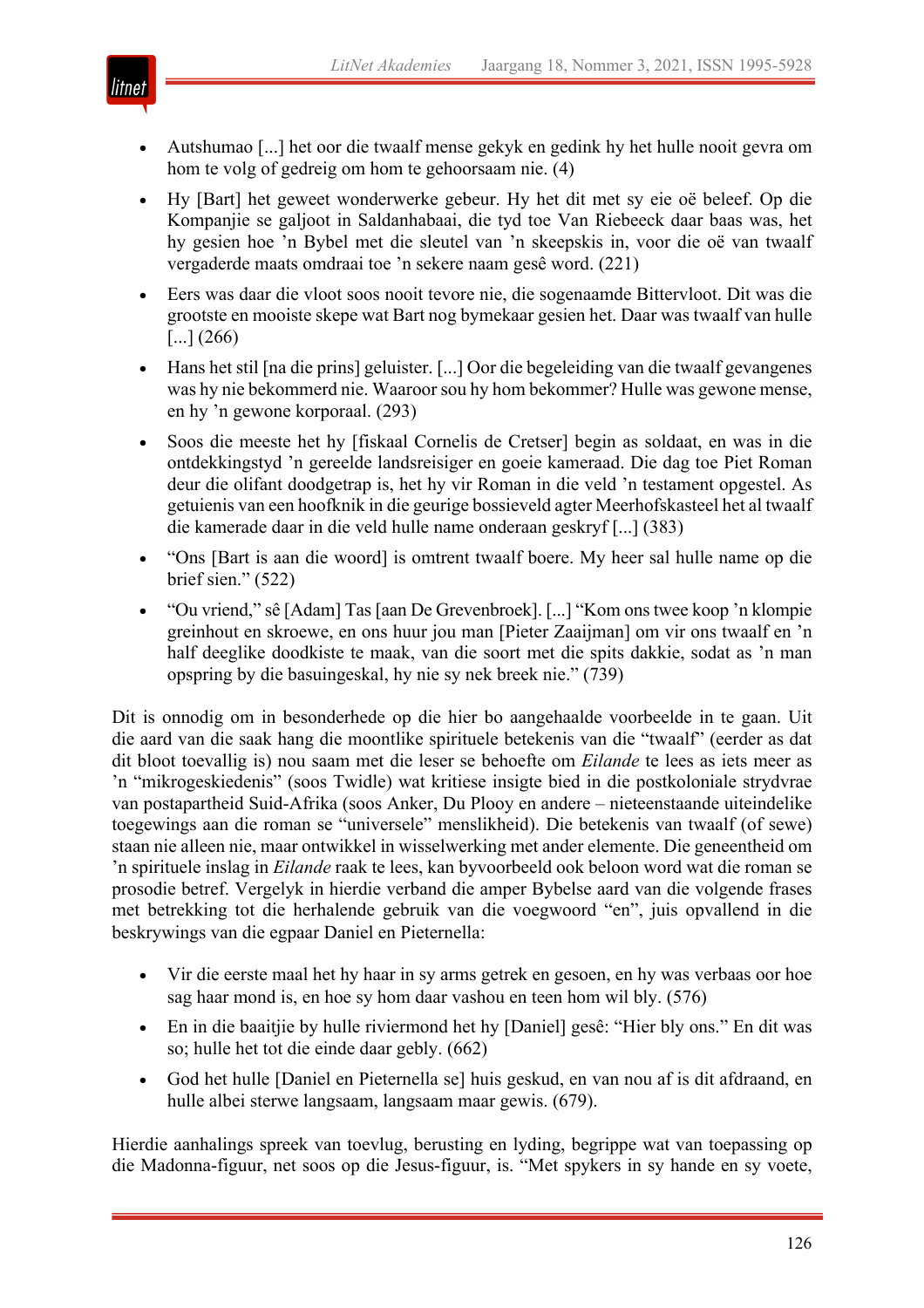- Autshumao [...] het oor die twaalf mense gekyk en gedink hy het hulle nooit gevra om hom te volg of gedreig om hom te gehoorsaam nie. (4)
- Hy [Bart] het geweet wonderwerke gebeur. Hy het dit met sy eie oë beleef. Op die Kompanjie se galjoot in Saldanhabaai, die tyd toe Van Riebeeck daar baas was, het hy gesien hoe ’n Bybel met die sleutel van ’n skeepskis in, voor die oë van twaalf vergaderde maats omdraai toe ’n sekere naam gesê word. (221)
- Eers was daar die vloot soos nooit tevore nie, die sogenaamde Bittervloot. Dit was die grootste en mooiste skepe wat Bart nog bymekaar gesien het. Daar was twaalf van hulle [...] (266)
- Hans het stil [na die prins] geluister. [...] Oor die begeleiding van die twaalf gevangenes was hy nie bekommerd nie. Waaroor sou hy hom bekommer? Hulle was gewone mense, en hy ’n gewone korporaal. (293)
- Soos die meeste het hy [fiskaal Cornelis de Cretser] begin as soldaat, en was in die ontdekkingstyd ’n gereelde landsreisiger en goeie kameraad. Die dag toe Piet Roman deur die olifant doodgetrap is, het hy vir Roman in die veld ’n testament opgestel. As getuienis van een hoofknik in die geurige bossieveld agter Meerhofskasteel het al twaalf die kamerade daar in die veld hulle name onderaan geskryf [...] (383)
- “Ons [Bart is aan die woord] is omtrent twaalf boere. My heer sal hulle name op die brief sien.” (522)
- “Ou vriend,” sê [Adam] Tas [aan De Grevenbroek]. [...] “Kom ons twee koop ’n klompie greinhout en skroewe, en ons huur jou man [Pieter Zaaijman] om vir ons twaalf en ’n half deeglike doodkiste te maak, van die soort met die spits dakkie, sodat as ’n man opspring by die basuingeskal, hy nie sy nek breek nie.” (739)

Dit is onnodig om in besonderhede op die hier bo aangehaalde voorbeelde in te gaan. Uit die aard van die saak hang die moontlike spirituele betekenis van die “twaalf” (eerder as dat dit bloot toevallig is) nou saam met die leser se behoefte om *Eilande* te lees as iets meer as ’n “mikrogeskiedenis” (soos Twidle) wat kritiese insigte bied in die postkoloniale strydvrae van postapartheid Suid-Afrika (soos Anker, Du Plooy en andere – nieteenstaande uiteindelike toegewings aan die roman se “universele” menslikheid). Die betekenis van twaalf (of sewe) staan nie alleen nie, maar ontwikkel in wisselwerking met ander elemente. Die geneentheid om ’n spirituele inslag in *Eilande* raak te lees, kan byvoorbeeld ook beloon word wat die roman se prosodie betref. Vergelyk in hierdie verband die amper Bybelse aard van die volgende frases met betrekking tot die herhalende gebruik van die voegwoord “en”, juis opvallend in die beskrywings van die egpaar Daniel en Pieternella:

- Vir die eerste maal het hy haar in sy arms getrek en gesoen, en hy was verbaas oor hoe sag haar mond is, en hoe sy hom daar vashou en teen hom wil bly. (576)
- En in die baaitjie by hulle riviermond het hy [Daniel] gesê: “Hier bly ons.” En dit was so; hulle het tot die einde daar gebly. (662)
- God het hulle [Daniel en Pieternella se] huis geskud, en van nou af is dit afdraand, en hulle albei sterwe langsaam, langsaam maar gewis. (679).

Hierdie aanhalings spreek van toevlug, berusting en lyding, begrippe wat van toepassing op die Madonna-figuur, net soos op die Jesus-figuur, is. “Met spykers in sy hande en sy voete,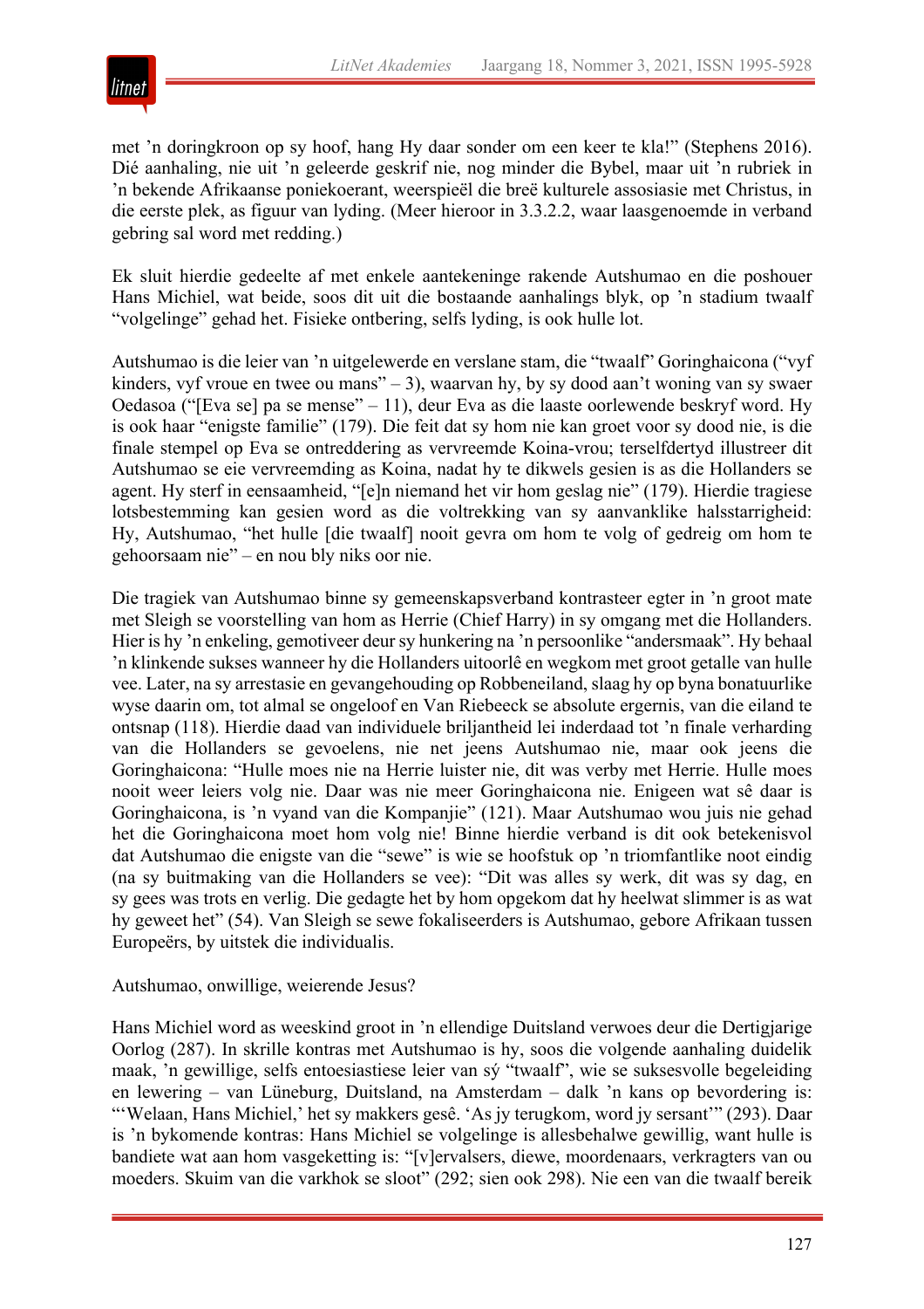met ’n doringkroon op sy hoof, hang Hy daar sonder om een keer te kla!” (Stephens 2016). Dié aanhaling, nie uit ’n geleerde geskrif nie, nog minder die Bybel, maar uit ’n rubriek in ’n bekende Afrikaanse poniekoerant, weerspieël die breë kulturele assosiasie met Christus, in die eerste plek, as figuur van lyding. (Meer hieroor in 3.3.2.2, waar laasgenoemde in verband gebring sal word met redding.)

Ek sluit hierdie gedeelte af met enkele aantekeninge rakende Autshumao en die poshouer Hans Michiel, wat beide, soos dit uit die bostaande aanhalings blyk, op ’n stadium twaalf “volgelinge” gehad het. Fisieke ontbering, selfs lyding, is ook hulle lot.

Autshumao is die leier van ’n uitgelewerde en verslane stam, die “twaalf” Goringhaicona (“vyf kinders, vyf vroue en twee ou mans” – 3), waarvan hy, by sy dood aan’t woning van sy swaer Oedasoa (“[Eva se] pa se mense” – 11), deur Eva as die laaste oorlewende beskryf word. Hy is ook haar “enigste familie” (179). Die feit dat sy hom nie kan groet voor sy dood nie, is die finale stempel op Eva se ontreddering as vervreemde Koina-vrou; terselfdertyd illustreer dit Autshumao se eie vervreemding as Koina, nadat hy te dikwels gesien is as die Hollanders se agent. Hy sterf in eensaamheid, “[e]n niemand het vir hom geslag nie” (179). Hierdie tragiese lotsbestemming kan gesien word as die voltrekking van sy aanvanklike halsstarrigheid: Hy, Autshumao, “het hulle [die twaalf] nooit gevra om hom te volg of gedreig om hom te gehoorsaam nie” – en nou bly niks oor nie.

Die tragiek van Autshumao binne sy gemeenskapsverband kontrasteer egter in ’n groot mate met Sleigh se voorstelling van hom as Herrie (Chief Harry) in sy omgang met die Hollanders. Hier is hy ’n enkeling, gemotiveer deur sy hunkering na ’n persoonlike “andersmaak”. Hy behaal ’n klinkende sukses wanneer hy die Hollanders uitoorlê en wegkom met groot getalle van hulle vee. Later, na sy arrestasie en gevangehouding op Robbeneiland, slaag hy op byna bonatuurlike wyse daarin om, tot almal se ongeloof en Van Riebeeck se absolute ergernis, van die eiland te ontsnap (118). Hierdie daad van individuele briljantheid lei inderdaad tot ’n finale verharding van die Hollanders se gevoelens, nie net jeens Autshumao nie, maar ook jeens die Goringhaicona: “Hulle moes nie na Herrie luister nie, dit was verby met Herrie. Hulle moes nooit weer leiers volg nie. Daar was nie meer Goringhaicona nie. Enigeen wat sê daar is Goringhaicona, is ’n vyand van die Kompanjie” (121). Maar Autshumao wou juis nie gehad het die Goringhaicona moet hom volg nie! Binne hierdie verband is dit ook betekenisvol dat Autshumao die enigste van die “sewe” is wie se hoofstuk op ’n triomfantlike noot eindig (na sy buitmaking van die Hollanders se vee): “Dit was alles sy werk, dit was sy dag, en sy gees was trots en verlig. Die gedagte het by hom opgekom dat hy heelwat slimmer is as wat hy geweet het” (54). Van Sleigh se sewe fokaliseerders is Autshumao, gebore Afrikaan tussen Europeërs, by uitstek die individualis.

Autshumao, onwillige, weierende Jesus?

Hans Michiel word as weeskind groot in ’n ellendige Duitsland verwoes deur die Dertigjarige Oorlog (287). In skrille kontras met Autshumao is hy, soos die volgende aanhaling duidelik maak, ’n gewillige, selfs entoesiastiese leier van sý “twaalf”, wie se suksesvolle begeleiding en lewering – van Lüneburg, Duitsland, na Amsterdam – dalk ’n kans op bevordering is: “‘Welaan, Hans Michiel,’ het sy makkers gesê. ‘As jy terugkom, word jy sersant’” (293). Daar is ’n bykomende kontras: Hans Michiel se volgelinge is allesbehalwe gewillig, want hulle is bandiete wat aan hom vasgeketting is: “[v]ervalsers, diewe, moordenaars, verkragters van ou moeders. Skuim van die varkhok se sloot” (292; sien ook 298). Nie een van die twaalf bereik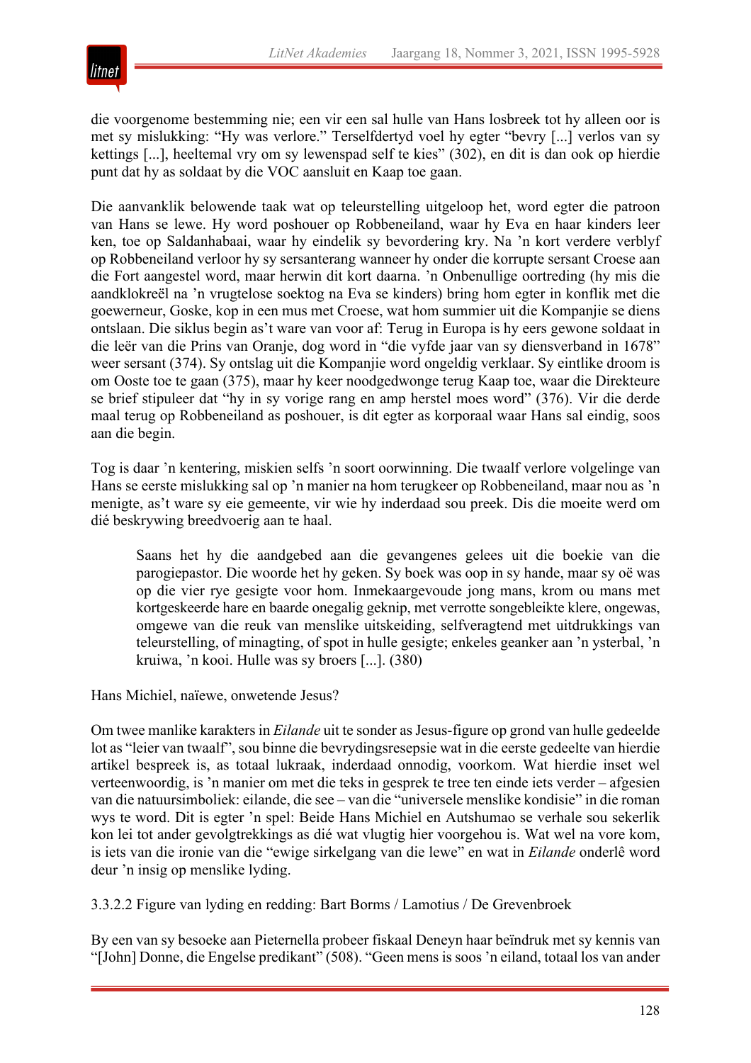die voorgenome bestemming nie; een vir een sal hulle van Hans losbreek tot hy alleen oor is met sy mislukking: "Hy was verlore." Terselfdertyd voel hy egter "bevry [...] verlos van sy kettings [...], heeltemal vry om sy lewenspad self te kies" (302), en dit is dan ook op hierdie punt dat hy as soldaat by die VOC aansluit en Kaap toe gaan.

Die aanvanklik belowende taak wat op teleurstelling uitgeloop het, word egter die patroon van Hans se lewe. Hy word poshouer op Robbeneiland, waar hy Eva en haar kinders leer ken, toe op Saldanhabaai, waar hy eindelik sy bevordering kry. Na 'n kort verdere verblyf op Robbeneiland verloor hy sy sersanterang wanneer hy onder die korrupte sersant Croese aan die Fort aangestel word, maar herwin dit kort daarna. 'n Onbenullige oortreding (hy mis die aandklokreël na 'n vrugtelose soektog na Eva se kinders) bring hom egter in konflik met die goewerneur, Goske, kop in een mus met Croese, wat hom summier uit die Kompanjie se diens ontslaan. Die siklus begin as't ware van voor af: Terug in Europa is hy eers gewone soldaat in die leër van die Prins van Oranje, dog word in "die vyfde jaar van sy diensverband in 1678" weer sersant (374). Sy ontslag uit die Kompanjie word ongeldig verklaar. Sy eintlike droom is om Ooste toe te gaan (375), maar hy keer noodgedwonge terug Kaap toe, waar die Direkteure se brief stipuleer dat "hy in sy vorige rang en amp herstel moes word" (376). Vir die derde maal terug op Robbeneiland as poshouer, is dit egter as korporaal waar Hans sal eindig, soos aan die begin.

Tog is daar 'n kentering, miskien selfs 'n soort oorwinning. Die twaalf verlore volgelinge van Hans se eerste mislukking sal op 'n manier na hom terugkeer op Robbeneiland, maar nou as 'n menigte, as't ware sy eie gemeente, vir wie hy inderdaad sou preek. Dis die moeite werd om dié beskrywing breedvoerig aan te haal.

> Saans het hy die aandgebed aan die gevangenes gelees uit die boekie van die parogiepastor. Die woorde het hy geken. Sy boek was oop in sy hande, maar sy oë was op die vier rye gesigte voor hom. Inmekaargevoude jong mans, krom ou mans met kortgeskeerde hare en baarde onegalig geknip, met verrotte songebleikte klere, ongewas, omgewe van die reuk van menslike uitskeiding, selfveragtend met uitdrukkings van teleurstelling, of minagting, of spot in hulle gesigte; enkeles geanker aan 'n ysterbal, 'n kruiwa, 'n kooi. Hulle was sy broers [...]. (380)

Hans Michiel, naïewe, onwetende Jesus?

Om twee manlike karakters in *Eilande* uit te sonder as Jesus-figure op grond van hulle gedeelde lot as "leier van twaalf", sou binne die bevrydingsresepsie wat in die eerste gedeelte van hierdie artikel bespreek is, as totaal lukraak, inderdaad onnodig, voorkom. Wat hierdie inset wel verteenwoordig, is 'n manier om met die teks in gesprek te tree ten einde iets verder – afgesien van die natuursimboliek: eilande, die see – van die "universele menslike kondisie" in die roman wys te word. Dit is egter 'n spel: Beide Hans Michiel en Autshumao se verhale sou sekerlik kon lei tot ander gevolgtrekkings as dié wat vlugtig hier voorgehou is. Wat wel na vore kom, is iets van die ironie van die "ewige sirkelgang van die lewe" en wat in *Eilande* onderlê word deur 'n insig op menslike lyding.

3.3.2.2 Figure van lyding en redding: Bart Borms / Lamotius / De Grevenbroek

By een van sy besoeke aan Pieternella probeer fiskaal Deneyn haar beïndruk met sy kennis van "[John] Donne, die Engelse predikant" (508). "Geen mens is soos 'n eiland, totaal los van ander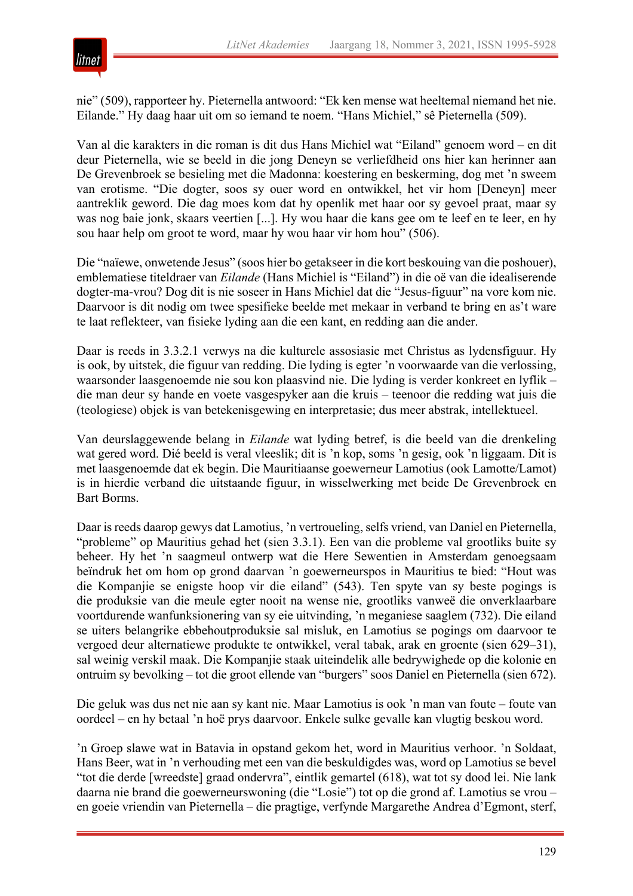nie" (509), rapporteer hy. Pieternella antwoord: "Ek ken mense wat heeltemal niemand het nie. Eilande." Hy daag haar uit om so iemand te noem. "Hans Michiel," sê Pieternella (509).

Van al die karakters in die roman is dit dus Hans Michiel wat "Eiland" genoem word – en dit deur Pieternella, wie se beeld in die jong Deneyn se verliefdheid ons hier kan herinner aan De Grevenbroek se besieling met die Madonna: koestering en beskerming, dog met 'n sweem van erotisme. "Die dogter, soos sy ouer word en ontwikkel, het vir hom [Deneyn] meer aantreklik geword. Die dag moes kom dat hy openlik met haar oor sy gevoel praat, maar sy was nog baie jonk, skaars veertien [...]. Hy wou haar die kans gee om te leef en te leer, en hy sou haar help om groot te word, maar hy wou haar vir hom hou" (506).

Die "naïewe, onwetende Jesus" (soos hier bo getakseer in die kort beskouing van die poshouer), emblematiese titeldraer van *Eilande* (Hans Michiel is "Eiland") in die oë van die idealiserende dogter-ma-vrou? Dog dit is nie soseer in Hans Michiel dat die "Jesus-figuur" na vore kom nie. Daarvoor is dit nodig om twee spesifieke beelde met mekaar in verband te bring en as't ware te laat reflekteer, van fisieke lyding aan die een kant, en redding aan die ander.

Daar is reeds in 3.3.2.1 verwys na die kulturele assosiasie met Christus as lydensfiguur. Hy is ook, by uitstek, die figuur van redding. Die lyding is egter 'n voorwaarde van die verlossing, waarsonder laasgenoemde nie sou kon plaasvind nie. Die lyding is verder konkreet en lyflik – die man deur sy hande en voete vasgespyker aan die kruis – teenoor die redding wat juis die (teologiese) objek is van betekenisgewing en interpretasie; dus meer abstrak, intellektueel.

Van deurslaggewende belang in *Eilande* wat lyding betref, is die beeld van die drenkeling wat gered word. Dié beeld is veral vleeslik; dit is 'n kop, soms 'n gesig, ook 'n liggaam. Dit is met laasgenoemde dat ek begin. Die Mauritiaanse goewerneur Lamotius (ook Lamotte/Lamot) is in hierdie verband die uitstaande figuur, in wisselwerking met beide De Grevenbroek en Bart Borms.

Daar is reeds daarop gewys dat Lamotius, 'n vertroueling, selfs vriend, van Daniel en Pieternella, "probleme" op Mauritius gehad het (sien 3.3.1). Een van die probleme val grootliks buite sy beheer. Hy het 'n saagmeul ontwerp wat die Here Sewentien in Amsterdam genoegsaam beïndruk het om hom op grond daarvan 'n goewerneurspos in Mauritius te bied: "Hout was die Kompanjie se enigste hoop vir die eiland" (543). Ten spyte van sy beste pogings is die produksie van die meule egter nooit na wense nie, grootliks vanweë die onverklaarbare voortdurende wanfunksionering van sy eie uitvinding, 'n meganiese saaglem (732). Die eiland se uiters belangrike ebbehoutproduksie sal misluk, en Lamotius se pogings om daarvoor te vergoed deur alternatiewe produkte te ontwikkel, veral tabak, arak en groente (sien 629–31), sal weinig verskil maak. Die Kompanjie staak uiteindelik alle bedrywighede op die kolonie en ontruim sy bevolking – tot die groot ellende van "burgers" soos Daniel en Pieternella (sien 672).

Die geluk was dus net nie aan sy kant nie. Maar Lamotius is ook 'n man van foute – foute van oordeel – en hy betaal 'n hoë prys daarvoor. Enkele sulke gevalle kan vlugtig beskou word.

'n Groep slawe wat in Batavia in opstand gekom het, word in Mauritius verhoor. 'n Soldaat, Hans Beer, wat in 'n verhouding met een van die beskuldigdes was, word op Lamotius se bevel "tot die derde [wreedste] graad ondervra", eintlik gemartel (618), wat tot sy dood lei. Nie lank daarna nie brand die goewerneurswoning (die "Losie") tot op die grond af. Lamotius se vrou – en goeie vriendin van Pieternella – die pragtige, verfynde Margarethe Andrea d'Egmont, sterf,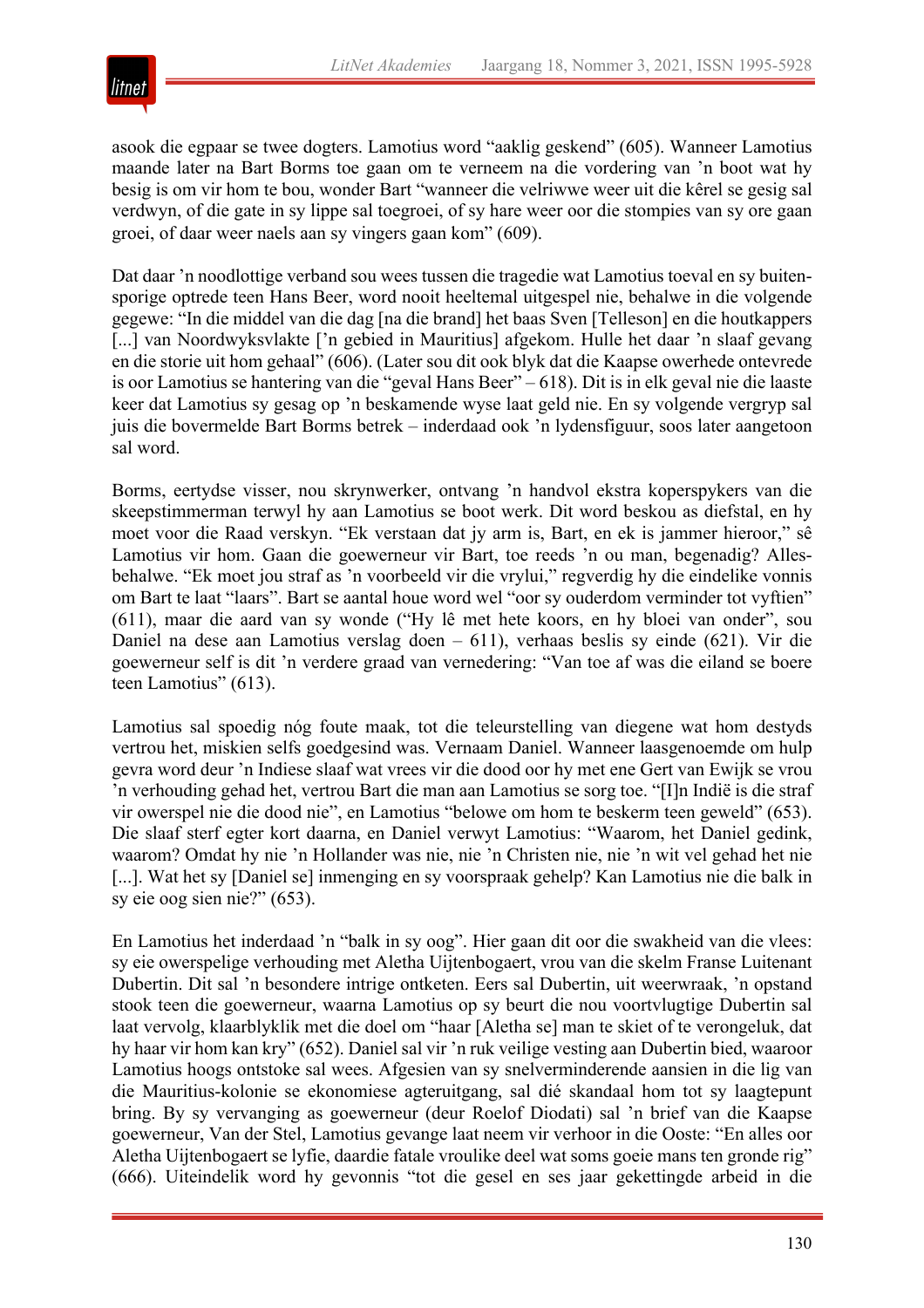asook die egpaar se twee dogters. Lamotius word "aaklig geskend" (605). Wanneer Lamotius maande later na Bart Borms toe gaan om te verneem na die vordering van 'n boot wat hy besig is om vir hom te bou, wonder Bart "wanneer die velriwwe weer uit die kêrel se gesig sal verdwyn, of die gate in sy lippe sal toegroei, of sy hare weer oor die stompies van sy ore gaan groei, of daar weer naels aan sy vingers gaan kom" (609).

Dat daar 'n noodlottige verband sou wees tussen die tragedie wat Lamotius toeval en sy buitensporige optrede teen Hans Beer, word nooit heeltemal uitgespel nie, behalwe in die volgende gegewe: "In die middel van die dag [na die brand] het baas Sven [Telleson] en die houtkappers [...] van Noordwyksvlakte ['n gebied in Mauritius] afgekom. Hulle het daar 'n slaaf gevang en die storie uit hom gehaal" (606). (Later sou dit ook blyk dat die Kaapse owerhede ontevrede is oor Lamotius se hantering van die "geval Hans Beer" – 618). Dit is in elk geval nie die laaste keer dat Lamotius sy gesag op 'n beskamende wyse laat geld nie. En sy volgende vergryp sal juis die bovermelde Bart Borms betrek – inderdaad ook 'n lydensfiguur, soos later aangetoon sal word.

Borms, eertydse visser, nou skrynwerker, ontvang 'n handvol ekstra koperspykers van die skeepstimmerman terwyl hy aan Lamotius se boot werk. Dit word beskou as diefstal, en hy moet voor die Raad verskyn. "Ek verstaan dat jy arm is, Bart, en ek is jammer hieroor," sê Lamotius vir hom. Gaan die goewerneur vir Bart, toe reeds 'n ou man, begenadig? Allesbehalwe. "Ek moet jou straf as 'n voorbeeld vir die vrylui," regverdig hy die eindelike vonnis om Bart te laat "laars". Bart se aantal houe word wel "oor sy ouderdom verminder tot vyftien" (611), maar die aard van sy wonde ("Hy lê met hete koors, en hy bloei van onder", sou Daniel na dese aan Lamotius verslag doen – 611), verhaas beslis sy einde (621). Vir die goewerneur self is dit 'n verdere graad van vernedering: "Van toe af was die eiland se boere teen Lamotius" (613).

Lamotius sal spoedig nóg foute maak, tot die teleurstelling van diegene wat hom destyds vertrou het, miskien selfs goedgesind was. Vernaam Daniel. Wanneer laasgenoemde om hulp gevra word deur 'n Indiese slaaf wat vrees vir die dood oor hy met ene Gert van Ewijk se vrou 'n verhouding gehad het, vertrou Bart die man aan Lamotius se sorg toe. "[I]n Indië is die straf vir owerspel nie die dood nie", en Lamotius "belowe om hom te beskerm teen geweld" (653). Die slaaf sterf egter kort daarna, en Daniel verwyt Lamotius: "Waarom, het Daniel gedink, waarom? Omdat hy nie 'n Hollander was nie, nie 'n Christen nie, nie 'n wit vel gehad het nie [...]. Wat het sy [Daniel se] inmenging en sy voorspraak gehelp? Kan Lamotius nie die balk in sy eie oog sien nie?" (653).

En Lamotius het inderdaad 'n "balk in sy oog". Hier gaan dit oor die swakheid van die vlees: sy eie owerspelige verhouding met Aletha Uijtenbogaert, vrou van die skelm Franse Luitenant Dubertin. Dit sal 'n besondere intrige ontketen. Eers sal Dubertin, uit weerwraak, 'n opstand stook teen die goewerneur, waarna Lamotius op sy beurt die nou voortvlugtige Dubertin sal laat vervolg, klaarblyklik met die doel om "haar [Aletha se] man te skiet of te verongeluk, dat hy haar vir hom kan kry" (652). Daniel sal vir 'n ruk veilige vesting aan Dubertin bied, waaroor Lamotius hoogs ontstoke sal wees. Afgesien van sy snelverminderende aansien in die lig van die Mauritius-kolonie se ekonomiese agteruitgang, sal dié skandaal hom tot sy laagtepunt bring. By sy vervanging as goewerneur (deur Roelof Diodati) sal 'n brief van die Kaapse goewerneur, Van der Stel, Lamotius gevange laat neem vir verhoor in die Ooste: "En alles oor Aletha Uijtenbogaert se lyfie, daardie fatale vroulike deel wat soms goeie mans ten gronde rig" (666). Uiteindelik word hy gevonnis "tot die gesel en ses jaar gekettingde arbeid in die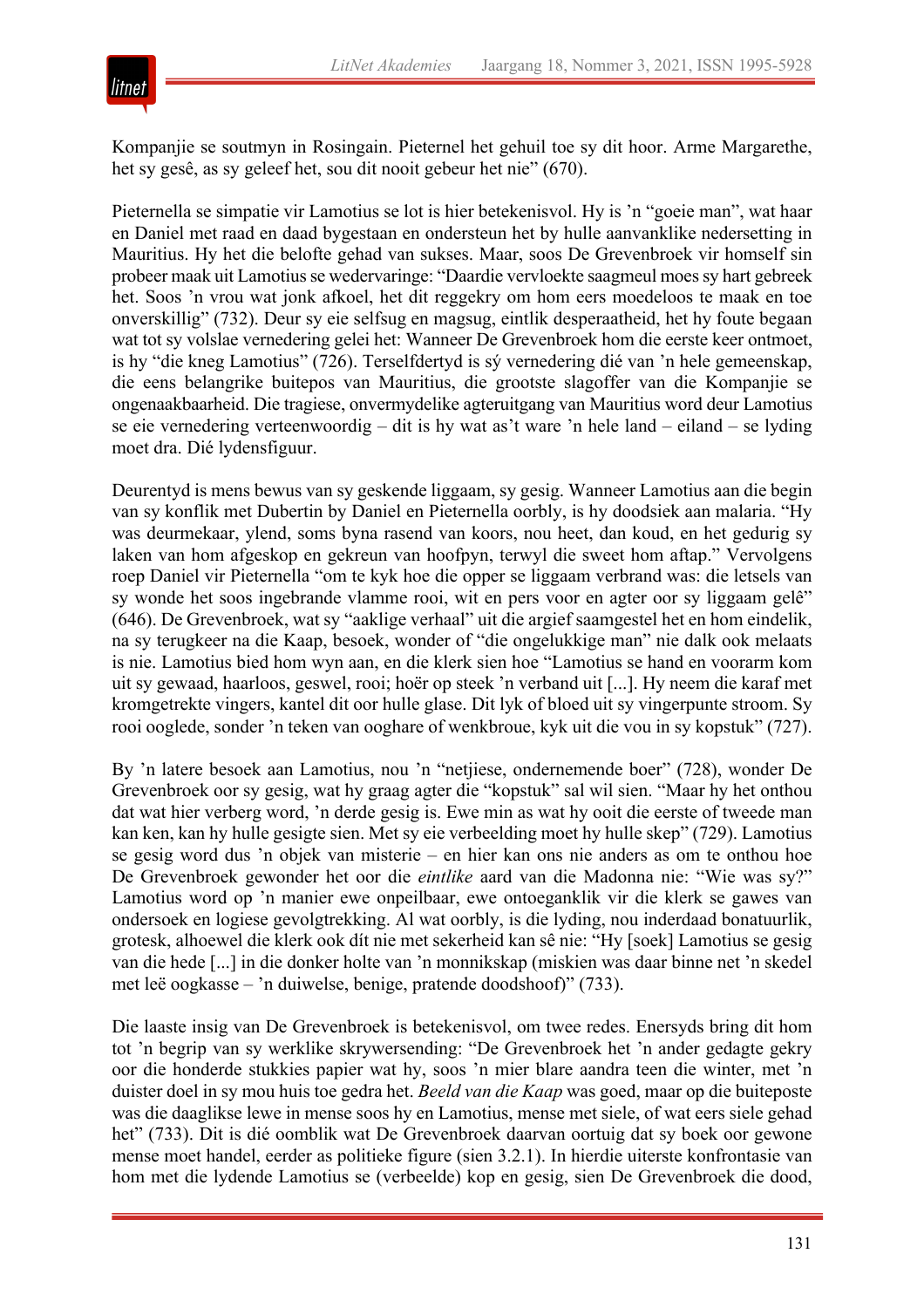Kompanjie se soutmyn in Rosingain. Pieternel het gehuil toe sy dit hoor. Arme Margarethe, het sy gesê, as sy geleef het, sou dit nooit gebeur het nie" (670).

Pieternella se simpatie vir Lamotius se lot is hier betekenisvol. Hy is 'n "goeie man", wat haar en Daniel met raad en daad bygestaan en ondersteun het by hulle aanvanklike nedersetting in Mauritius. Hy het die belofte gehad van sukses. Maar, soos De Grevenbroek vir homself sin probeer maak uit Lamotius se wedervaringe: "Daardie vervloekte saagmeul moes sy hart gebreek het. Soos 'n vrou wat jonk afkoel, het dit reggekry om hom eers moedeloos te maak en toe onverskillig" (732). Deur sy eie selfsug en magsug, eintlik desperaatheid, het hy foute begaan wat tot sy volslae vernedering gelei het: Wanneer De Grevenbroek hom die eerste keer ontmoet, is hy "die kneg Lamotius" (726). Terselfdertyd is sý vernedering dié van 'n hele gemeenskap, die eens belangrike buitepos van Mauritius, die grootste slagoffer van die Kompanjie se ongenaakbaarheid. Die tragiese, onvermydelike agteruitgang van Mauritius word deur Lamotius se eie vernedering verteenwoordig – dit is hy wat as't ware 'n hele land – eiland – se lyding moet dra. Dié lydensfiguur.

Deurentyd is mens bewus van sy geskende liggaam, sy gesig. Wanneer Lamotius aan die begin van sy konflik met Dubertin by Daniel en Pieternella oorbly, is hy doodsiek aan malaria. "Hy was deurmekaar, ylend, soms byna rasend van koors, nou heet, dan koud, en het gedurig sy laken van hom afgeskop en gekreun van hoofpyn, terwyl die sweet hom aftap." Vervolgens roep Daniel vir Pieternella "om te kyk hoe die opper se liggaam verbrand was: die letsels van sy wonde het soos ingebrande vlamme rooi, wit en pers voor en agter oor sy liggaam gelê" (646). De Grevenbroek, wat sy "aaklige verhaal" uit die argief saamgestel het en hom eindelik, na sy terugkeer na die Kaap, besoek, wonder of "die ongelukkige man" nie dalk ook melaats is nie. Lamotius bied hom wyn aan, en die klerk sien hoe "Lamotius se hand en voorarm kom uit sy gewaad, haarloos, geswel, rooi; hoër op steek 'n verband uit [...]. Hy neem die karaf met kromgetrekte vingers, kantel dit oor hulle glase. Dit lyk of bloed uit sy vingerpunte stroom. Sy rooi ooglede, sonder 'n teken van ooghare of wenkbroue, kyk uit die vou in sy kopstuk" (727).

By 'n latere besoek aan Lamotius, nou 'n "netjiese, ondernemende boer" (728), wonder De Grevenbroek oor sy gesig, wat hy graag agter die "kopstuk" sal wil sien. "Maar hy het onthou dat wat hier verberg word, 'n derde gesig is. Ewe min as wat hy ooit die eerste of tweede man kan ken, kan hy hulle gesigte sien. Met sy eie verbeelding moet hy hulle skep" (729). Lamotius se gesig word dus 'n objek van misterie – en hier kan ons nie anders as om te onthou hoe De Grevenbroek gewonder het oor die *eintlike* aard van die Madonna nie: "Wie was sy?" Lamotius word op 'n manier ewe onpeilbaar, ewe ontoeganklik vir die klerk se gawes van ondersoek en logiese gevolgtrekking. Al wat oorbly, is die lyding, nou inderdaad bonatuurlik, grotesk, alhoewel die klerk ook dít nie met sekerheid kan sê nie: "Hy [soek] Lamotius se gesig van die hede [...] in die donker holte van 'n monnikskap (miskien was daar binne net 'n skedel met leë oogkasse – 'n duiwelse, benige, pratende doodshoof)" (733).

Die laaste insig van De Grevenbroek is betekenisvol, om twee redes. Enersyds bring dit hom tot 'n begrip van sy werklike skrywersending: "De Grevenbroek het 'n ander gedagte gekry oor die honderde stukkies papier wat hy, soos 'n mier blare aandra teen die winter, met 'n duister doel in sy mou huis toe gedra het. *Beeld van die Kaap* was goed, maar op die buiteposte was die daaglikse lewe in mense soos hy en Lamotius, mense met siele, of wat eers siele gehad het" (733). Dit is dié oomblik wat De Grevenbroek daarvan oortuig dat sy boek oor gewone mense moet handel, eerder as politieke figure (sien 3.2.1). In hierdie uiterste konfrontasie van hom met die lydende Lamotius se (verbeelde) kop en gesig, sien De Grevenbroek die dood,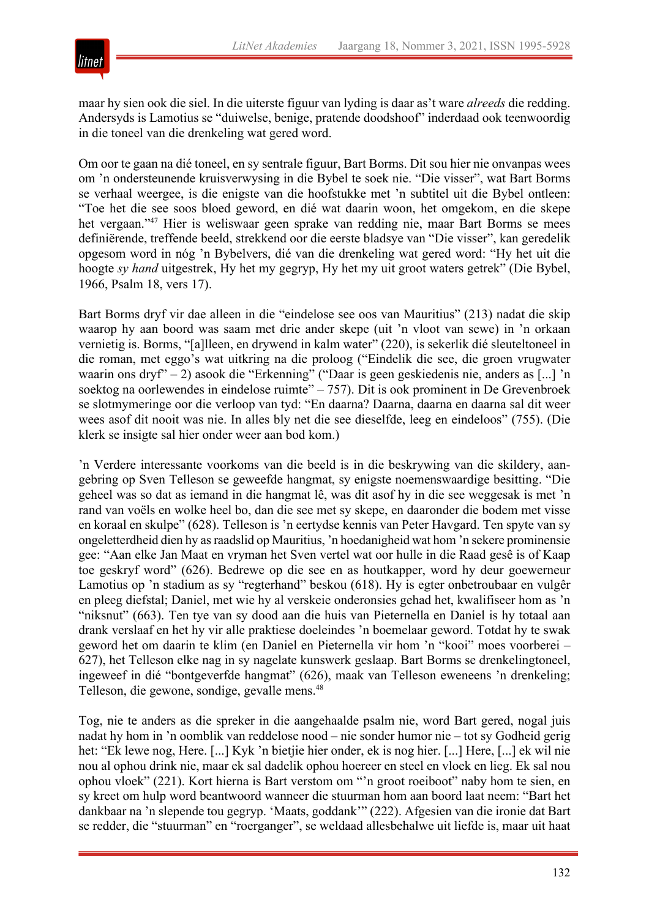maar hy sien ook die siel. In die uiterste figuur van lyding is daar as't ware *alreeds* die redding. Andersyds is Lamotius se "duiwelse, benige, pratende doodshoof" inderdaad ook teenwoordig in die toneel van die drenkeling wat gered word.

Om oor te gaan na dié toneel, en sy sentrale figuur, Bart Borms. Dit sou hier nie onvanpas wees om 'n ondersteunende kruisverwysing in die Bybel te soek nie. "Die visser", wat Bart Borms se verhaal weergee, is die enigste van die hoofstukke met 'n subtitel uit die Bybel ontleen: "Toe het die see soos bloed geword, en dié wat daarin woon, het omgekom, en die skepe het vergaan."[47] Hier is weliswaar geen sprake van redding nie, maar Bart Borms se mees definiërende, treffende beeld, strekkend oor die eerste bladsye van "Die visser", kan geredelik opgesom word in nóg 'n Bybelvers, dié van die drenkeling wat gered word: "Hy het uit die hoogte *sy hand* uitgestrek, Hy het my gegryp, Hy het my uit groot waters getrek" (Die Bybel, 1966, Psalm 18, vers 17).

Bart Borms dryf vir dae alleen in die "eindelose see oos van Mauritius" (213) nadat die skip waarop hy aan boord was saam met drie ander skepe (uit 'n vloot van sewe) in 'n orkaan vernietig is. Borms, "[a]lleen, en drywend in kalm water" (220), is sekerlik dié sleuteltoneel in die roman, met eggo's wat uitkring na die proloog ("Eindelik die see, die groen vrugwater waarin ons dryf" – 2) asook die "Erkenning" ("Daar is geen geskiedenis nie, anders as [...] 'n soektog na oorlewendes in eindelose ruimte" – 757). Dit is ook prominent in De Grevenbroek se slotmymeringe oor die verloop van tyd: "En daarna? Daarna, daarna en daarna sal dit weer wees asof dit nooit was nie. In alles bly net die see dieselfde, leeg en eindeloos" (755). (Die klerk se insigte sal hier onder weer aan bod kom.)

'n Verdere interessante voorkoms van die beeld is in die beskrywing van die skildery, aangebring op Sven Telleson se geweefde hangmat, sy enigste noemenswaardige besitting. "Die geheel was so dat as iemand in die hangmat lê, was dit asof hy in die see weggesak is met 'n rand van voëls en wolke heel bo, dan die see met sy skepe, en daaronder die bodem met visse en koraal en skulpe" (628). Telleson is 'n eertydse kennis van Peter Havgard. Ten spyte van sy ongeletterdheid dien hy as raadslid op Mauritius, 'n hoedanigheid wat hom 'n sekere prominensie gee: "Aan elke Jan Maat en vryman het Sven vertel wat oor hulle in die Raad gesê is of Kaap toe geskryf word" (626). Bedrewe op die see en as houtkapper, word hy deur goewerneur Lamotius op 'n stadium as sy "regterhand" beskou (618). Hy is egter onbetroubaar en vulgêr en pleeg diefstal; Daniel, met wie hy al verskeie onderonsies gehad het, kwalifiseer hom as 'n "niksnut" (663). Ten tye van sy dood aan die huis van Pieternella en Daniel is hy totaal aan drank verslaaf en het hy vir alle praktiese doeleindes 'n boemelaar geword. Totdat hy te swak geword het om daarin te klim (en Daniel en Pieternella vir hom 'n "kooi" moes voorberei – 627), het Telleson elke nag in sy nagelate kunswerk geslaap. Bart Borms se drenkelingtoneel, ingeweef in dié "bontgeverfde hangmat" (626), maak van Telleson eweneens 'n drenkeling; Telleson, die gewone, sondige, gevalle mens.[48]

Tog, nie te anders as die spreker in die aangehaalde psalm nie, word Bart gered, nogal juis nadat hy hom in 'n oomblik van reddelose nood – nie sonder humor nie – tot sy Godheid gerig het: "Ek lewe nog, Here. [...] Kyk 'n bietjie hier onder, ek is nog hier. [...] Here, [...] ek wil nie nou al ophou drink nie, maar ek sal dadelik ophou hoereer en steel en vloek en lieg. Ek sal nou ophou vloek" (221). Kort hierna is Bart verstom om "'n groot roeiboot" naby hom te sien, en sy kreet om hulp word beantwoord wanneer die stuurman hom aan boord laat neem: "Bart het dankbaar na 'n slepende tou gegryp. 'Maats, goddank'" (222). Afgesien van die ironie dat Bart se redder, die "stuurman" en "roerganger", se weldaad allesbehalwe uit liefde is, maar uit haat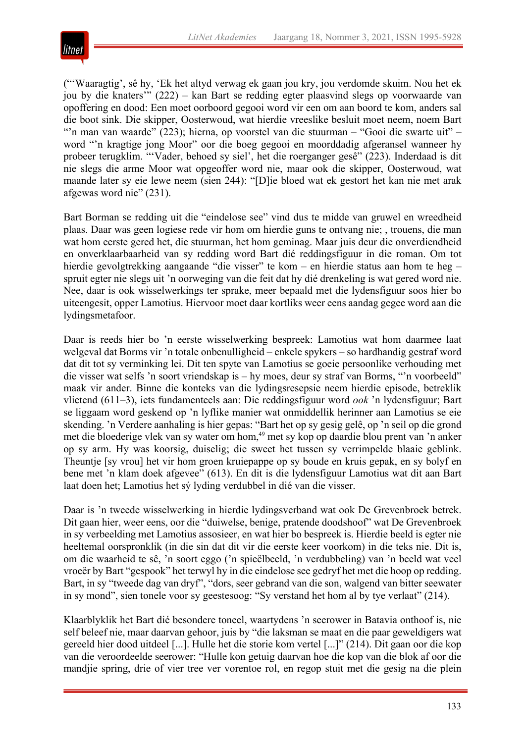("'Waaragtig', sê hy, 'Ek het altyd verwag ek gaan jou kry, jou verdomde skuim. Nou het ek jou by die knaters'" (222) – kan Bart se redding egter plaasvind slegs op voorwaarde van opoffering en dood: Een moet oorboord gegooi word vir een om aan boord te kom, anders sal die boot sink. Die skipper, Oosterwoud, wat hierdie vreeslike besluit moet neem, noem Bart "'n man van waarde" (223); hierna, op voorstel van die stuurman – "Gooi die swarte uit" – word "'n kragtige jong Moor" oor die boeg gegooi en moorddadig afgeransel wanneer hy probeer terugklim. "'Vader, behoed sy siel', het die roerganger gesê" (223). Inderdaad is dit nie slegs die arme Moor wat opgeoffer word nie, maar ook die skipper, Oosterwoud, wat maande later sy eie lewe neem (sien 244): "[D]ie bloed wat ek gestort het kan nie met arak afgewas word nie" (231).

Bart Borman se redding uit die "eindelose see" vind dus te midde van gruwel en wreedheid plaas. Daar was geen logiese rede vir hom om hierdie guns te ontvang nie; , trouens, die man wat hom eerste gered het, die stuurman, het hom geminag. Maar juis deur die onverdiendheid en onverklaarbaarheid van sy redding word Bart dié reddingsfiguur in die roman. Om tot hierdie gevolgtrekking aangaande "die visser" te kom – en hierdie status aan hom te heg – spruit egter nie slegs uit 'n oorweging van die feit dat hy dié drenkeling is wat gered word nie. Nee, daar is ook wisselwerkings ter sprake, meer bepaald met die lydensfiguur soos hier bo uiteengesit, opper Lamotius. Hiervoor moet daar kortliks weer eens aandag gegee word aan die lydingsmetafoor.

Daar is reeds hier bo 'n eerste wisselwerking bespreek: Lamotius wat hom daarmee laat welgeval dat Borms vir 'n totale onbenulligheid – enkele spykers – so hardhandig gestraf word dat dit tot sy verminking lei. Dit ten spyte van Lamotius se goeie persoonlike verhouding met die visser wat selfs 'n soort vriendskap is – hy moes, deur sy straf van Borms, "'n voorbeeld" maak vir ander. Binne die konteks van die lydingsresepsie neem hierdie episode, betreklik vlietend (611–3), iets fundamenteels aan: Die reddingsfiguur word *ook* 'n lydensfiguur; Bart se liggaam word geskend op 'n lyflike manier wat onmiddellik herinner aan Lamotius se eie skending. 'n Verdere aanhaling is hier gepas: "Bart het op sy gesig gelê, op 'n seil op die grond met die bloederige vlek van sy water om hom,[49] met sy kop op daardie blou prent van 'n anker op sy arm. Hy was koorsig, duiselig; die sweet het tussen sy verrimpelde blaaie geblink. Theuntje [sy vrou] het vir hom groen kruiepappe op sy boude en kruis gepak, en sy bolyf en bene met 'n klam doek afgevee" (613). En dit is die lydensfiguur Lamotius wat dit aan Bart laat doen het; Lamotius het sý lyding verdubbel in dié van die visser.

Daar is 'n tweede wisselwerking in hierdie lydingsverband wat ook De Grevenbroek betrek. Dit gaan hier, weer eens, oor die "duiwelse, benige, pratende doodshoof" wat De Grevenbroek in sy verbeelding met Lamotius assosieer, en wat hier bo bespreek is. Hierdie beeld is egter nie heeltemal oorspronklik (in die sin dat dit vir die eerste keer voorkom) in die teks nie. Dit is, om die waarheid te sê, 'n soort eggo ('n spieëlbeeld, 'n verdubbeling) van 'n beeld wat veel vroeër by Bart "gespook" het terwyl hy in die eindelose see gedryf het met die hoop op redding. Bart, in sy "tweede dag van dryf", "dors, seer gebrand van die son, walgend van bitter seewater in sy mond", sien tonele voor sy geestesoog: "Sy verstand het hom al by tye verlaat" (214).

Klaarblyklik het Bart dié besondere toneel, waartydens 'n seerower in Batavia onthoof is, nie self beleef nie, maar daarvan gehoor, juis by "die laksman se maat en die paar geweldigers wat gereeld hier dood uitdeel [...]. Hulle het die storie kom vertel [...]" (214). Dit gaan oor die kop van die veroordeelde seerower: "Hulle kon getuig daarvan hoe die kop van die blok af oor die mandjie spring, drie of vier tree ver vorentoe rol, en regop stuit met die gesig na die plein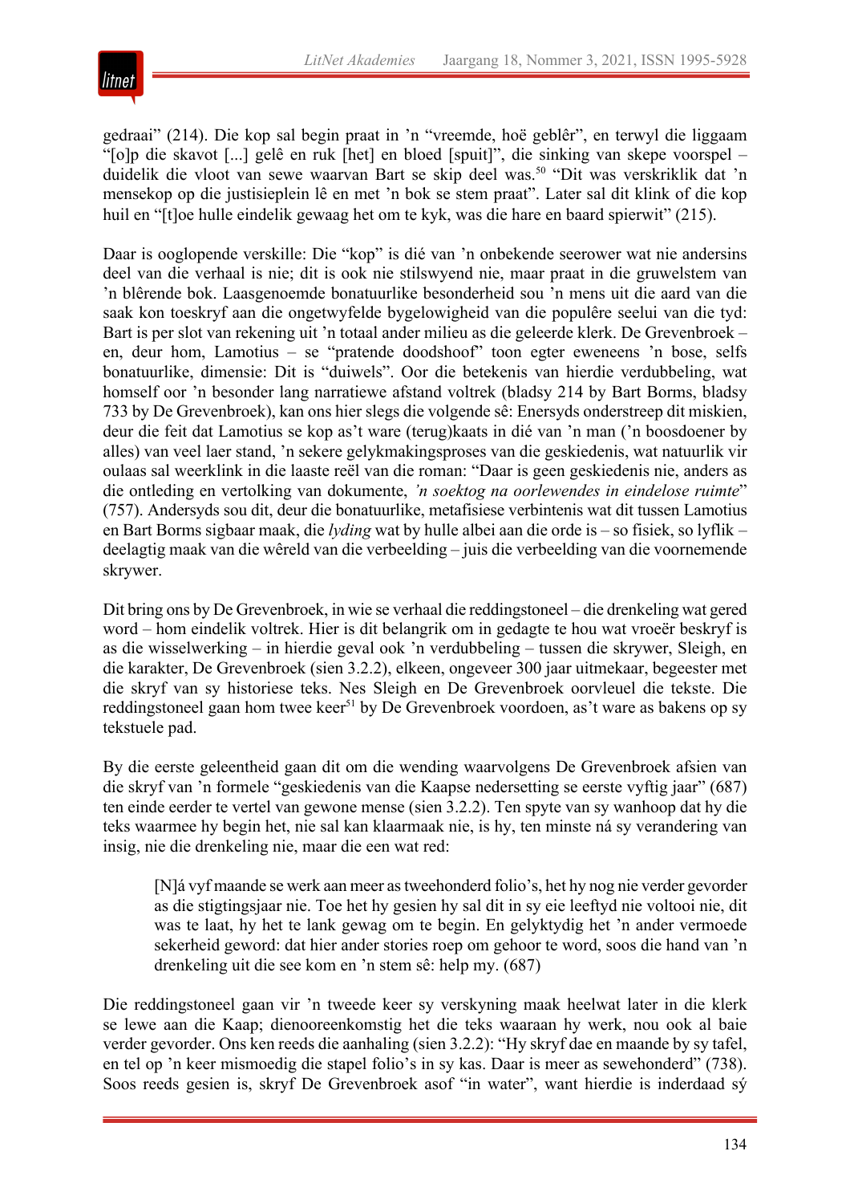gedraai" (214). Die kop sal begin praat in 'n "vreemde, hoë geblêr", en terwyl die liggaam "[o]p die skavot [...] gelê en ruk [het] en bloed [spuit]", die sinking van skepe voorspel – duidelik die vloot van sewe waarvan Bart se skip deel was.[50] "Dit was verskriklik dat 'n mensekop op die justisieplein lê en met 'n bok se stem praat". Later sal dit klink of die kop huil en "[t]oe hulle eindelik gewaag het om te kyk, was die hare en baard spierwit" (215).

Daar is ooglopende verskille: Die "kop" is dié van 'n onbekende seerower wat nie andersins deel van die verhaal is nie; dit is ook nie stilswyend nie, maar praat in die gruwelstem van 'n blêrende bok. Laasgenoemde bonatuurlike besonderheid sou 'n mens uit die aard van die saak kon toeskryf aan die ongetwyfelde bygelowigheid van die populêre seelui van die tyd: Bart is per slot van rekening uit 'n totaal ander milieu as die geleerde klerk. De Grevenbroek – en, deur hom, Lamotius – se "pratende doodshoof" toon egter eweneens 'n bose, selfs bonatuurlike, dimensie: Dit is "duiwels". Oor die betekenis van hierdie verdubbeling, wat homself oor 'n besonder lang narratiewe afstand voltrek (bladsy 214 by Bart Borms, bladsy 733 by De Grevenbroek), kan ons hier slegs die volgende sê: Enersyds onderstreep dit miskien, deur die feit dat Lamotius se kop as't ware (terug)kaats in dié van 'n man ('n boosdoener by alles) van veel laer stand, 'n sekere gelykmakingsproses van die geskiedenis, wat natuurlik vir oulaas sal weerklink in die laaste reël van die roman: "Daar is geen geskiedenis nie, anders as die ontleding en vertolking van dokumente, *'n soektog na oorlewendes in eindelose ruimte*" (757). Andersyds sou dit, deur die bonatuurlike, metafisiese verbintenis wat dit tussen Lamotius en Bart Borms sigbaar maak, die *lyding* wat by hulle albei aan die orde is – so fisiek, so lyflik – deelagtig maak van die wêreld van die verbeelding – juis die verbeelding van die voornemende skrywer.

Dit bring ons by De Grevenbroek, in wie se verhaal die reddingstoneel – die drenkeling wat gered word – hom eindelik voltrek. Hier is dit belangrik om in gedagte te hou wat vroeër beskryf is as die wisselwerking – in hierdie geval ook 'n verdubbeling – tussen die skrywer, Sleigh, en die karakter, De Grevenbroek (sien 3.2.2), elkeen, ongeveer 300 jaar uitmekaar, begeester met die skryf van sy historiese teks. Nes Sleigh en De Grevenbroek oorvleuel die tekste. Die reddingstoneel gaan hom twee keer[51] by De Grevenbroek voordoen, as't ware as bakens op sy tekstuele pad.

By die eerste geleentheid gaan dit om die wending waarvolgens De Grevenbroek afsien van die skryf van 'n formele "geskiedenis van die Kaapse nedersetting se eerste vyftig jaar" (687) ten einde eerder te vertel van gewone mense (sien 3.2.2). Ten spyte van sy wanhoop dat hy die teks waarmee hy begin het, nie sal kan klaarmaak nie, is hy, ten minste ná sy verandering van insig, nie die drenkeling nie, maar die een wat red:

> [N]á vyf maande se werk aan meer as tweehonderd folio's, het hy nog nie verder gevorder as die stigtingsjaar nie. Toe het hy gesien hy sal dit in sy eie leeftyd nie voltooi nie, dit was te laat, hy het te lank gewag om te begin. En gelyktydig het 'n ander vermoede sekerheid geword: dat hier ander stories roep om gehoor te word, soos die hand van 'n drenkeling uit die see kom en 'n stem sê: help my. (687)

Die reddingstoneel gaan vir 'n tweede keer sy verskyning maak heelwat later in die klerk se lewe aan die Kaap; dienooreenkomstig het die teks waaraan hy werk, nou ook al baie verder gevorder. Ons ken reeds die aanhaling (sien 3.2.2): "Hy skryf dae en maande by sy tafel, en tel op 'n keer mismoedig die stapel folio's in sy kas. Daar is meer as sewehonderd" (738). Soos reeds gesien is, skryf De Grevenbroek asof "in water", want hierdie is inderdaad sý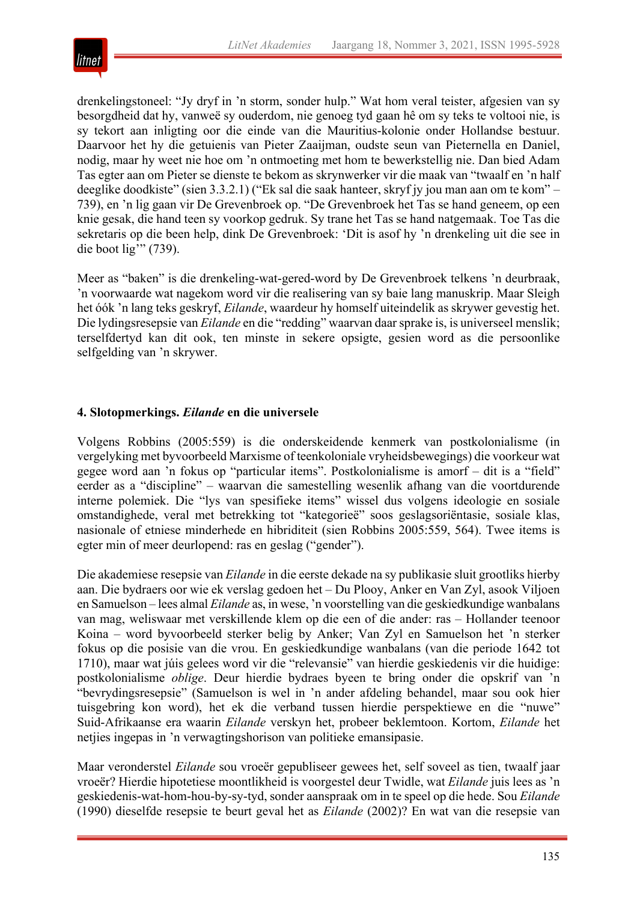drenkelingstoneel: "Jy dryf in 'n storm, sonder hulp." Wat hom veral teister, afgesien van sy besorgdheid dat hy, vanweë sy ouderdom, nie genoeg tyd gaan hê om sy teks te voltooi nie, is sy tekort aan inligting oor die einde van die Mauritius-kolonie onder Hollandse bestuur. Daarvoor het hy die getuienis van Pieter Zaaijman, oudste seun van Pieternella en Daniel, nodig, maar hy weet nie hoe om 'n ontmoeting met hom te bewerkstellig nie. Dan bied Adam Tas egter aan om Pieter se dienste te bekom as skrynwerker vir die maak van "twaalf en 'n half deeglike doodkiste" (sien 3.3.2.1) ("Ek sal die saak hanteer, skryf jy jou man aan om te kom" – 739), en 'n lig gaan vir De Grevenbroek op. "De Grevenbroek het Tas se hand geneem, op een knie gesak, die hand teen sy voorkop gedruk. Sy trane het Tas se hand natgemaak. Toe Tas die sekretaris op die been help, dink De Grevenbroek: 'Dit is asof hy 'n drenkeling uit die see in die boot lig'" (739).

Meer as "baken" is die drenkeling-wat-gered-word by De Grevenbroek telkens 'n deurbraak, 'n voorwaarde wat nagekom word vir die realisering van sy baie lang manuskrip. Maar Sleigh het óók 'n lang teks geskryf, *Eilande*, waardeur hy homself uiteindelik as skrywer gevestig het. Die lydingsresepsie van *Eilande* en die "redding" waarvan daar sprake is, is universeel menslik; terselfdertyd kan dit ook, ten minste in sekere opsigte, gesien word as die persoonlike selfgelding van 'n skrywer.

## 4. Slotopmerkings. *Eilande* en die universele

Volgens Robbins (2005:559) is die onderskeidende kenmerk van postkolonialisme (in vergelyking met byvoorbeeld Marxisme of teenkoloniale vryheidsbewegings) die voorkeur wat gegee word aan 'n fokus op "particular items". Postkolonialisme is amorf – dit is a "field" eerder as a "discipline" – waarvan die samestelling wesenlik afhang van die voortdurende interne polemiek. Die "lys van spesifieke items" wissel dus volgens ideologie en sosiale omstandighede, veral met betrekking tot "kategorieë" soos geslagsoriëntasie, sosiale klas, nasionale of etniese minderhede en hibriditeit (sien Robbins 2005:559, 564). Twee items is egter min of meer deurlopend: ras en geslag ("gender").

Die akademiese resepsie van *Eilande* in die eerste dekade na sy publikasie sluit grootliks hierby aan. Die bydraers oor wie ek verslag gedoen het – Du Plooy, Anker en Van Zyl, asook Viljoen en Samuelson – lees almal *Eilande* as, in wese, 'n voorstelling van die geskiedkundige wanbalans van mag, weliswaar met verskillende klem op die een of die ander: ras – Hollander teenoor Koina – word byvoorbeeld sterker belig by Anker; Van Zyl en Samuelson het 'n sterker fokus op die posisie van die vrou. En geskiedkundige wanbalans (van die periode 1642 tot 1710), maar wat júis gelees word vir die "relevansie" van hierdie geskiedenis vir die huidige: postkolonialisme *oblige*. Deur hierdie bydraes byeen te bring onder die opskrif van 'n "bevrydingsresepsie" (Samuelson is wel in 'n ander afdeling behandel, maar sou ook hier tuisgebring kon word), het ek die verband tussen hierdie perspektiewe en die "nuwe" Suid-Afrikaanse era waarin *Eilande* verskyn het, probeer beklemtoon. Kortom, *Eilande* het netjies ingepas in 'n verwagtingshorison van politieke emansipasie.

Maar veronderstel *Eilande* sou vroeër gepubliseer gewees het, self soveel as tien, twaalf jaar vroeër? Hierdie hipotetiese moontlikheid is voorgestel deur Twidle, wat *Eilande* juis lees as 'n geskiedenis-wat-hom-hou-by-sy-tyd, sonder aanspraak om in te speel op die hede. Sou *Eilande* (1990) dieselfde resepsie te beurt geval het as *Eilande* (2002)? En wat van die resepsie van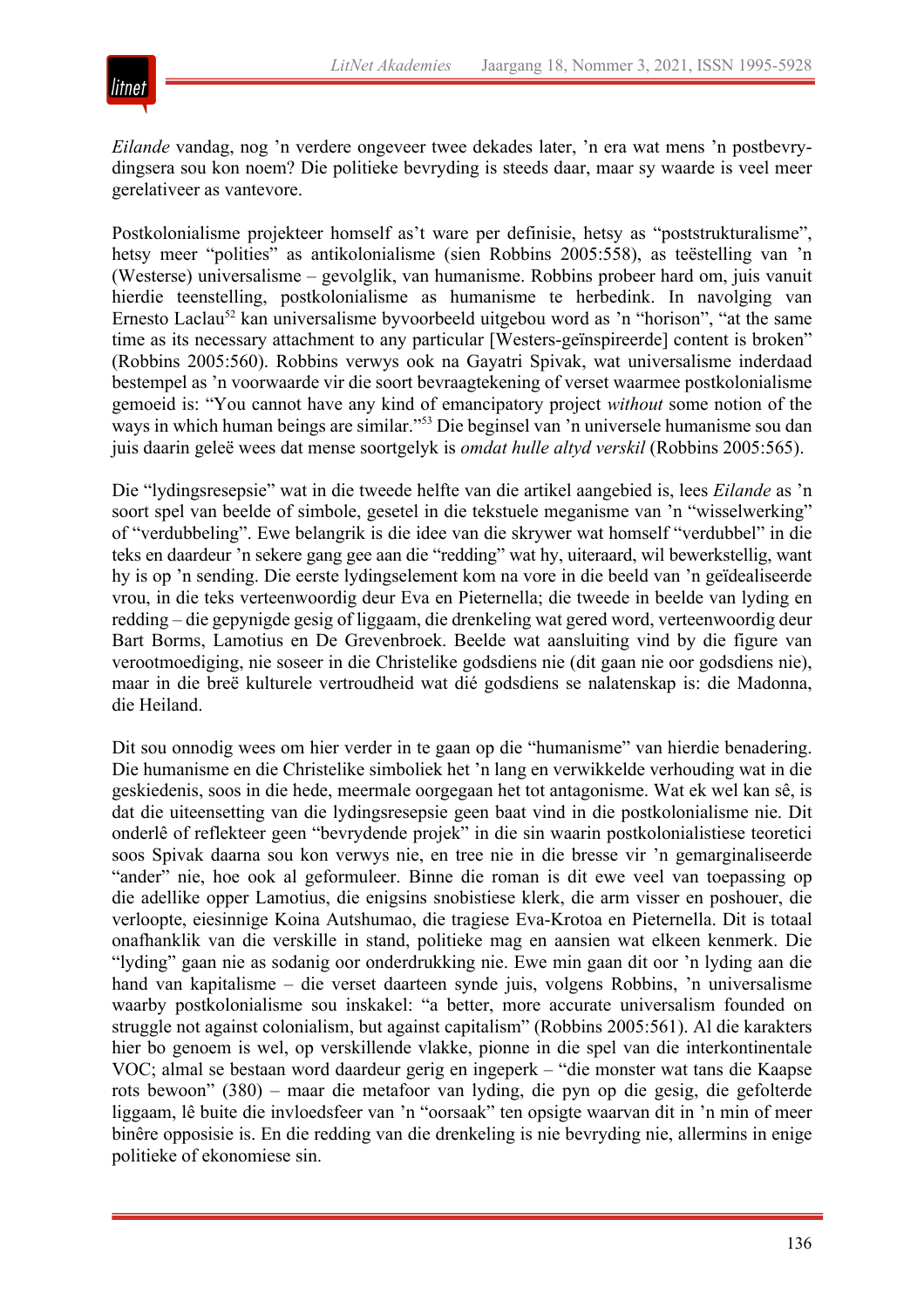*Eilande* vandag, nog 'n verdere ongeveer twee dekades later, 'n era wat mens 'n postbevrydingsera sou kon noem? Die politieke bevryding is steeds daar, maar sy waarde is veel meer gerelativeer as vantevore.

Postkolonialisme projekteer homself as't ware per definisie, hetsy as "poststrukturalisme", hetsy meer "polities" as antikolonialisme (sien Robbins 2005:558), as teëstelling van 'n (Westerse) universalisme – gevolglik, van humanisme. Robbins probeer hard om, juis vanuit hierdie teenstelling, postkolonialisme as humanisme te herbedink. In navolging van Ernesto Laclau[52] kan universalisme byvoorbeeld uitgebou word as 'n "horison", "at the same time as its necessary attachment to any particular [Westers-geïnspireerde] content is broken" (Robbins 2005:560). Robbins verwys ook na Gayatri Spivak, wat universalisme inderdaad bestempel as 'n voorwaarde vir die soort bevraagtekening of verset waarmee postkolonialisme gemoeid is: "You cannot have any kind of emancipatory project *without* some notion of the ways in which human beings are similar."[53] Die beginsel van 'n universele humanisme sou dan juis daarin geleë wees dat mense soortgelyk is *omdat hulle altyd verskil* (Robbins 2005:565).

Die "lydingsresepsie" wat in die tweede helfte van die artikel aangebied is, lees *Eilande* as 'n soort spel van beelde of simbole, gesetel in die tekstuele meganisme van 'n "wisselwerking" of "verdubbeling". Ewe belangrik is die idee van die skrywer wat homself "verdubbel" in die teks en daardeur 'n sekere gang gee aan die "redding" wat hy, uiteraard, wil bewerkstellig, want hy is op 'n sending. Die eerste lydingselement kom na vore in die beeld van 'n geïdealiseerde vrou, in die teks verteenwoordig deur Eva en Pieternella; die tweede in beelde van lyding en redding – die gepynigde gesig of liggaam, die drenkeling wat gered word, verteenwoordig deur Bart Borms, Lamotius en De Grevenbroek. Beelde wat aansluiting vind by die figure van verootmoediging, nie soseer in die Christelike godsdiens nie (dit gaan nie oor godsdiens nie), maar in die breë kulturele vertroudheid wat dié godsdiens se nalatenskap is: die Madonna, die Heiland.

Dit sou onnodig wees om hier verder in te gaan op die "humanisme" van hierdie benadering. Die humanisme en die Christelike simboliek het 'n lang en verwikkelde verhouding wat in die geskiedenis, soos in die hede, meermale oorgegaan het tot antagonisme. Wat ek wel kan sê, is dat die uiteensetting van die lydingsresepsie geen baat vind in die postkolonialisme nie. Dit onderlê of reflekteer geen "bevrydende projek" in die sin waarin postkolonialistiese teoretici soos Spivak daarna sou kon verwys nie, en tree nie in die bresse vir 'n gemarginaliseerde "ander" nie, hoe ook al geformuleer. Binne die roman is dit ewe veel van toepassing op die adellike opper Lamotius, die enigsins snobistiese klerk, die arm visser en poshouer, die verloopte, eiesinnige Koina Autshumao, die tragiese Eva-Krotoa en Pieternella. Dit is totaal onafhanklik van die verskille in stand, politieke mag en aansien wat elkeen kenmerk. Die "lyding" gaan nie as sodanig oor onderdrukking nie. Ewe min gaan dit oor 'n lyding aan die hand van kapitalisme – die verset daarteen synde juis, volgens Robbins, 'n universalisme waarby postkolonialisme sou inskakel: "a better, more accurate universalism founded on struggle not against colonialism, but against capitalism" (Robbins 2005:561). Al die karakters hier bo genoem is wel, op verskillende vlakke, pionne in die spel van die interkontinentale VOC; almal se bestaan word daardeur gerig en ingeperk – "die monster wat tans die Kaapse rots bewoon" (380) – maar die metafoor van lyding, die pyn op die gesig, die gefolterde liggaam, lê buite die invloedsfeer van 'n "oorsaak" ten opsigte waarvan dit in 'n min of meer binêre opposisie is. En die redding van die drenkeling is nie bevryding nie, allermins in enige politieke of ekonomiese sin.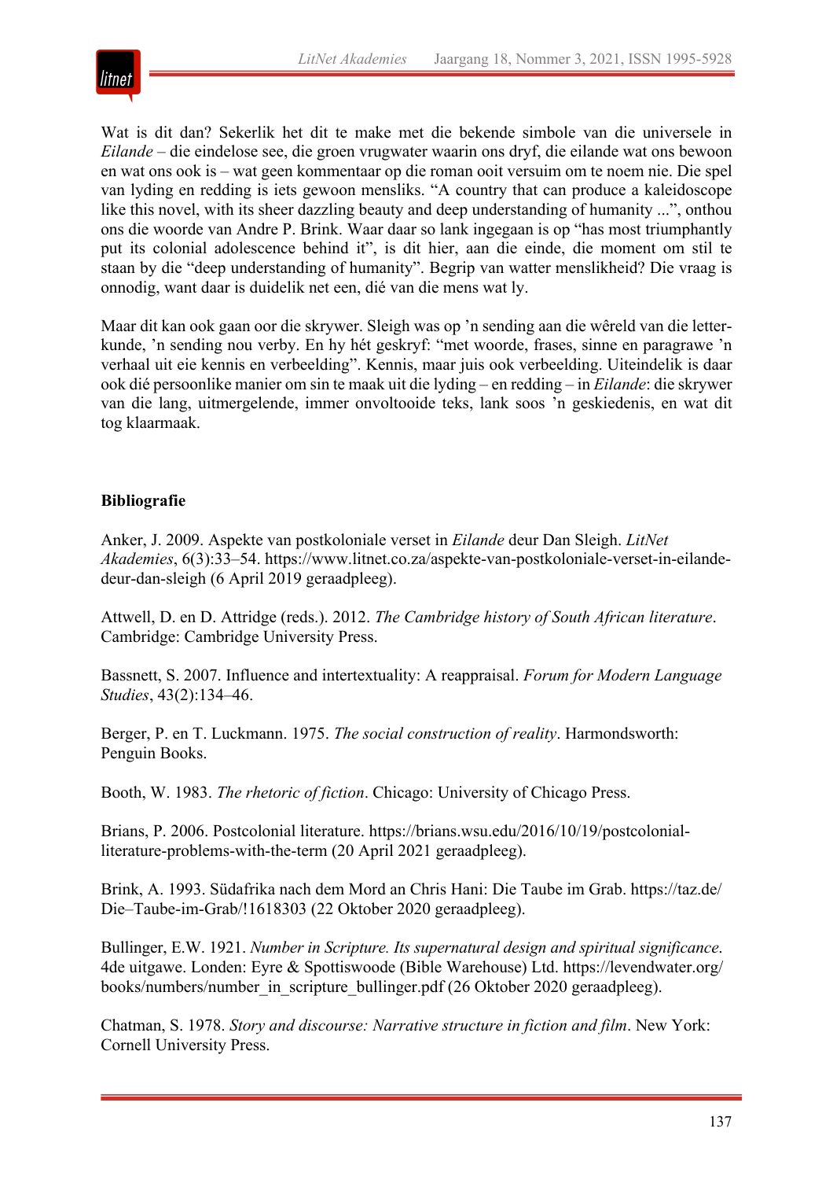Wat is dit dan? Sekerlik het dit te make met die bekende simbole van die universele in *Eilande* – die eindelose see, die groen vrugwater waarin ons dryf, die eilande wat ons bewoon en wat ons ook is – wat geen kommentaar op die roman ooit versuim om te noem nie. Die spel van lyding en redding is iets gewoon mensliks. "A country that can produce a kaleidoscope like this novel, with its sheer dazzling beauty and deep understanding of humanity ...", onthou ons die woorde van Andre P. Brink. Waar daar so lank ingegaan is op "has most triumphantly put its colonial adolescence behind it", is dit hier, aan die einde, die moment om stil te staan by die "deep understanding of humanity". Begrip van watter menslikheid? Die vraag is onnodig, want daar is duidelik net een, dié van die mens wat ly.

Maar dit kan ook gaan oor die skrywer. Sleigh was op 'n sending aan die wêreld van die letterkunde, 'n sending nou verby. En hy hét geskryf: "met woorde, frases, sinne en paragrawe 'n verhaal uit eie kennis en verbeelding". Kennis, maar juis ook verbeelding. Uiteindelik is daar ook dié persoonlike manier om sin te maak uit die lyding – en redding – in *Eilande*: die skrywer van die lang, uitmergelende, immer onvoltooide teks, lank soos 'n geskiedenis, en wat dit tog klaarmaak.

**Bibliografie**

Anker, J. 2009. Aspekte van postkoloniale verset in *Eilande* deur Dan Sleigh. *LitNet Akademies*, 6(3):33–54. https://www.litnet.co.za/aspekte-van-postkoloniale-verset-in-eilande-deur-dan-sleigh (6 April 2019 geraadpleeg).

Attwell, D. en D. Attridge (reds.). 2012. *The Cambridge history of South African literature*. Cambridge: Cambridge University Press.

Bassnett, S. 2007. Influence and intertextuality: A reappraisal. *Forum for Modern Language Studies*, 43(2):134–46.

Berger, P. en T. Luckmann. 1975. *The social construction of reality*. Harmondsworth: Penguin Books.

Booth, W. 1983. *The rhetoric of fiction*. Chicago: University of Chicago Press.

Brians, P. 2006. Postcolonial literature. https://brians.wsu.edu/2016/10/19/postcolonial-literature-problems-with-the-term (20 April 2021 geraadpleeg).

Brink, A. 1993. Südafrika nach dem Mord an Chris Hani: Die Taube im Grab. https://taz.de/Die–Taube-im-Grab/!1618303 (22 Oktober 2020 geraadpleeg).

Bullinger, E.W. 1921. *Number in Scripture. Its supernatural design and spiritual significance*. 4de uitgawe. Londen: Eyre & Spottiswoode (Bible Warehouse) Ltd. https://levendwater.org/books/numbers/number_in_scripture_bullinger.pdf (26 Oktober 2020 geraadpleeg).

Chatman, S. 1978. *Story and discourse: Narrative structure in fiction and film*. New York: Cornell University Press.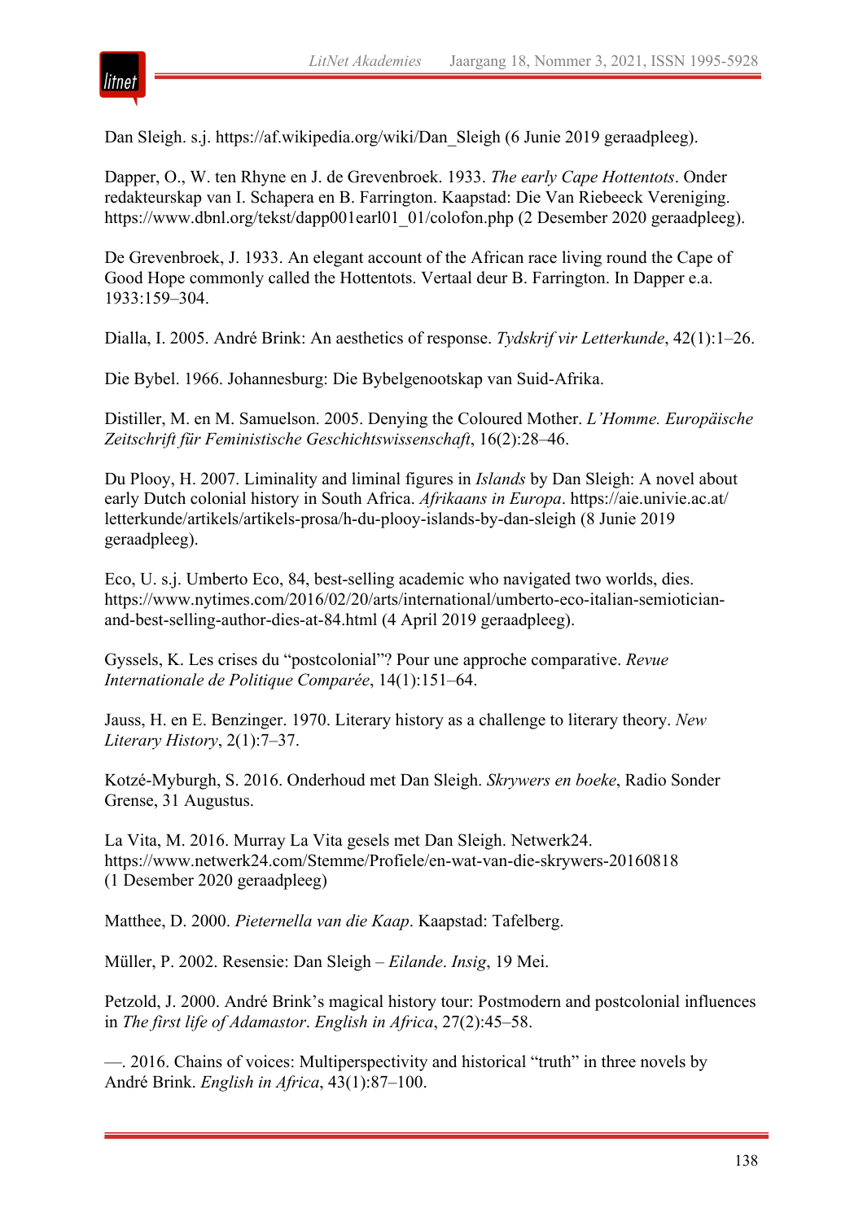Dan Sleigh. s.j. https://af.wikipedia.org/wiki/Dan_Sleigh (6 Junie 2019 geraadpleeg).

Dapper, O., W. ten Rhyne en J. de Grevenbroek. 1933. *The early Cape Hottentots*. Onder redakteurskap van I. Schapera en B. Farrington. Kaapstad: Die Van Riebeeck Vereniging. https://www.dbnl.org/tekst/dapp001earl01_01/colofon.php (2 Desember 2020 geraadpleeg).

De Grevenbroek, J. 1933. An elegant account of the African race living round the Cape of Good Hope commonly called the Hottentots. Vertaal deur B. Farrington. In Dapper e.a. 1933:159–304.

Dialla, I. 2005. André Brink: An aesthetics of response. *Tydskrif vir Letterkunde*, 42(1):1–26.

Die Bybel. 1966. Johannesburg: Die Bybelgenootskap van Suid-Afrika.

Distiller, M. en M. Samuelson. 2005. Denying the Coloured Mother. *L'Homme. Europäische Zeitschrift für Feministische Geschichtswissenschaft*, 16(2):28–46.

Du Plooy, H. 2007. Liminality and liminal figures in *Islands* by Dan Sleigh: A novel about early Dutch colonial history in South Africa. *Afrikaans in Europa*. https://aie.univie.ac.at/letterkunde/artikels/artikels-prosa/h-du-plooy-islands-by-dan-sleigh (8 Junie 2019 geraadpleeg).

Eco, U. s.j. Umberto Eco, 84, best-selling academic who navigated two worlds, dies. https://www.nytimes.com/2016/02/20/arts/international/umberto-eco-italian-semiotician-and-best-selling-author-dies-at-84.html (4 April 2019 geraadpleeg).

Gyssels, K. Les crises du "postcolonial"? Pour une approche comparative. *Revue Internationale de Politique Comparée*, 14(1):151–64.

Jauss, H. en E. Benzinger. 1970. Literary history as a challenge to literary theory. *New Literary History*, 2(1):7–37.

Kotzé-Myburgh, S. 2016. Onderhoud met Dan Sleigh. *Skrywers en boeke*, Radio Sonder Grense, 31 Augustus.

La Vita, M. 2016. Murray La Vita gesels met Dan Sleigh. Netwerk24. https://www.netwerk24.com/Stemme/Profiele/en-wat-van-die-skrywers-20160818 (1 Desember 2020 geraadpleeg)

Matthee, D. 2000. *Pieternella van die Kaap*. Kaapstad: Tafelberg.

Müller, P. 2002. Resensie: Dan Sleigh – *Eilande*. *Insig*, 19 Mei.

Petzold, J. 2000. André Brink's magical history tour: Postmodern and postcolonial influences in *The first life of Adamastor*. *English in Africa*, 27(2):45–58.

—. 2016. Chains of voices: Multiperspectivity and historical "truth" in three novels by André Brink. *English in Africa*, 43(1):87–100.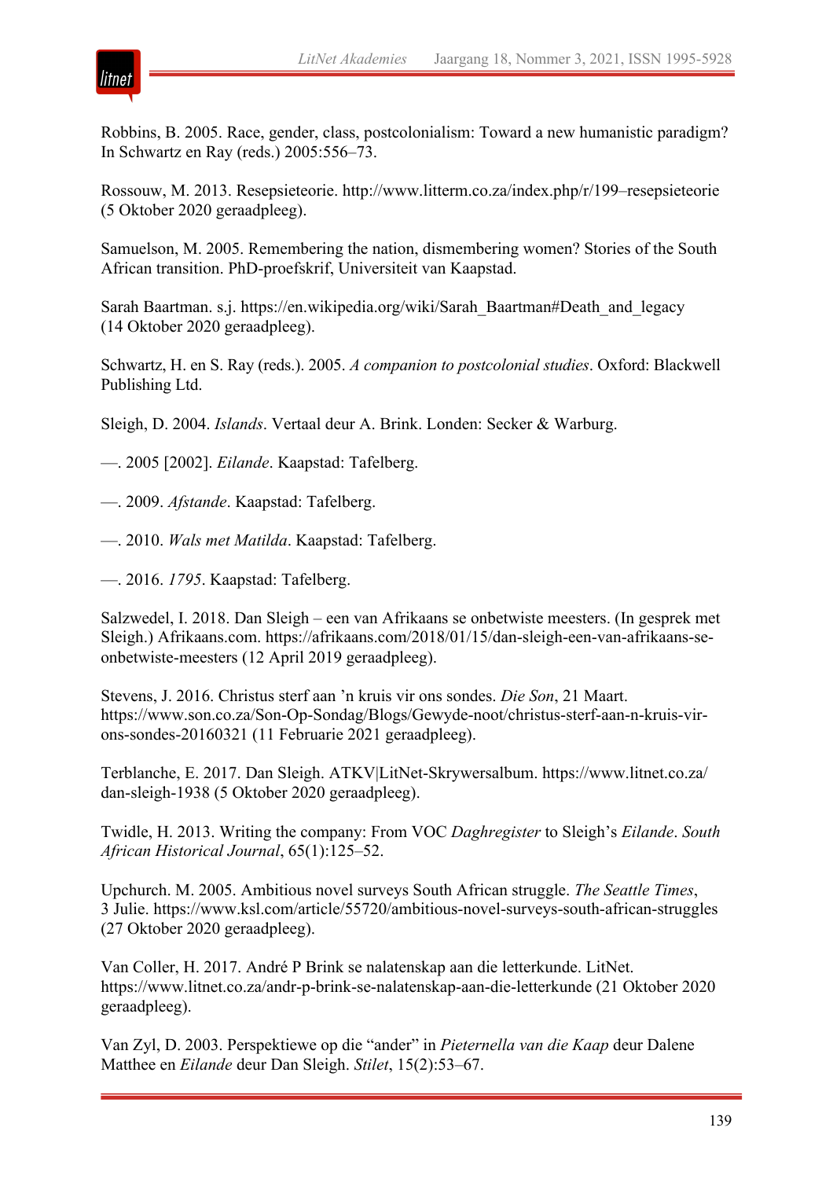Robbins, B. 2005. Race, gender, class, postcolonialism: Toward a new humanistic paradigm? In Schwartz en Ray (reds.) 2005:556–73.

Rossouw, M. 2013. Resepsieteorie. http://www.litterm.co.za/index.php/r/199–resepsieteorie (5 Oktober 2020 geraadpleeg).

Samuelson, M. 2005. Remembering the nation, dismembering women? Stories of the South African transition. PhD-proefskrif, Universiteit van Kaapstad.

Sarah Baartman. s.j. https://en.wikipedia.org/wiki/Sarah_Baartman#Death_and_legacy (14 Oktober 2020 geraadpleeg).

Schwartz, H. en S. Ray (reds.). 2005. *A companion to postcolonial studies*. Oxford: Blackwell Publishing Ltd.

Sleigh, D. 2004. *Islands*. Vertaal deur A. Brink. Londen: Secker & Warburg.

—. 2005 [2002]. *Eilande*. Kaapstad: Tafelberg.

—. 2009. *Afstande*. Kaapstad: Tafelberg.

—. 2010. *Wals met Matilda*. Kaapstad: Tafelberg.

—. 2016. *1795*. Kaapstad: Tafelberg.

Salzwedel, I. 2018. Dan Sleigh – een van Afrikaans se onbetwiste meesters. (In gesprek met Sleigh.) Afrikaans.com. https://afrikaans.com/2018/01/15/dan-sleigh-een-van-afrikaans-se-onbetwiste-meesters (12 April 2019 geraadpleeg).

Stevens, J. 2016. Christus sterf aan ’n kruis vir ons sondes. *Die Son*, 21 Maart. https://www.son.co.za/Son-Op-Sondag/Blogs/Gewyde-noot/christus-sterf-aan-n-kruis-vir-ons-sondes-20160321 (11 Februarie 2021 geraadpleeg).

Terblanche, E. 2017. Dan Sleigh. ATKV|LitNet-Skrywersalbum. https://www.litnet.co.za/dan-sleigh-1938 (5 Oktober 2020 geraadpleeg).

Twidle, H. 2013. Writing the company: From VOC *Daghregister* to Sleigh’s *Eilande*. *South African Historical Journal*, 65(1):125–52.

Upchurch. M. 2005. Ambitious novel surveys South African struggle. *The Seattle Times*, 3 Julie. https://www.ksl.com/article/55720/ambitious-novel-surveys-south-african-struggles (27 Oktober 2020 geraadpleeg).

Van Coller, H. 2017. André P Brink se nalatenskap aan die letterkunde. LitNet. https://www.litnet.co.za/andr-p-brink-se-nalatenskap-aan-die-letterkunde (21 Oktober 2020 geraadpleeg).

Van Zyl, D. 2003. Perspektiewe op die “ander” in *Pieternella van die Kaap* deur Dalene Matthee en *Eilande* deur Dan Sleigh. *Stilet*, 15(2):53–67.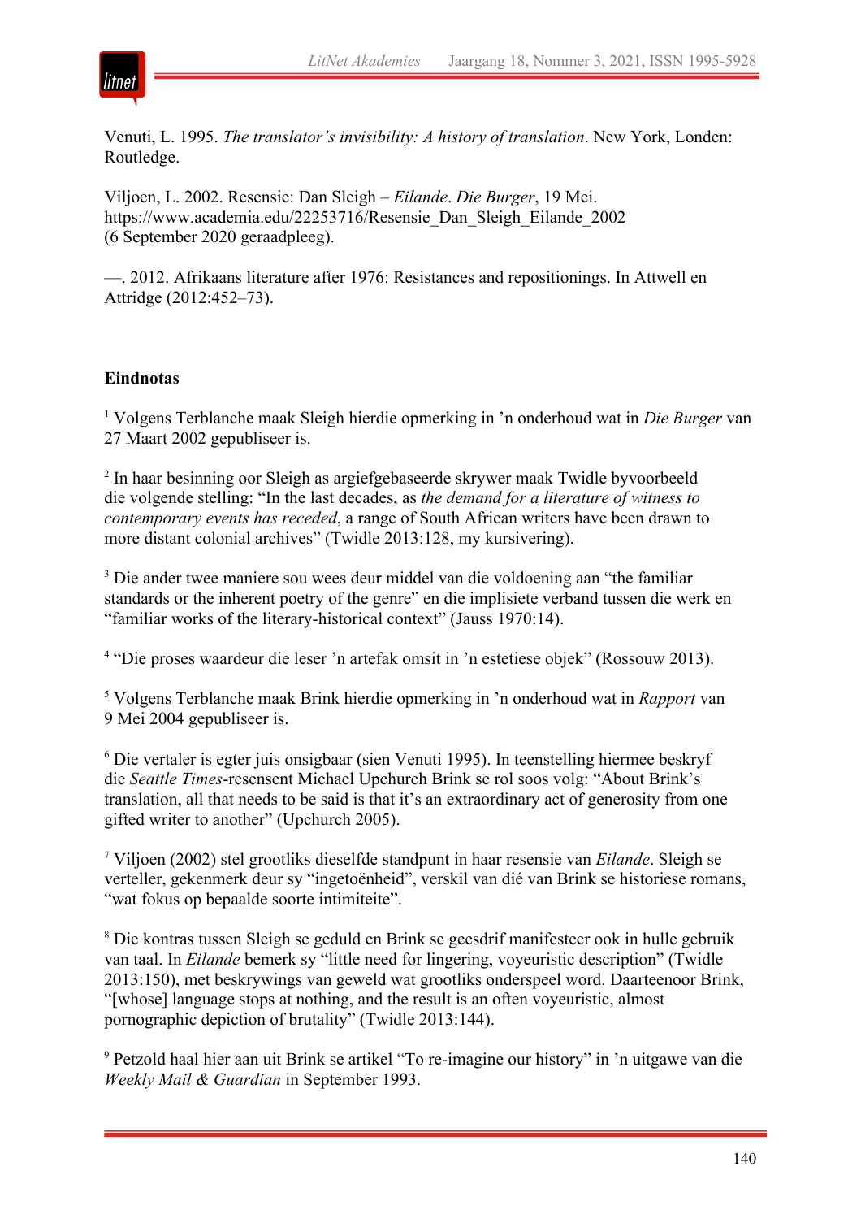Venuti, L. 1995. *The translator's invisibility: A history of translation*. New York, Londen: Routledge.

Viljoen, L. 2002. Resensie: Dan Sleigh – *Eilande*. *Die Burger*, 19 Mei. https://www.academia.edu/22253716/Resensie_Dan_Sleigh_Eilande_2002 (6 September 2020 geraadpleeg).

—. 2012. Afrikaans literature after 1976: Resistances and repositionings. In Attwell en Attridge (2012:452–73).

**Eindnotas**

[1] Volgens Terblanche maak Sleigh hierdie opmerking in 'n onderhoud wat in *Die Burger* van 27 Maart 2002 gepubliseer is.

[2] In haar besinning oor Sleigh as argiefgebaseerde skrywer maak Twidle byvoorbeeld die volgende stelling: "In the last decades, as *the demand for a literature of witness to contemporary events has receded*, a range of South African writers have been drawn to more distant colonial archives" (Twidle 2013:128, my kursivering).

[3] Die ander twee maniere sou wees deur middel van die voldoening aan "the familiar standards or the inherent poetry of the genre" en die implisiete verband tussen die werk en "familiar works of the literary-historical context" (Jauss 1970:14).

[4] "Die proses waardeur die leser 'n artefak omsit in 'n estetiese objek" (Rossouw 2013).

[5] Volgens Terblanche maak Brink hierdie opmerking in 'n onderhoud wat in *Rapport* van 9 Mei 2004 gepubliseer is.

[6] Die vertaler is egter juis onsigbaar (sien Venuti 1995). In teenstelling hiermee beskryf die *Seattle Times*-resensent Michael Upchurch Brink se rol soos volg: "About Brink's translation, all that needs to be said is that it's an extraordinary act of generosity from one gifted writer to another" (Upchurch 2005).

[7] Viljoen (2002) stel grootliks dieselfde standpunt in haar resensie van *Eilande*. Sleigh se verteller, gekenmerk deur sy "ingetoënheid", verskil van dié van Brink se historiese romans, "wat fokus op bepaalde soorte intimiteite".

[8] Die kontras tussen Sleigh se geduld en Brink se geesdrif manifesteer ook in hulle gebruik van taal. In *Eilande* bemerk sy "little need for lingering, voyeuristic description" (Twidle 2013:150), met beskrywings van geweld wat grootliks onderspeel word. Daarteenoor Brink, "[whose] language stops at nothing, and the result is an often voyeuristic, almost pornographic depiction of brutality" (Twidle 2013:144).

[9] Petzold haal hier aan uit Brink se artikel "To re-imagine our history" in 'n uitgawe van die *Weekly Mail & Guardian* in September 1993.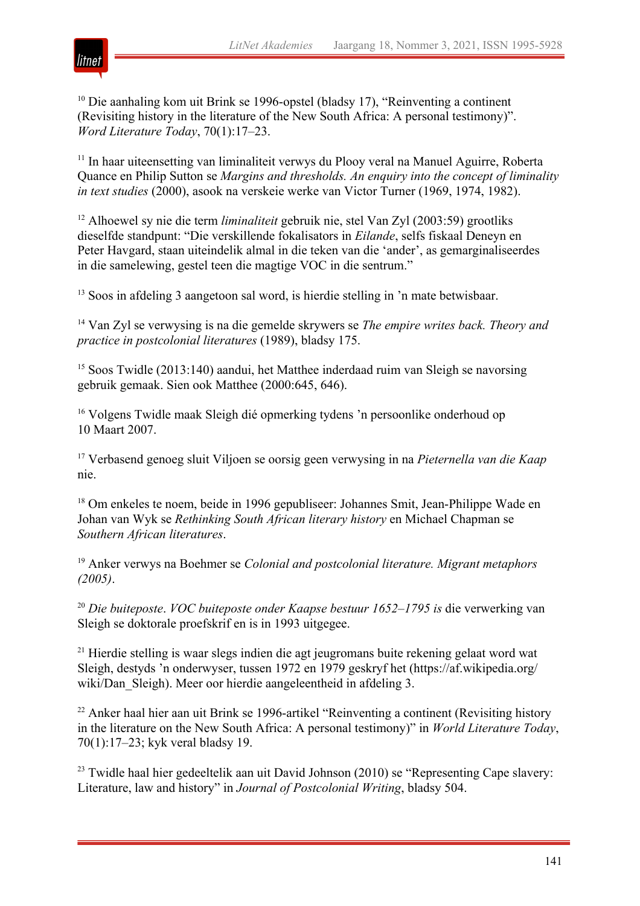[10] Die aanhaling kom uit Brink se 1996-opstel (bladsy 17), "Reinventing a continent (Revisiting history in the literature of the New South Africa: A personal testimony)". *Word Literature Today*, 70(1):17–23.

[11] In haar uiteensetting van liminaliteit verwys du Plooy veral na Manuel Aguirre, Roberta Quance en Philip Sutton se *Margins and thresholds. An enquiry into the concept of liminality in text studies* (2000), asook na verskeie werke van Victor Turner (1969, 1974, 1982).

[12] Alhoewel sy nie die term *liminaliteit* gebruik nie, stel Van Zyl (2003:59) grootliks dieselfde standpunt: "Die verskillende fokalisators in *Eilande*, selfs fiskaal Deneyn en Peter Havgard, staan uiteindelik almal in die teken van die 'ander', as gemarginaliseerdes in die samelewing, gestel teen die magtige VOC in die sentrum."

[13] Soos in afdeling 3 aangetoon sal word, is hierdie stelling in 'n mate betwisbaar.

[14] Van Zyl se verwysing is na die gemelde skrywers se *The empire writes back. Theory and practice in postcolonial literatures* (1989), bladsy 175.

[15] Soos Twidle (2013:140) aandui, het Matthee inderdaad ruim van Sleigh se navorsing gebruik gemaak. Sien ook Matthee (2000:645, 646).

[16] Volgens Twidle maak Sleigh dié opmerking tydens 'n persoonlike onderhoud op 10 Maart 2007.

[17] Verbasend genoeg sluit Viljoen se oorsig geen verwysing in na *Pieternella van die Kaap* nie.

[18] Om enkeles te noem, beide in 1996 gepubliseer: Johannes Smit, Jean-Philippe Wade en Johan van Wyk se *Rethinking South African literary history* en Michael Chapman se *Southern African literatures*.

[19] Anker verwys na Boehmer se *Colonial and postcolonial literature. Migrant metaphors (2005)*.

[20] *Die buiteposte*. *VOC buiteposte onder Kaapse bestuur 1652–1795 is* die verwerking van Sleigh se doktorale proefskrif en is in 1993 uitgegee.

[21] Hierdie stelling is waar slegs indien die agt jeugromans buite rekening gelaat word wat Sleigh, destyds 'n onderwyser, tussen 1972 en 1979 geskryf het (https://af.wikipedia.org/wiki/Dan_Sleigh). Meer oor hierdie aangeleentheid in afdeling 3.

[22] Anker haal hier aan uit Brink se 1996-artikel "Reinventing a continent (Revisiting history in the literature on the New South Africa: A personal testimony)" in *World Literature Today*, 70(1):17–23; kyk veral bladsy 19.

[23] Twidle haal hier gedeeltelik aan uit David Johnson (2010) se "Representing Cape slavery: Literature, law and history" in *Journal of Postcolonial Writing*, bladsy 504.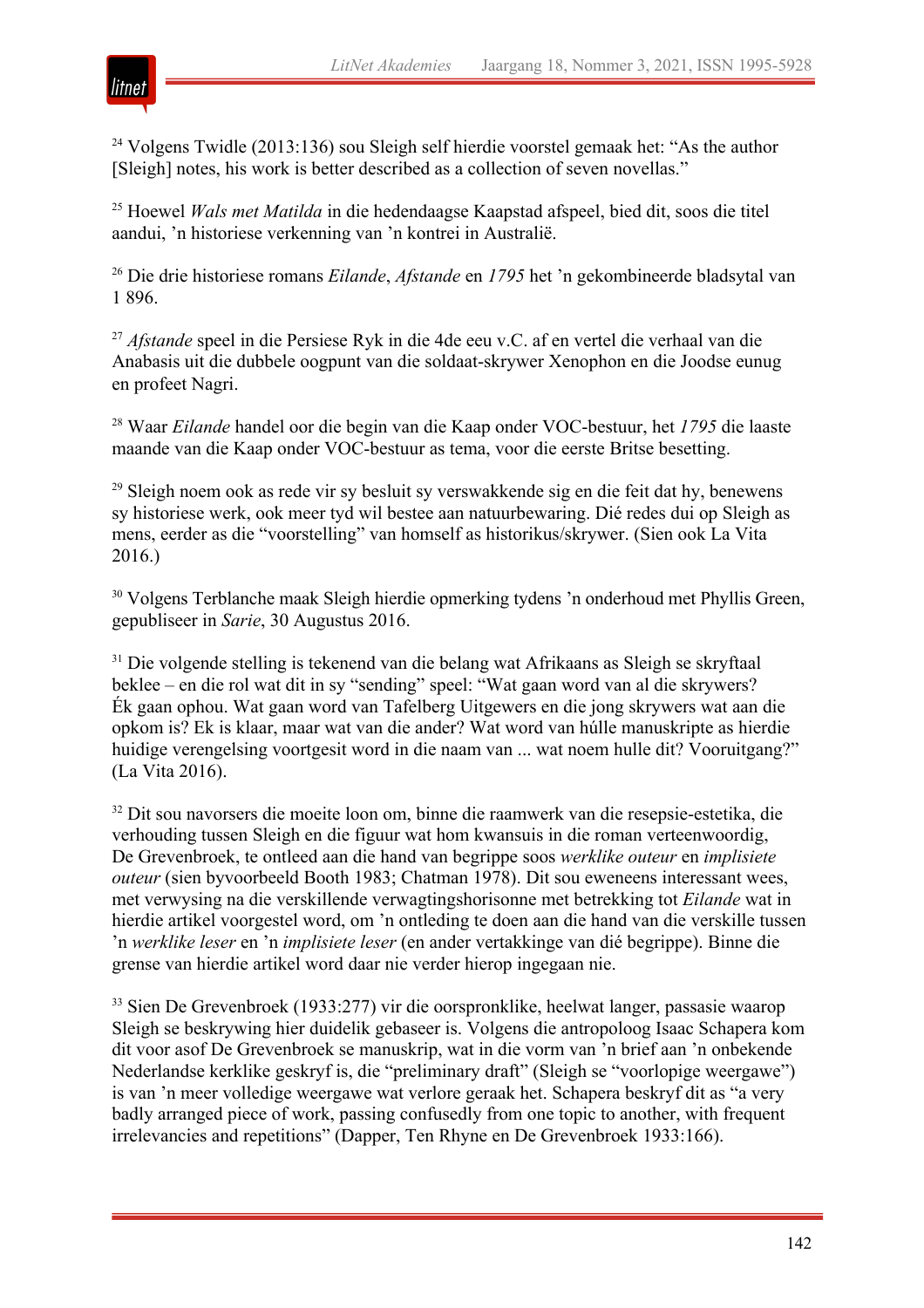[24] Volgens Twidle (2013:136) sou Sleigh self hierdie voorstel gemaak het: "As the author [Sleigh] notes, his work is better described as a collection of seven novellas."

[25] Hoewel *Wals met Matilda* in die hedendaagse Kaapstad afspeel, bied dit, soos die titel aandui, 'n historiese verkenning van 'n kontrei in Australië.

[26] Die drie historiese romans *Eilande*, *Afstande* en *1795* het 'n gekombineerde bladsytal van 1 896.

[27] *Afstande* speel in die Persiese Ryk in die 4de eeu v.C. af en vertel die verhaal van die Anabasis uit die dubbele oogpunt van die soldaat-skrywer Xenophon en die Joodse eunug en profeet Nagri.

[28] Waar *Eilande* handel oor die begin van die Kaap onder VOC-bestuur, het *1795* die laaste maande van die Kaap onder VOC-bestuur as tema, voor die eerste Britse besetting.

[29] Sleigh noem ook as rede vir sy besluit sy verswakkende sig en die feit dat hy, benewens sy historiese werk, ook meer tyd wil bestee aan natuurbewaring. Dié redes dui op Sleigh as mens, eerder as die "voorstelling" van homself as historikus/skrywer. (Sien ook La Vita 2016.)

[30] Volgens Terblanche maak Sleigh hierdie opmerking tydens 'n onderhoud met Phyllis Green, gepubliseer in *Sarie*, 30 Augustus 2016.

[31] Die volgende stelling is tekenend van die belang wat Afrikaans as Sleigh se skryftaal beklee – en die rol wat dit in sy "sending" speel: "Wat gaan word van al die skrywers? Ék gaan ophou. Wat gaan word van Tafelberg Uitgewers en die jong skrywers wat aan die opkom is? Ek is klaar, maar wat van die ander? Wat word van húlle manuskripte as hierdie huidige verengelsing voortgesit word in die naam van ... wat noem hulle dit? Vooruitgang?" (La Vita 2016).

[32] Dit sou navorsers die moeite loon om, binne die raamwerk van die resepsie-estetika, die verhouding tussen Sleigh en die figuur wat hom kwansuis in die roman verteenwoordig, De Grevenbroek, te ontleed aan die hand van begrippe soos *werklike outeur* en *implisiete outeur* (sien byvoorbeeld Booth 1983; Chatman 1978). Dit sou eweneens interessant wees, met verwysing na die verskillende verwagtingshorisonne met betrekking tot *Eilande* wat in hierdie artikel voorgestel word, om 'n ontleding te doen aan die hand van die verskille tussen 'n *werklike leser* en 'n *implisiete leser* (en ander vertakkinge van dié begrippe). Binne die grense van hierdie artikel word daar nie verder hierop ingegaan nie.

[33] Sien De Grevenbroek (1933:277) vir die oorspronklike, heelwat langer, passasie waarop Sleigh se beskrywing hier duidelik gebaseer is. Volgens die antropoloog Isaac Schapera kom dit voor asof De Grevenbroek se manuskrip, wat in die vorm van 'n brief aan 'n onbekende Nederlandse kerklike geskryf is, die "preliminary draft" (Sleigh se "voorlopige weergawe") is van 'n meer volledige weergawe wat verlore geraak het. Schapera beskryf dit as "a very badly arranged piece of work, passing confusedly from one topic to another, with frequent irrelevancies and repetitions" (Dapper, Ten Rhyne en De Grevenbroek 1933:166).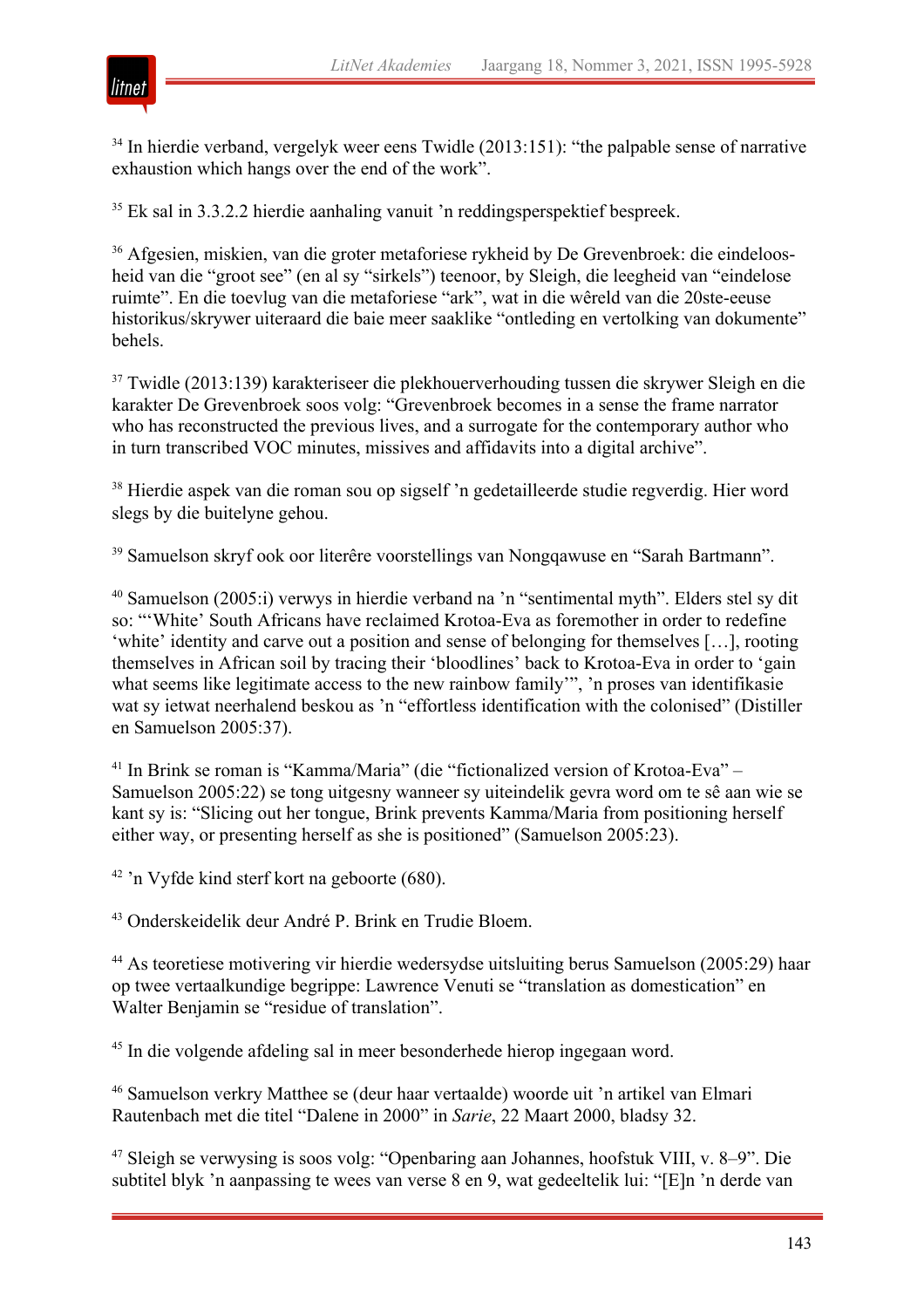[34] In hierdie verband, vergelyk weer eens Twidle (2013:151): "the palpable sense of narrative exhaustion which hangs over the end of the work".

[35] Ek sal in 3.3.2.2 hierdie aanhaling vanuit 'n reddingsperspektief bespreek.

[36] Afgesien, miskien, van die groter metaforiese rykheid by De Grevenbroek: die eindeloosheid van die "groot see" (en al sy "sirkels") teenoor, by Sleigh, die leegheid van "eindelose ruimte". En die toevlug van die metaforiese "ark", wat in die wêreld van die 20ste-eeuse historikus/skrywer uiteraard die baie meer saaklike "ontleding en vertolking van dokumente" behels.

[37] Twidle (2013:139) karakteriseer die plekhouerverhouding tussen die skrywer Sleigh en die karakter De Grevenbroek soos volg: "Grevenbroek becomes in a sense the frame narrator who has reconstructed the previous lives, and a surrogate for the contemporary author who in turn transcribed VOC minutes, missives and affidavits into a digital archive".

[38] Hierdie aspek van die roman sou op sigself 'n gedetailleerde studie regverdig. Hier word slegs by die buitelyne gehou.

[39] Samuelson skryf ook oor literêre voorstellings van Nongqawuse en "Sarah Bartmann".

[40] Samuelson (2005:i) verwys in hierdie verband na 'n "sentimental myth". Elders stel sy dit so: "'White' South Africans have reclaimed Krotoa-Eva as foremother in order to redefine 'white' identity and carve out a position and sense of belonging for themselves […], rooting themselves in African soil by tracing their 'bloodlines' back to Krotoa-Eva in order to 'gain what seems like legitimate access to the new rainbow family'", 'n proses van identifikasie wat sy ietwat neerhalend beskou as 'n "effortless identification with the colonised" (Distiller en Samuelson 2005:37).

[41] In Brink se roman is "Kamma/Maria" (die "fictionalized version of Krotoa-Eva" – Samuelson 2005:22) se tong uitgesny wanneer sy uiteindelik gevra word om te sê aan wie se kant sy is: "Slicing out her tongue, Brink prevents Kamma/Maria from positioning herself either way, or presenting herself as she is positioned" (Samuelson 2005:23).

[42] 'n Vyfde kind sterf kort na geboorte (680).

[43] Onderskeidelik deur André P. Brink en Trudie Bloem.

[44] As teoretiese motivering vir hierdie wedersydse uitsluiting berus Samuelson (2005:29) haar op twee vertaalkundige begrippe: Lawrence Venuti se "translation as domestication" en Walter Benjamin se "residue of translation".

[45] In die volgende afdeling sal in meer besonderhede hierop ingegaan word.

[46] Samuelson verkry Matthee se (deur haar vertaalde) woorde uit 'n artikel van Elmari Rautenbach met die titel "Dalene in 2000" in *Sarie*, 22 Maart 2000, bladsy 32.

[47] Sleigh se verwysing is soos volg: "Openbaring aan Johannes, hoofstuk VIII, v. 8–9". Die subtitel blyk 'n aanpassing te wees van verse 8 en 9, wat gedeeltelik lui: "[E]n 'n derde van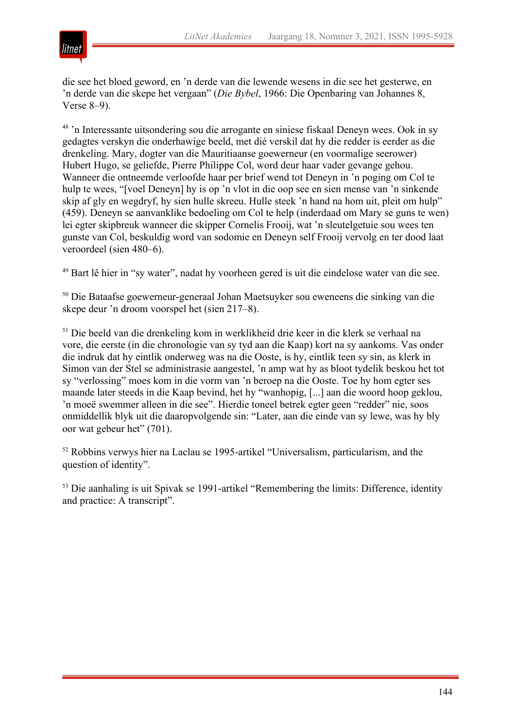die see het bloed geword, en ’n derde van die lewende wesens in die see het gesterwe, en ’n derde van die skepe het vergaan” (*Die Bybel*, 1966: Die Openbaring van Johannes 8, Verse 8–9).

[48] ’n Interessante uitsondering sou die arrogante en siniese fiskaal Deneyn wees. Ook in sy gedagtes verskyn die onderhawige beeld, met dié verskil dat hy die redder is eerder as die drenkeling. Mary, dogter van die Mauritiaanse goewerneur (en voormalige seerower) Hubert Hugo, se geliefde, Pierre Philippe Col, word deur haar vader gevange gehou. Wanneer die ontneemde verloofde haar per brief wend tot Deneyn in ’n poging om Col te hulp te wees, “[voel Deneyn] hy is op ’n vlot in die oop see en sien mense van ’n sinkende skip af gly en wegdryf, hy sien hulle skreeu. Hulle steek ’n hand na hom uit, pleit om hulp” (459). Deneyn se aanvanklike bedoeling om Col te help (inderdaad om Mary se guns te wen) lei egter skipbreuk wanneer die skipper Cornelis Frooij, wat ’n sleutelgetuie sou wees ten gunste van Col, beskuldig word van sodomie en Deneyn self Frooij vervolg en ter dood laat veroordeel (sien 480–6).

[49] Bart lê hier in “sy water”, nadat hy voorheen gered is uit die eindelose water van die see.

[50] Die Bataafse goewerneur-generaal Johan Maetsuyker sou eweneens die sinking van die skepe deur ’n droom voorspel het (sien 217–8).

[51] Die beeld van die drenkeling kom in werklikheid drie keer in die klerk se verhaal na vore, die eerste (in die chronologie van sy tyd aan die Kaap) kort na sy aankoms. Vas onder die indruk dat hy eintlik onderweg was na die Ooste, is hy, eintlik teen sy sin, as klerk in Simon van der Stel se administrasie aangestel, ’n amp wat hy as bloot tydelik beskou het tot sy “verlossing” moes kom in die vorm van ’n beroep na die Ooste. Toe hy hom egter ses maande later steeds in die Kaap bevind, het hy “wanhopig, [...] aan die woord hoop geklou, ’n moeë swemmer alleen in die see”. Hierdie toneel betrek egter geen “redder” nie, soos onmiddellik blyk uit die daaropvolgende sin: “Later, aan die einde van sy lewe, was hy bly oor wat gebeur het” (701).

[52] Robbins verwys hier na Laclau se 1995-artikel “Universalism, particularism, and the question of identity”.

[53] Die aanhaling is uit Spivak se 1991-artikel “Remembering the limits: Difference, identity and practice: A transcript”.